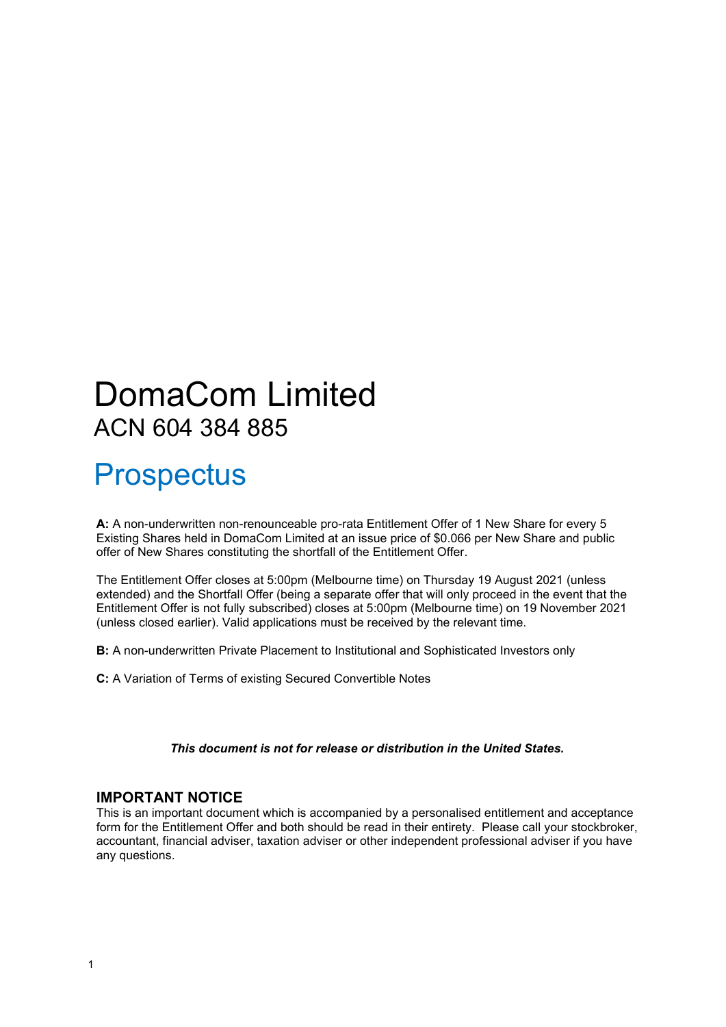# DomaCom Limited

## ACN 604 384 885

# Prospectus

**A:** A non-underwritten non-renounceable pro-rata Entitlement Offer of 1 New Share for every 5 Existing Shares held in DomaCom Limited at an issue price of $0.066 per New Share and public offer of New Shares constituting the shortfall of the Entitlement Offer.

The Entitlement Offer closes at 5:00pm (Melbourne time) on Thursday 19 August 2021 (unless extended) and the Shortfall Offer (being a separate offer that will only proceed in the event that the Entitlement Offer is not fully subscribed) closes at 5:00pm (Melbourne time) on 19 November 2021 (unless closed earlier). Valid applications must be received by the relevant time.

**B:** A non-underwritten Private Placement to Institutional and Sophisticated Investors only

**C:** A Variation of Terms of existing Secured Convertible Notes

***This document is not for release or distribution in the United States.***

### IMPORTANT NOTICE

This is an important document which is accompanied by a personalised entitlement and acceptance form for the Entitlement Offer and both should be read in their entirety. Please call your stockbroker, accountant, financial adviser, taxation adviser or other independent professional adviser if you have any questions.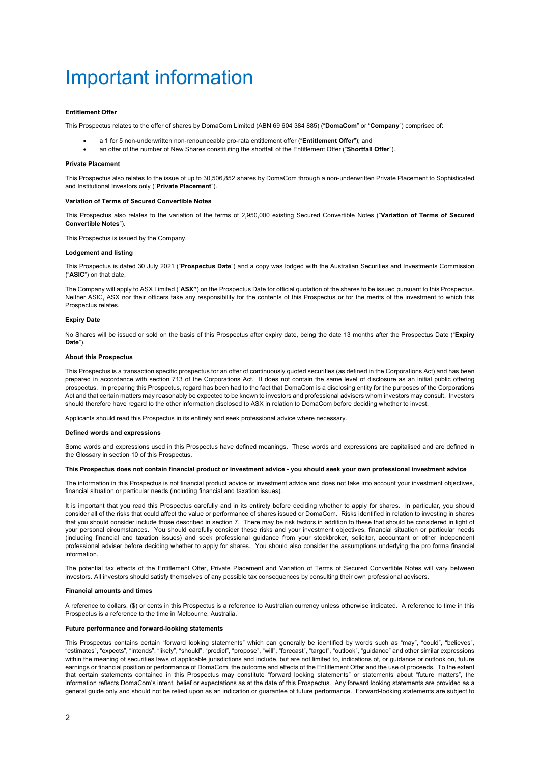# Important information

**Entitlement Offer**

This Prospectus relates to the offer of shares by DomaCom Limited (ABN 69 604 384 885) ("**DomaCom**" or "**Company**") comprised of:

- a 1 for 5 non-underwritten non-renounceable pro-rata entitlement offer ("**Entitlement Offer**"); and
- an offer of the number of New Shares constituting the shortfall of the Entitlement Offer ("**Shortfall Offer**").

**Private Placement**

This Prospectus also relates to the issue of up to 30,506,852 shares by DomaCom through a non-underwritten Private Placement to Sophisticated and Institutional Investors only ("**Private Placement**").

**Variation of Terms of Secured Convertible Notes**

This Prospectus also relates to the variation of the terms of 2,950,000 existing Secured Convertible Notes ("**Variation of Terms of Secured Convertible Notes**").

This Prospectus is issued by the Company.

**Lodgement and listing**

This Prospectus is dated 30 July 2021 ("**Prospectus Date**") and a copy was lodged with the Australian Securities and Investments Commission ("**ASIC**") on that date.

The Company will apply to ASX Limited ("**ASX**") on the Prospectus Date for official quotation of the shares to be issued pursuant to this Prospectus. Neither ASIC, ASX nor their officers take any responsibility for the contents of this Prospectus or for the merits of the investment to which this Prospectus relates.

**Expiry Date**

No Shares will be issued or sold on the basis of this Prospectus after expiry date, being the date 13 months after the Prospectus Date ("**Expiry Date**").

**About this Prospectus**

This Prospectus is a transaction specific prospectus for an offer of continuously quoted securities (as defined in the Corporations Act) and has been prepared in accordance with section 713 of the Corporations Act. It does not contain the same level of disclosure as an initial public offering prospectus. In preparing this Prospectus, regard has been had to the fact that DomaCom is a disclosing entity for the purposes of the Corporations Act and that certain matters may reasonably be expected to be known to investors and professional advisers whom investors may consult. Investors should therefore have regard to the other information disclosed to ASX in relation to DomaCom before deciding whether to invest.

Applicants should read this Prospectus in its entirety and seek professional advice where necessary.

**Defined words and expressions**

Some words and expressions used in this Prospectus have defined meanings. These words and expressions are capitalised and are defined in the Glossary in section 10 of this Prospectus.

**This Prospectus does not contain financial product or investment advice - you should seek your own professional investment advice**

The information in this Prospectus is not financial product advice or investment advice and does not take into account your investment objectives, financial situation or particular needs (including financial and taxation issues).

It is important that you read this Prospectus carefully and in its entirety before deciding whether to apply for shares. In particular, you should consider all of the risks that could affect the value or performance of shares issued or DomaCom. Risks identified in relation to investing in shares that you should consider include those described in section 7. There may be risk factors in addition to these that should be considered in light of your personal circumstances. You should carefully consider these risks and your investment objectives, financial situation or particular needs (including financial and taxation issues) and seek professional guidance from your stockbroker, solicitor, accountant or other independent professional adviser before deciding whether to apply for shares. You should also consider the assumptions underlying the pro forma financial information.

The potential tax effects of the Entitlement Offer, Private Placement and Variation of Terms of Secured Convertible Notes will vary between investors. All investors should satisfy themselves of any possible tax consequences by consulting their own professional advisers.

**Financial amounts and times**

A reference to dollars, ($) or cents in this Prospectus is a reference to Australian currency unless otherwise indicated. A reference to time in this Prospectus is a reference to the time in Melbourne, Australia.

**Future performance and forward-looking statements**

This Prospectus contains certain "forward looking statements" which can generally be identified by words such as "may", "could", "believes", "estimates", "expects", "intends", "likely", "should", "predict", "propose", "will", "forecast", "target", "outlook", "guidance" and other similar expressions within the meaning of securities laws of applicable jurisdictions and include, but are not limited to, indications of, or guidance or outlook on, future earnings or financial position or performance of DomaCom, the outcome and effects of the Entitlement Offer and the use of proceeds. To the extent that certain statements contained in this Prospectus may constitute "forward looking statements" or statements about "future matters", the information reflects DomaCom's intent, belief or expectations as at the date of this Prospectus. Any forward looking statements are provided as a general guide only and should not be relied upon as an indication or guarantee of future performance. Forward-looking statements are subject to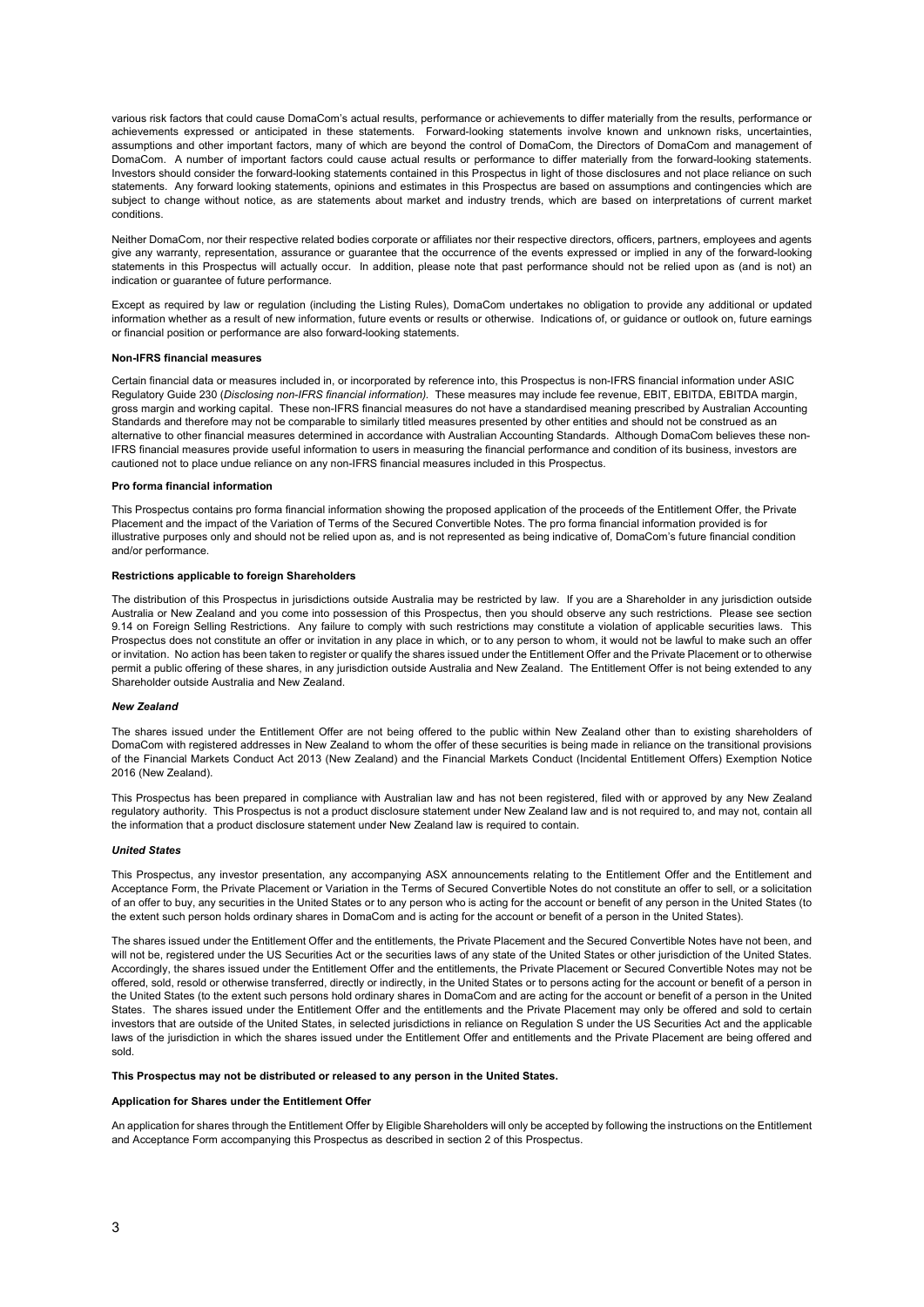various risk factors that could cause DomaCom's actual results, performance or achievements to differ materially from the results, performance or achievements expressed or anticipated in these statements. Forward-looking statements involve known and unknown risks, uncertainties, assumptions and other important factors, many of which are beyond the control of DomaCom, the Directors of DomaCom and management of DomaCom. A number of important factors could cause actual results or performance to differ materially from the forward-looking statements. Investors should consider the forward-looking statements contained in this Prospectus in light of those disclosures and not place reliance on such statements. Any forward looking statements, opinions and estimates in this Prospectus are based on assumptions and contingencies which are subject to change without notice, as are statements about market and industry trends, which are based on interpretations of current market conditions.

Neither DomaCom, nor their respective related bodies corporate or affiliates nor their respective directors, officers, partners, employees and agents give any warranty, representation, assurance or guarantee that the occurrence of the events expressed or implied in any of the forward-looking statements in this Prospectus will actually occur. In addition, please note that past performance should not be relied upon as (and is not) an indication or guarantee of future performance.

Except as required by law or regulation (including the Listing Rules), DomaCom undertakes no obligation to provide any additional or updated information whether as a result of new information, future events or results or otherwise. Indications of, or guidance or outlook on, future earnings or financial position or performance are also forward-looking statements.

**Non-IFRS financial measures**

Certain financial data or measures included in, or incorporated by reference into, this Prospectus is non-IFRS financial information under ASIC Regulatory Guide 230 (*Disclosing non-IFRS financial information).* These measures may include fee revenue, EBIT, EBITDA, EBITDA margin, gross margin and working capital. These non-IFRS financial measures do not have a standardised meaning prescribed by Australian Accounting Standards and therefore may not be comparable to similarly titled measures presented by other entities and should not be construed as an alternative to other financial measures determined in accordance with Australian Accounting Standards. Although DomaCom believes these non-IFRS financial measures provide useful information to users in measuring the financial performance and condition of its business, investors are cautioned not to place undue reliance on any non-IFRS financial measures included in this Prospectus.

**Pro forma financial information**

This Prospectus contains pro forma financial information showing the proposed application of the proceeds of the Entitlement Offer, the Private Placement and the impact of the Variation of Terms of the Secured Convertible Notes. The pro forma financial information provided is for illustrative purposes only and should not be relied upon as, and is not represented as being indicative of, DomaCom's future financial condition and/or performance.

**Restrictions applicable to foreign Shareholders**

The distribution of this Prospectus in jurisdictions outside Australia may be restricted by law. If you are a Shareholder in any jurisdiction outside Australia or New Zealand and you come into possession of this Prospectus, then you should observe any such restrictions. Please see section 9.14 on Foreign Selling Restrictions. Any failure to comply with such restrictions may constitute a violation of applicable securities laws. This Prospectus does not constitute an offer or invitation in any place in which, or to any person to whom, it would not be lawful to make such an offer or invitation. No action has been taken to register or qualify the shares issued under the Entitlement Offer and the Private Placement or to otherwise permit a public offering of these shares, in any jurisdiction outside Australia and New Zealand. The Entitlement Offer is not being extended to any Shareholder outside Australia and New Zealand.

***New Zealand***

The shares issued under the Entitlement Offer are not being offered to the public within New Zealand other than to existing shareholders of DomaCom with registered addresses in New Zealand to whom the offer of these securities is being made in reliance on the transitional provisions of the Financial Markets Conduct Act 2013 (New Zealand) and the Financial Markets Conduct (Incidental Entitlement Offers) Exemption Notice 2016 (New Zealand).

This Prospectus has been prepared in compliance with Australian law and has not been registered, filed with or approved by any New Zealand regulatory authority. This Prospectus is not a product disclosure statement under New Zealand law and is not required to, and may not, contain all the information that a product disclosure statement under New Zealand law is required to contain.

***United States***

This Prospectus, any investor presentation, any accompanying ASX announcements relating to the Entitlement Offer and the Entitlement and Acceptance Form, the Private Placement or Variation in the Terms of Secured Convertible Notes do not constitute an offer to sell, or a solicitation of an offer to buy, any securities in the United States or to any person who is acting for the account or benefit of any person in the United States (to the extent such person holds ordinary shares in DomaCom and is acting for the account or benefit of a person in the United States).

The shares issued under the Entitlement Offer and the entitlements, the Private Placement and the Secured Convertible Notes have not been, and will not be, registered under the US Securities Act or the securities laws of any state of the United States or other jurisdiction of the United States. Accordingly, the shares issued under the Entitlement Offer and the entitlements, the Private Placement or Secured Convertible Notes may not be offered, sold, resold or otherwise transferred, directly or indirectly, in the United States or to persons acting for the account or benefit of a person in the United States (to the extent such persons hold ordinary shares in DomaCom and are acting for the account or benefit of a person in the United States. The shares issued under the Entitlement Offer and the entitlements and the Private Placement may only be offered and sold to certain investors that are outside of the United States, in selected jurisdictions in reliance on Regulation S under the US Securities Act and the applicable laws of the jurisdiction in which the shares issued under the Entitlement Offer and entitlements and the Private Placement are being offered and sold.

**This Prospectus may not be distributed or released to any person in the United States.**

**Application for Shares under the Entitlement Offer**

An application for shares through the Entitlement Offer by Eligible Shareholders will only be accepted by following the instructions on the Entitlement and Acceptance Form accompanying this Prospectus as described in section 2 of this Prospectus.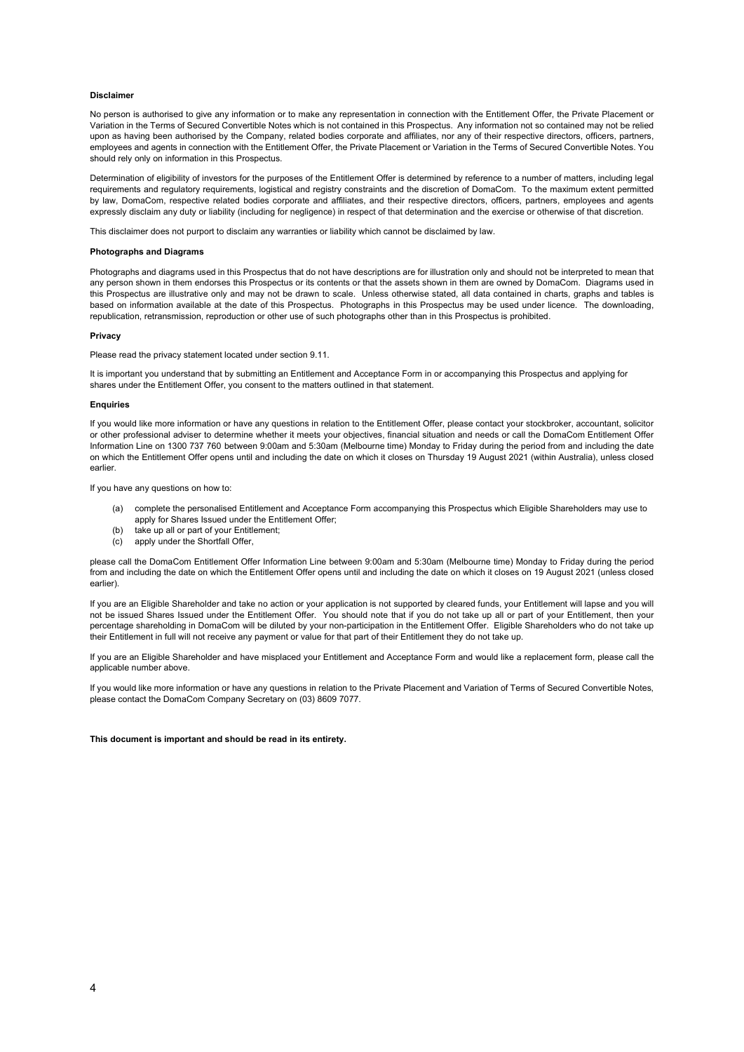**Disclaimer**

No person is authorised to give any information or to make any representation in connection with the Entitlement Offer, the Private Placement or Variation in the Terms of Secured Convertible Notes which is not contained in this Prospectus. Any information not so contained may not be relied upon as having been authorised by the Company, related bodies corporate and affiliates, nor any of their respective directors, officers, partners, employees and agents in connection with the Entitlement Offer, the Private Placement or Variation in the Terms of Secured Convertible Notes. You should rely only on information in this Prospectus.

Determination of eligibility of investors for the purposes of the Entitlement Offer is determined by reference to a number of matters, including legal requirements and regulatory requirements, logistical and registry constraints and the discretion of DomaCom. To the maximum extent permitted by law, DomaCom, respective related bodies corporate and affiliates, and their respective directors, officers, partners, employees and agents expressly disclaim any duty or liability (including for negligence) in respect of that determination and the exercise or otherwise of that discretion.

This disclaimer does not purport to disclaim any warranties or liability which cannot be disclaimed by law.

**Photographs and Diagrams**

Photographs and diagrams used in this Prospectus that do not have descriptions are for illustration only and should not be interpreted to mean that any person shown in them endorses this Prospectus or its contents or that the assets shown in them are owned by DomaCom. Diagrams used in this Prospectus are illustrative only and may not be drawn to scale. Unless otherwise stated, all data contained in charts, graphs and tables is based on information available at the date of this Prospectus. Photographs in this Prospectus may be used under licence. The downloading, republication, retransmission, reproduction or other use of such photographs other than in this Prospectus is prohibited.

**Privacy**

Please read the privacy statement located under section 9.11.

It is important you understand that by submitting an Entitlement and Acceptance Form in or accompanying this Prospectus and applying for shares under the Entitlement Offer, you consent to the matters outlined in that statement.

**Enquiries**

If you would like more information or have any questions in relation to the Entitlement Offer, please contact your stockbroker, accountant, solicitor or other professional adviser to determine whether it meets your objectives, financial situation and needs or call the DomaCom Entitlement Offer Information Line on 1300 737 760 between 9:00am and 5:30am (Melbourne time) Monday to Friday during the period from and including the date on which the Entitlement Offer opens until and including the date on which it closes on Thursday 19 August 2021 (within Australia), unless closed earlier.

If you have any questions on how to:

(a) complete the personalised Entitlement and Acceptance Form accompanying this Prospectus which Eligible Shareholders may use to apply for Shares Issued under the Entitlement Offer;
(b) take up all or part of your Entitlement;
(c) apply under the Shortfall Offer,

please call the DomaCom Entitlement Offer Information Line between 9:00am and 5:30am (Melbourne time) Monday to Friday during the period from and including the date on which the Entitlement Offer opens until and including the date on which it closes on 19 August 2021 (unless closed earlier).

If you are an Eligible Shareholder and take no action or your application is not supported by cleared funds, your Entitlement will lapse and you will not be issued Shares Issued under the Entitlement Offer. You should note that if you do not take up all or part of your Entitlement, then your percentage shareholding in DomaCom will be diluted by your non-participation in the Entitlement Offer. Eligible Shareholders who do not take up their Entitlement in full will not receive any payment or value for that part of their Entitlement they do not take up.

If you are an Eligible Shareholder and have misplaced your Entitlement and Acceptance Form and would like a replacement form, please call the applicable number above.

If you would like more information or have any questions in relation to the Private Placement and Variation of Terms of Secured Convertible Notes, please contact the DomaCom Company Secretary on (03) 8609 7077.

**This document is important and should be read in its entirety.**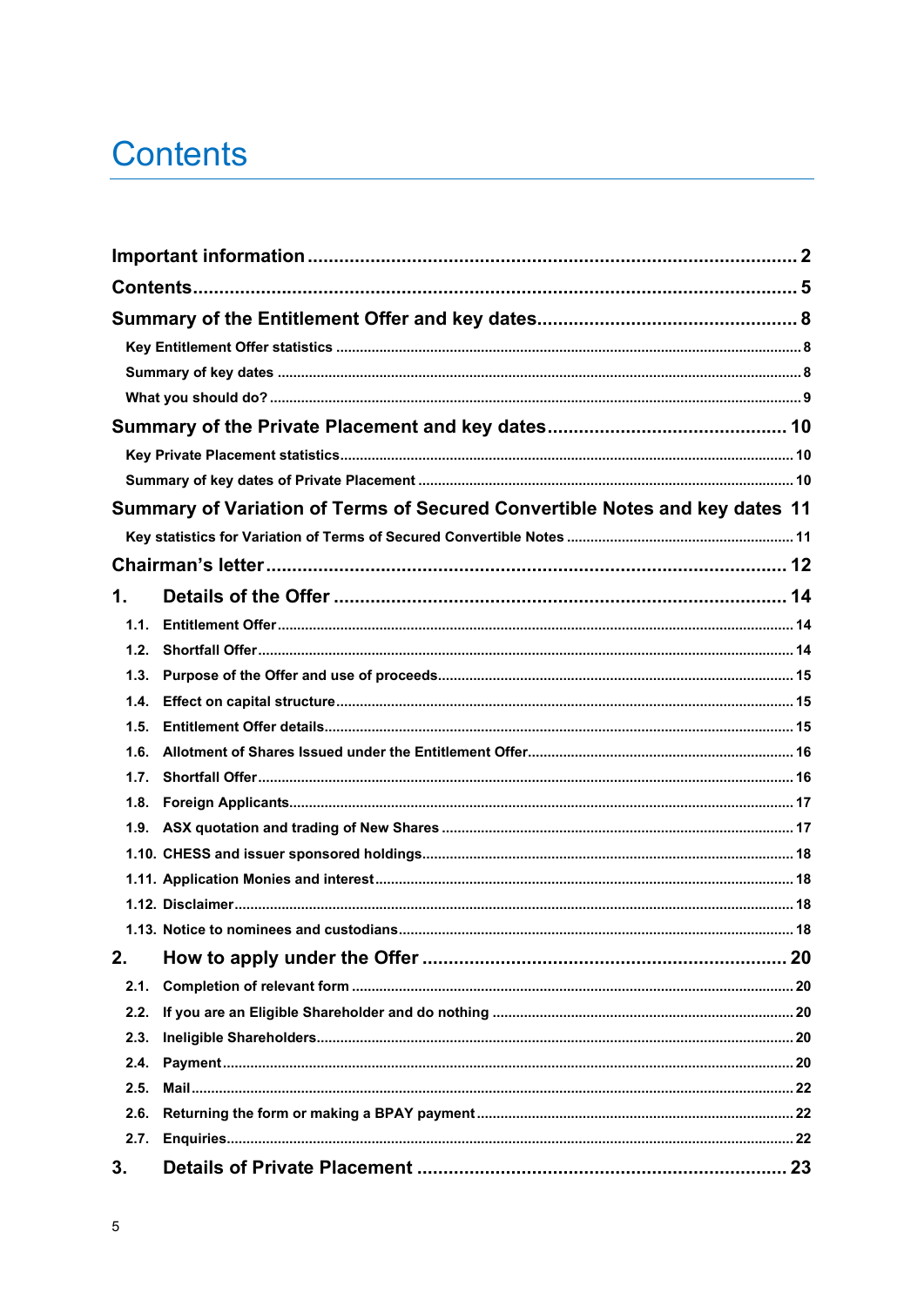# Contents

| | |
|---|---|
| **Important information** | **2** |
| **Contents** | **5** |
| **Summary of the Entitlement Offer and key dates** | **8** |
| Key Entitlement Offer statistics | 8 |
| Summary of key dates | 8 |
| What you should do? | 9 |
| **Summary of the Private Placement and key dates** | **10** |
| Key Private Placement statistics | 10 |
| Summary of key dates of Private Placement | 10 |
| **Summary of Variation of Terms of Secured Convertible Notes and key dates** | **11** |
| Key statistics for Variation of Terms of Secured Convertible Notes | 11 |
| **Chairman's letter** | **12** |
| **1. Details of the Offer** | **14** |
| 1.1. Entitlement Offer | 14 |
| 1.2. Shortfall Offer | 14 |
| 1.3. Purpose of the Offer and use of proceeds | 15 |
| 1.4. Effect on capital structure | 15 |
| 1.5. Entitlement Offer details | 15 |
| 1.6. Allotment of Shares Issued under the Entitlement Offer | 16 |
| 1.7. Shortfall Offer | 16 |
| 1.8. Foreign Applicants | 17 |
| 1.9. ASX quotation and trading of New Shares | 17 |
| 1.10. CHESS and issuer sponsored holdings | 18 |
| 1.11. Application Monies and interest | 18 |
| 1.12. Disclaimer | 18 |
| 1.13. Notice to nominees and custodians | 18 |
| **2. How to apply under the Offer** | **20** |
| 2.1. Completion of relevant form | 20 |
| 2.2. If you are an Eligible Shareholder and do nothing | 20 |
| 2.3. Ineligible Shareholders | 20 |
| 2.4. Payment | 20 |
| 2.5. Mail | 22 |
| 2.6. Returning the form or making a BPAY payment | 22 |
| 2.7. Enquiries | 22 |
| **3. Details of Private Placement** | **23** |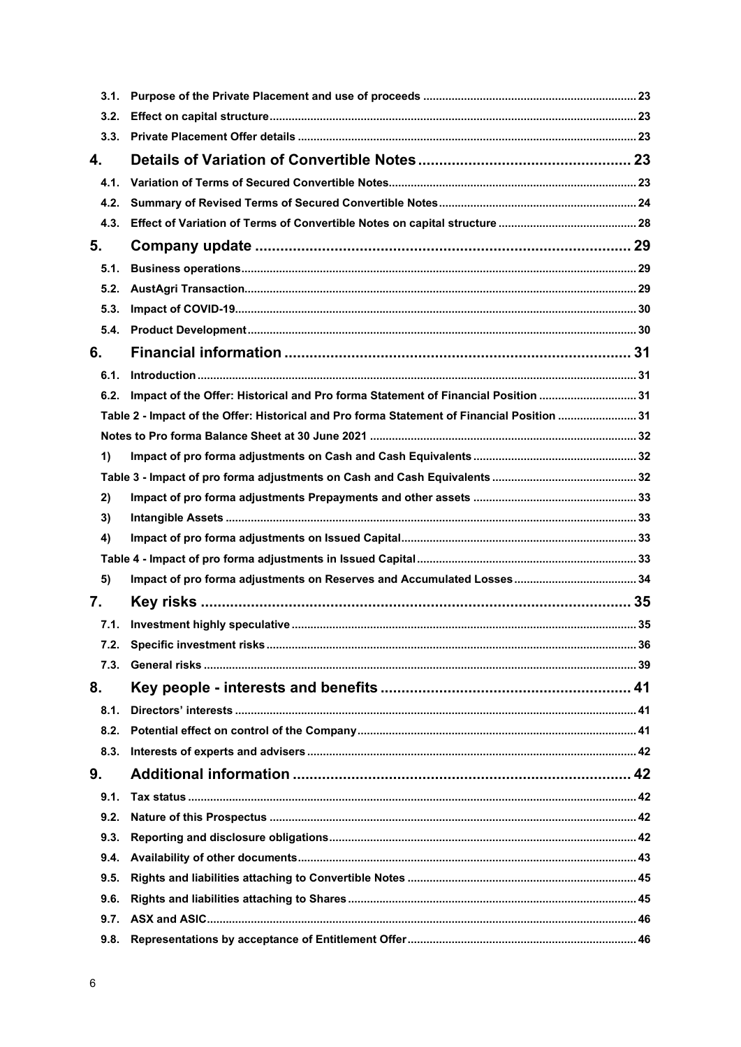| | | |
|---|---|---|
| 3.1. | Purpose of the Private Placement and use of proceeds | 23 |
| 3.2. | Effect on capital structure | 23 |
| 3.3. | Private Placement Offer details | 23 |
| **4.** | **Details of Variation of Convertible Notes** | **23** |
| 4.1. | Variation of Terms of Secured Convertible Notes | 23 |
| 4.2. | Summary of Revised Terms of Secured Convertible Notes | 24 |
| 4.3. | Effect of Variation of Terms of Convertible Notes on capital structure | 28 |
| **5.** | **Company update** | **29** |
| 5.1. | Business operations | 29 |
| 5.2. | AustAgri Transaction | 29 |
| 5.3. | Impact of COVID-19 | 30 |
| 5.4. | Product Development | 30 |
| **6.** | **Financial information** | **31** |
| 6.1. | Introduction | 31 |
| 6.2. | Impact of the Offer: Historical and Pro forma Statement of Financial Position | 31 |
| | Table 2 - Impact of the Offer: Historical and Pro forma Statement of Financial Position | 31 |
| | Notes to Pro forma Balance Sheet at 30 June 2021 | 32 |
| 1) | Impact of pro forma adjustments on Cash and Cash Equivalents | 32 |
| | Table 3 - Impact of pro forma adjustments on Cash and Cash Equivalents | 32 |
| 2) | Impact of pro forma adjustments Prepayments and other assets | 33 |
| 3) | Intangible Assets | 33 |
| 4) | Impact of pro forma adjustments on Issued Capital | 33 |
| | Table 4 - Impact of pro forma adjustments in Issued Capital | 33 |
| 5) | Impact of pro forma adjustments on Reserves and Accumulated Losses | 34 |
| **7.** | **Key risks** | **35** |
| 7.1. | Investment highly speculative | 35 |
| 7.2. | Specific investment risks | 36 |
| 7.3. | General risks | 39 |
| **8.** | **Key people - interests and benefits** | **41** |
| 8.1. | Directors' interests | 41 |
| 8.2. | Potential effect on control of the Company | 41 |
| 8.3. | Interests of experts and advisers | 42 |
| **9.** | **Additional information** | **42** |
| 9.1. | Tax status | 42 |
| 9.2. | Nature of this Prospectus | 42 |
| 9.3. | Reporting and disclosure obligations | 42 |
| 9.4. | Availability of other documents | 43 |
| 9.5. | Rights and liabilities attaching to Convertible Notes | 45 |
| 9.6. | Rights and liabilities attaching to Shares | 45 |
| 9.7. | ASX and ASIC | 46 |
| 9.8. | Representations by acceptance of Entitlement Offer | 46 |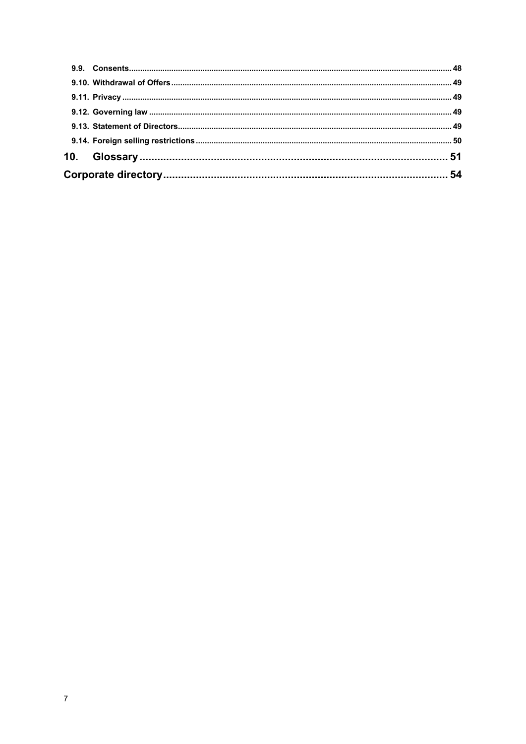9.9. Consents ............................................................. 48

9.10. Withdrawal of Offers ............................................................. 49

9.11. Privacy ............................................................. 49

9.12. Governing law ............................................................. 49

9.13. Statement of Directors ............................................................. 49

9.14. Foreign selling restrictions ............................................................. 50

**10. Glossary ............................................................. 51**

**Corporate directory ............................................................. 54**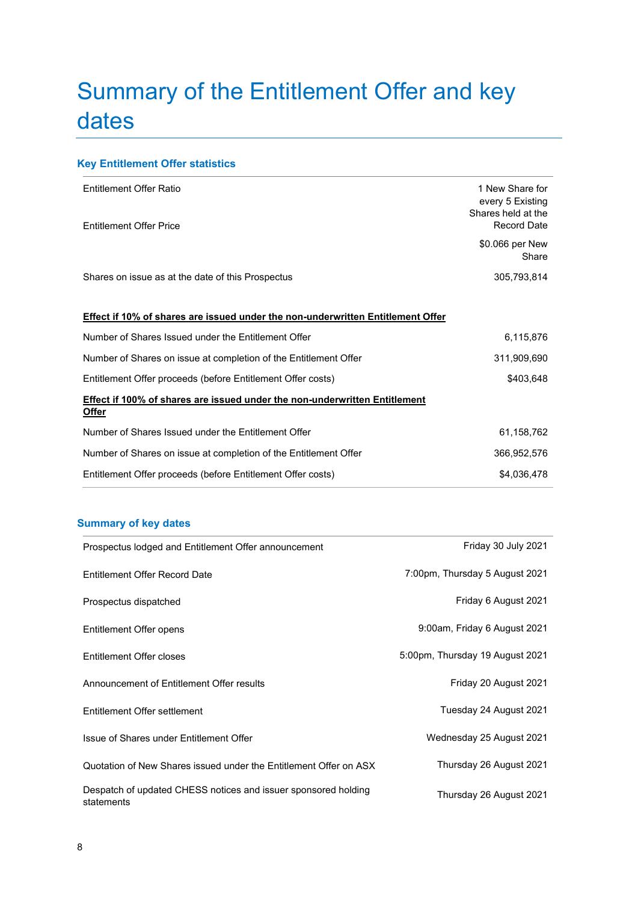# Summary of the Entitlement Offer and key dates

## Key Entitlement Offer statistics

| | |
|---|---|
| Entitlement Offer Ratio | 1 New Share for every 5 Existing Shares held at the Record Date |
| Entitlement Offer Price | $0.066 per New Share |
| Shares on issue as at the date of this Prospectus | 305,793,814 |
| **Effect if 10% of shares are issued under the non-underwritten Entitlement Offer** | |
| Number of Shares Issued under the Entitlement Offer | 6,115,876 |
| Number of Shares on issue at completion of the Entitlement Offer | 311,909,690 |
| Entitlement Offer proceeds (before Entitlement Offer costs) | $403,648 |
| **Effect if 100% of shares are issued under the non-underwritten Entitlement Offer** | |
| Number of Shares Issued under the Entitlement Offer | 61,158,762 |
| Number of Shares on issue at completion of the Entitlement Offer | 366,952,576 |
| Entitlement Offer proceeds (before Entitlement Offer costs) | $4,036,478 |

## Summary of key dates

| | |
|---|---|
| Prospectus lodged and Entitlement Offer announcement | Friday 30 July 2021 |
| Entitlement Offer Record Date | 7:00pm, Thursday 5 August 2021 |
| Prospectus dispatched | Friday 6 August 2021 |
| Entitlement Offer opens | 9:00am, Friday 6 August 2021 |
| Entitlement Offer closes | 5:00pm, Thursday 19 August 2021 |
| Announcement of Entitlement Offer results | Friday 20 August 2021 |
| Entitlement Offer settlement | Tuesday 24 August 2021 |
| Issue of Shares under Entitlement Offer | Wednesday 25 August 2021 |
| Quotation of New Shares issued under the Entitlement Offer on ASX | Thursday 26 August 2021 |
| Despatch of updated CHESS notices and issuer sponsored holding statements | Thursday 26 August 2021 |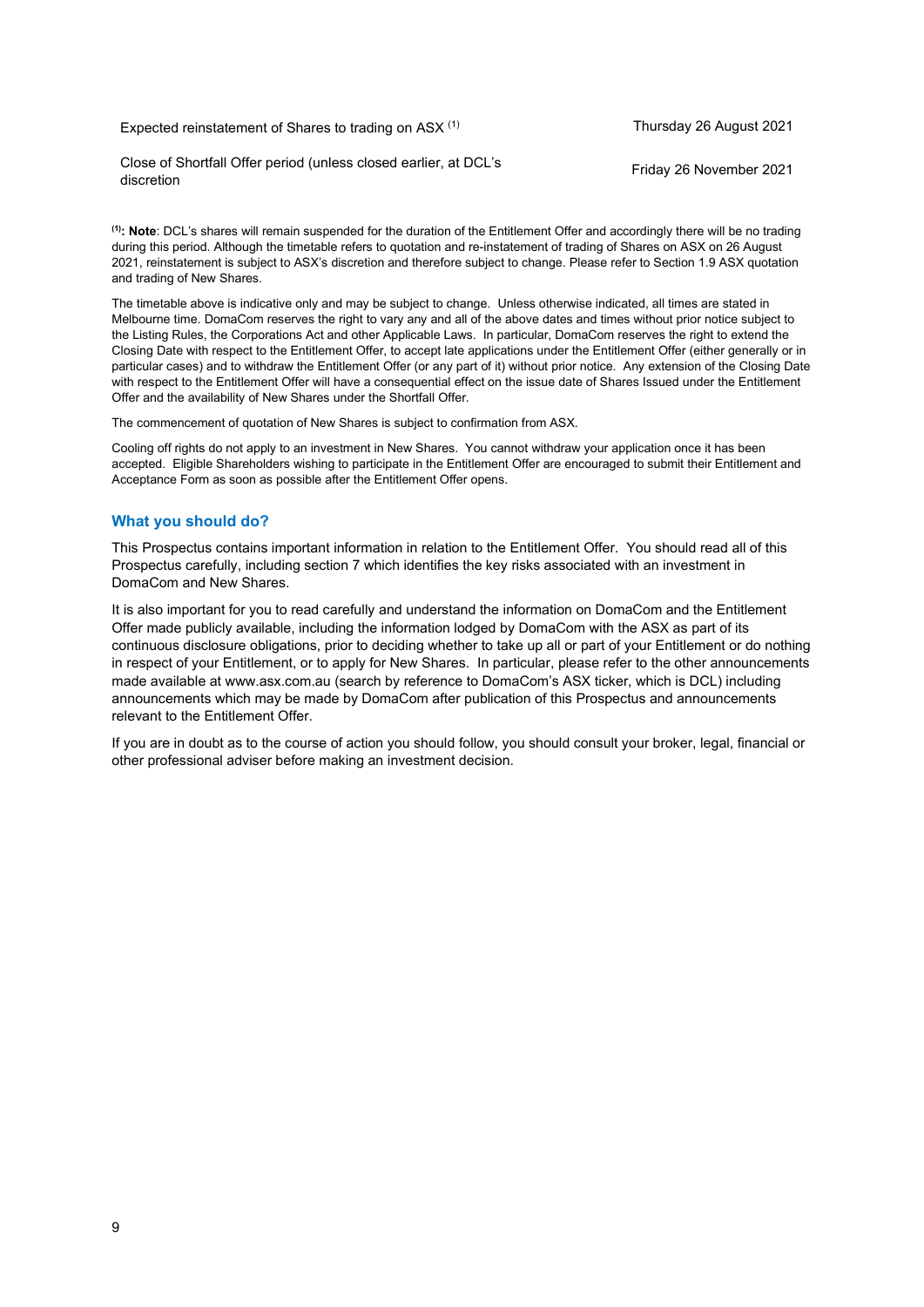| | |
|---|---|
| Expected reinstatement of Shares to trading on ASX [(1)] | Thursday 26 August 2021 |
| Close of Shortfall Offer period (unless closed earlier, at DCL's discretion | Friday 26 November 2021 |

[(1)]**: Note**: DCL's shares will remain suspended for the duration of the Entitlement Offer and accordingly there will be no trading during this period. Although the timetable refers to quotation and re-instatement of trading of Shares on ASX on 26 August 2021, reinstatement is subject to ASX's discretion and therefore subject to change. Please refer to Section 1.9 ASX quotation and trading of New Shares.

The timetable above is indicative only and may be subject to change. Unless otherwise indicated, all times are stated in Melbourne time. DomaCom reserves the right to vary any and all of the above dates and times without prior notice subject to the Listing Rules, the Corporations Act and other Applicable Laws. In particular, DomaCom reserves the right to extend the Closing Date with respect to the Entitlement Offer, to accept late applications under the Entitlement Offer (either generally or in particular cases) and to withdraw the Entitlement Offer (or any part of it) without prior notice. Any extension of the Closing Date with respect to the Entitlement Offer will have a consequential effect on the issue date of Shares Issued under the Entitlement Offer and the availability of New Shares under the Shortfall Offer.

The commencement of quotation of New Shares is subject to confirmation from ASX.

Cooling off rights do not apply to an investment in New Shares. You cannot withdraw your application once it has been accepted. Eligible Shareholders wishing to participate in the Entitlement Offer are encouraged to submit their Entitlement and Acceptance Form as soon as possible after the Entitlement Offer opens.

## What you should do?

This Prospectus contains important information in relation to the Entitlement Offer. You should read all of this Prospectus carefully, including section 7 which identifies the key risks associated with an investment in DomaCom and New Shares.

It is also important for you to read carefully and understand the information on DomaCom and the Entitlement Offer made publicly available, including the information lodged by DomaCom with the ASX as part of its continuous disclosure obligations, prior to deciding whether to take up all or part of your Entitlement or do nothing in respect of your Entitlement, or to apply for New Shares. In particular, please refer to the other announcements made available at www.asx.com.au (search by reference to DomaCom's ASX ticker, which is DCL) including announcements which may be made by DomaCom after publication of this Prospectus and announcements relevant to the Entitlement Offer.

If you are in doubt as to the course of action you should follow, you should consult your broker, legal, financial or other professional adviser before making an investment decision.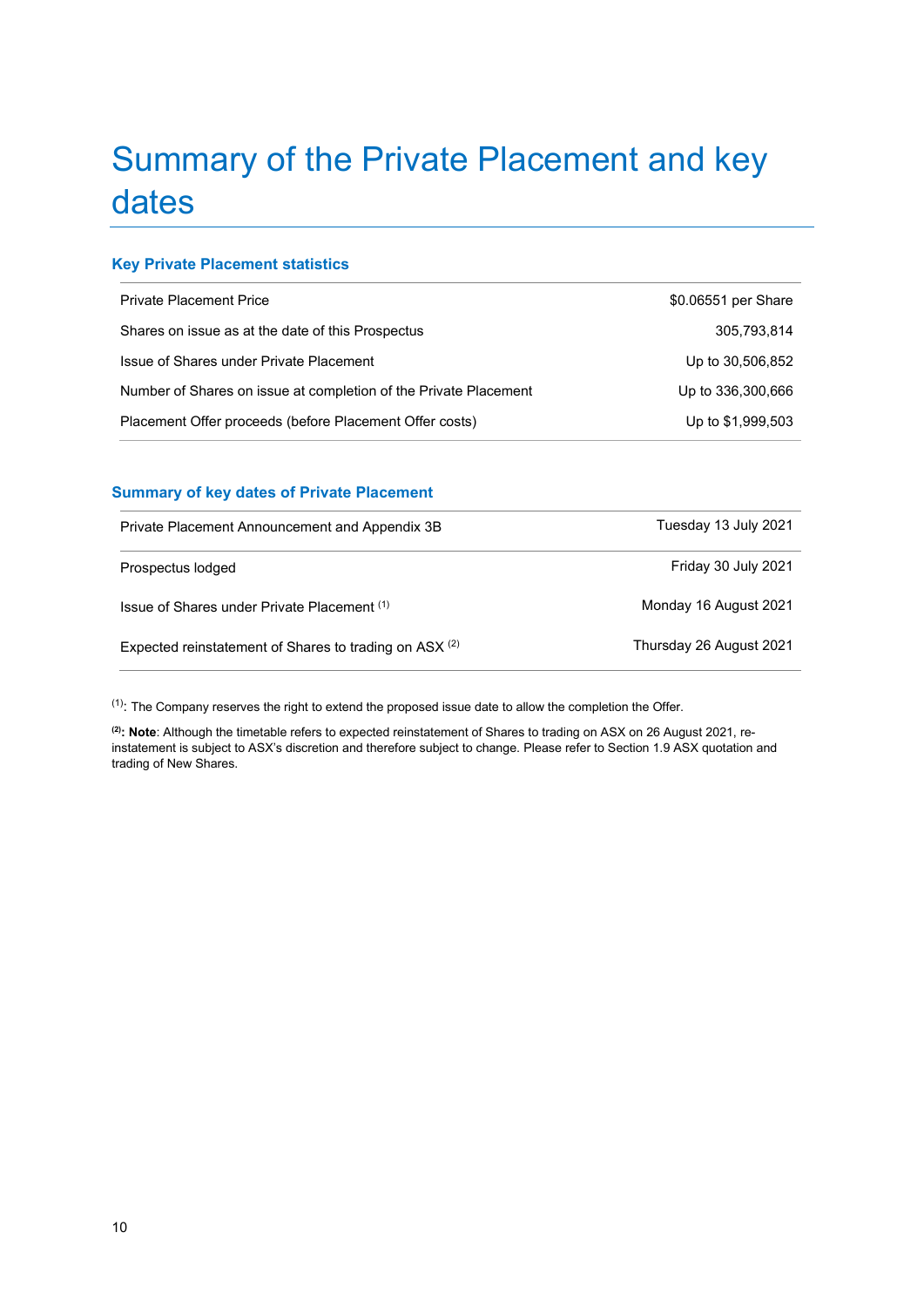# Summary of the Private Placement and key dates

### Key Private Placement statistics

| | |
|---|---|
| Private Placement Price | $0.06551 per Share |
| Shares on issue as at the date of this Prospectus | 305,793,814 |
| Issue of Shares under Private Placement | Up to 30,506,852 |
| Number of Shares on issue at completion of the Private Placement | Up to 336,300,666 |
| Placement Offer proceeds (before Placement Offer costs) | Up to $1,999,503 |

### Summary of key dates of Private Placement

| | |
|---|---|
| Private Placement Announcement and Appendix 3B | Tuesday 13 July 2021 |
| Prospectus lodged | Friday 30 July 2021 |
| Issue of Shares under Private Placement (1) | Monday 16 August 2021 |
| Expected reinstatement of Shares to trading on ASX (2) | Thursday 26 August 2021 |

(1): The Company reserves the right to extend the proposed issue date to allow the completion the Offer.

**(2): Note**: Although the timetable refers to expected reinstatement of Shares to trading on ASX on 26 August 2021, re-instatement is subject to ASX's discretion and therefore subject to change. Please refer to Section 1.9 ASX quotation and trading of New Shares.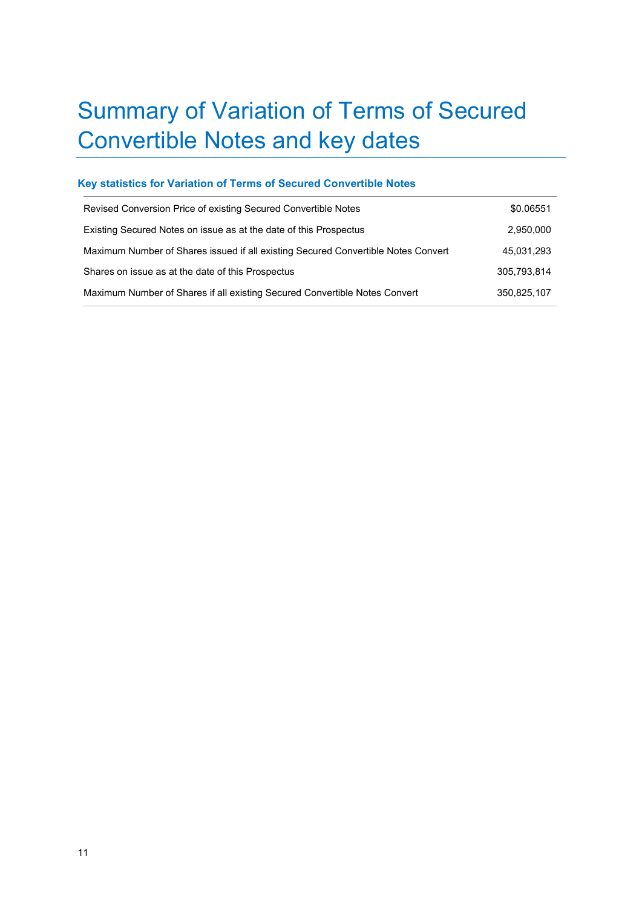# Summary of Variation of Terms of Secured Convertible Notes and key dates

### Key statistics for Variation of Terms of Secured Convertible Notes

| | |
|---|---|
| Revised Conversion Price of existing Secured Convertible Notes | $0.06551 |
| Existing Secured Notes on issue as at the date of this Prospectus | 2,950,000 |
| Maximum Number of Shares issued if all existing Secured Convertible Notes Convert | 45,031,293 |
| Shares on issue as at the date of this Prospectus | 305,793,814 |
| Maximum Number of Shares if all existing Secured Convertible Notes Convert | 350,825,107 |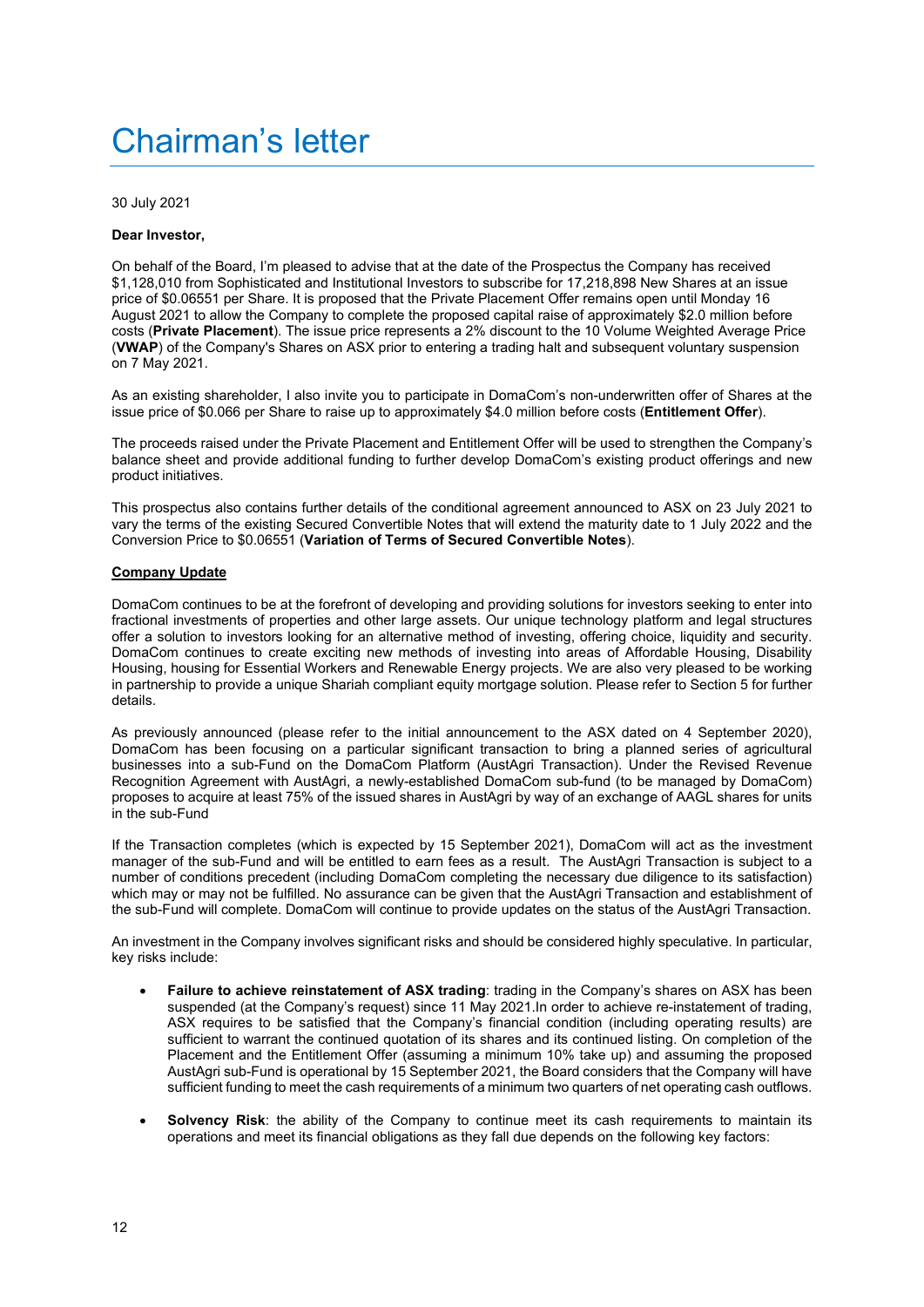# Chairman's letter

30 July 2021

**Dear Investor,**

On behalf of the Board, I'm pleased to advise that at the date of the Prospectus the Company has received $1,128,010 from Sophisticated and Institutional Investors to subscribe for 17,218,898 New Shares at an issue price of $0.06551 per Share. It is proposed that the Private Placement Offer remains open until Monday 16 August 2021 to allow the Company to complete the proposed capital raise of approximately $2.0 million before costs (**Private Placement**). The issue price represents a 2% discount to the 10 Volume Weighted Average Price (**VWAP**) of the Company's Shares on ASX prior to entering a trading halt and subsequent voluntary suspension on 7 May 2021.

As an existing shareholder, I also invite you to participate in DomaCom's non-underwritten offer of Shares at the issue price of $0.066 per Share to raise up to approximately $4.0 million before costs (**Entitlement Offer**).

The proceeds raised under the Private Placement and Entitlement Offer will be used to strengthen the Company's balance sheet and provide additional funding to further develop DomaCom's existing product offerings and new product initiatives.

This prospectus also contains further details of the conditional agreement announced to ASX on 23 July 2021 to vary the terms of the existing Secured Convertible Notes that will extend the maturity date to 1 July 2022 and the Conversion Price to $0.06551 (**Variation of Terms of Secured Convertible Notes**).

**<u>Company Update</u>**

DomaCom continues to be at the forefront of developing and providing solutions for investors seeking to enter into fractional investments of properties and other large assets. Our unique technology platform and legal structures offer a solution to investors looking for an alternative method of investing, offering choice, liquidity and security. DomaCom continues to create exciting new methods of investing into areas of Affordable Housing, Disability Housing, housing for Essential Workers and Renewable Energy projects. We are also very pleased to be working in partnership to provide a unique Shariah compliant equity mortgage solution. Please refer to Section 5 for further details.

As previously announced (please refer to the initial announcement to the ASX dated on 4 September 2020), DomaCom has been focusing on a particular significant transaction to bring a planned series of agricultural businesses into a sub-Fund on the DomaCom Platform (AustAgri Transaction). Under the Revised Revenue Recognition Agreement with AustAgri, a newly-established DomaCom sub-fund (to be managed by DomaCom) proposes to acquire at least 75% of the issued shares in AustAgri by way of an exchange of AAGL shares for units in the sub-Fund

If the Transaction completes (which is expected by 15 September 2021), DomaCom will act as the investment manager of the sub-Fund and will be entitled to earn fees as a result. The AustAgri Transaction is subject to a number of conditions precedent (including DomaCom completing the necessary due diligence to its satisfaction) which may or may not be fulfilled. No assurance can be given that the AustAgri Transaction and establishment of the sub-Fund will complete. DomaCom will continue to provide updates on the status of the AustAgri Transaction.

An investment in the Company involves significant risks and should be considered highly speculative. In particular, key risks include:

- **Failure to achieve reinstatement of ASX trading**: trading in the Company's shares on ASX has been suspended (at the Company's request) since 11 May 2021.In order to achieve re-instatement of trading, ASX requires to be satisfied that the Company's financial condition (including operating results) are sufficient to warrant the continued quotation of its shares and its continued listing. On completion of the Placement and the Entitlement Offer (assuming a minimum 10% take up) and assuming the proposed AustAgri sub-Fund is operational by 15 September 2021, the Board considers that the Company will have sufficient funding to meet the cash requirements of a minimum two quarters of net operating cash outflows.
- **Solvency Risk**: the ability of the Company to continue meet its cash requirements to maintain its operations and meet its financial obligations as they fall due depends on the following key factors: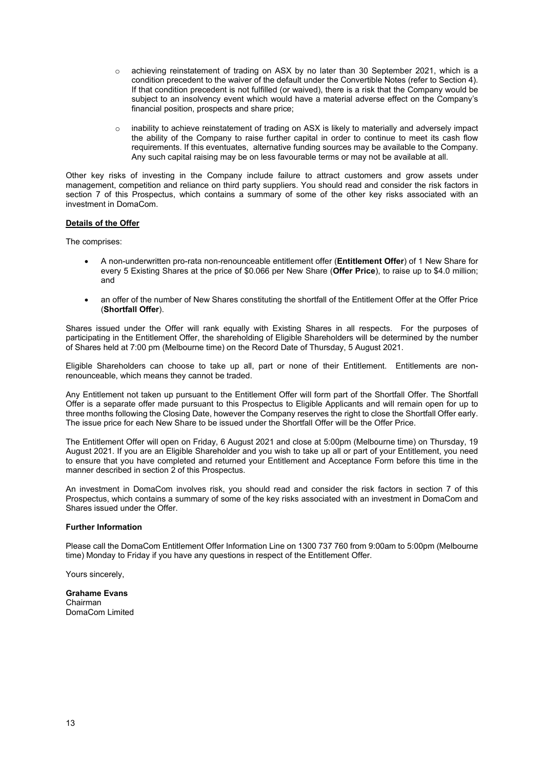- achieving reinstatement of trading on ASX by no later than 30 September 2021, which is a condition precedent to the waiver of the default under the Convertible Notes (refer to Section 4). If that condition precedent is not fulfilled (or waived), there is a risk that the Company would be subject to an insolvency event which would have a material adverse effect on the Company's financial position, prospects and share price;

- inability to achieve reinstatement of trading on ASX is likely to materially and adversely impact the ability of the Company to raise further capital in order to continue to meet its cash flow requirements. If this eventuates, alternative funding sources may be available to the Company. Any such capital raising may be on less favourable terms or may not be available at all.

Other key risks of investing in the Company include failure to attract customers and grow assets under management, competition and reliance on third party suppliers. You should read and consider the risk factors in section 7 of this Prospectus, which contains a summary of some of the other key risks associated with an investment in DomaCom.

**Details of the Offer**

The comprises:

- A non-underwritten pro-rata non-renounceable entitlement offer (**Entitlement Offer**) of 1 New Share for every 5 Existing Shares at the price of $0.066 per New Share (**Offer Price**), to raise up to $4.0 million; and

- an offer of the number of New Shares constituting the shortfall of the Entitlement Offer at the Offer Price (**Shortfall Offer**).

Shares issued under the Offer will rank equally with Existing Shares in all respects. For the purposes of participating in the Entitlement Offer, the shareholding of Eligible Shareholders will be determined by the number of Shares held at 7:00 pm (Melbourne time) on the Record Date of Thursday, 5 August 2021.

Eligible Shareholders can choose to take up all, part or none of their Entitlement. Entitlements are non-renounceable, which means they cannot be traded.

Any Entitlement not taken up pursuant to the Entitlement Offer will form part of the Shortfall Offer. The Shortfall Offer is a separate offer made pursuant to this Prospectus to Eligible Applicants and will remain open for up to three months following the Closing Date, however the Company reserves the right to close the Shortfall Offer early. The issue price for each New Share to be issued under the Shortfall Offer will be the Offer Price.

The Entitlement Offer will open on Friday, 6 August 2021 and close at 5:00pm (Melbourne time) on Thursday, 19 August 2021. If you are an Eligible Shareholder and you wish to take up all or part of your Entitlement, you need to ensure that you have completed and returned your Entitlement and Acceptance Form before this time in the manner described in section 2 of this Prospectus.

An investment in DomaCom involves risk, you should read and consider the risk factors in section 7 of this Prospectus, which contains a summary of some of the key risks associated with an investment in DomaCom and Shares issued under the Offer.

**Further Information**

Please call the DomaCom Entitlement Offer Information Line on 1300 737 760 from 9:00am to 5:00pm (Melbourne time) Monday to Friday if you have any questions in respect of the Entitlement Offer.

Yours sincerely,

**Grahame Evans**
Chairman
DomaCom Limited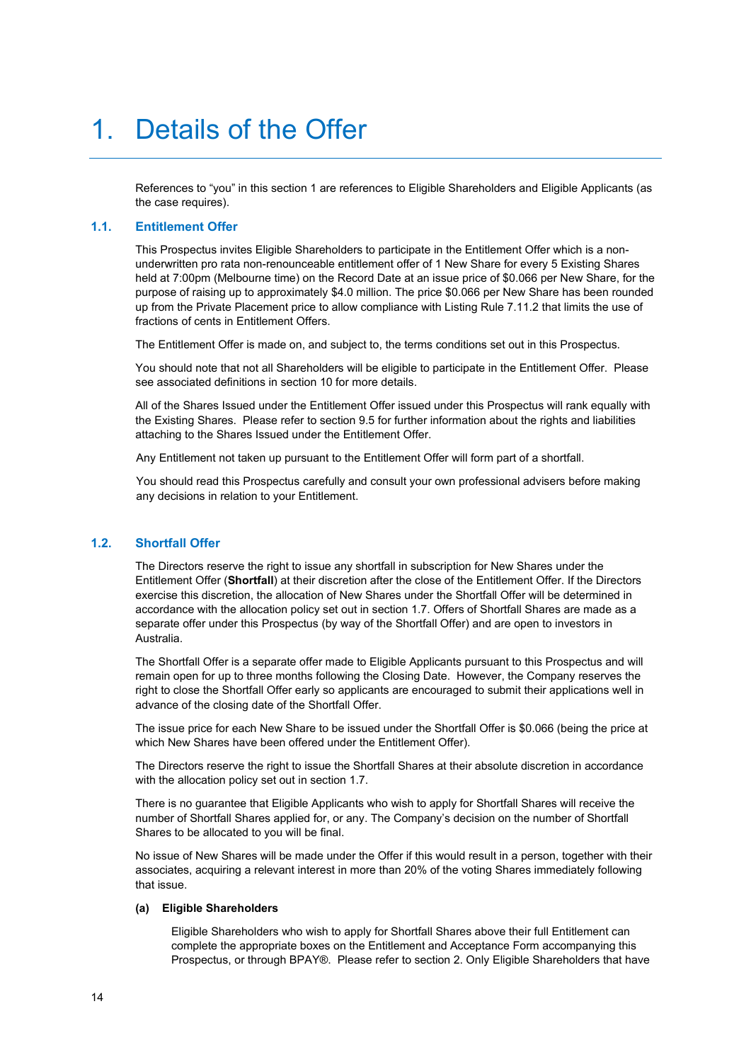# 1. Details of the Offer

References to “you” in this section 1 are references to Eligible Shareholders and Eligible Applicants (as the case requires).

## 1.1. Entitlement Offer

This Prospectus invites Eligible Shareholders to participate in the Entitlement Offer which is a non-underwritten pro rata non-renounceable entitlement offer of 1 New Share for every 5 Existing Shares held at 7:00pm (Melbourne time) on the Record Date at an issue price of $0.066 per New Share, for the purpose of raising up to approximately $4.0 million. The price $0.066 per New Share has been rounded up from the Private Placement price to allow compliance with Listing Rule 7.11.2 that limits the use of fractions of cents in Entitlement Offers.

The Entitlement Offer is made on, and subject to, the terms conditions set out in this Prospectus.

You should note that not all Shareholders will be eligible to participate in the Entitlement Offer. Please see associated definitions in section 10 for more details.

All of the Shares Issued under the Entitlement Offer issued under this Prospectus will rank equally with the Existing Shares. Please refer to section 9.5 for further information about the rights and liabilities attaching to the Shares Issued under the Entitlement Offer.

Any Entitlement not taken up pursuant to the Entitlement Offer will form part of a shortfall.

You should read this Prospectus carefully and consult your own professional advisers before making any decisions in relation to your Entitlement.

## 1.2. Shortfall Offer

The Directors reserve the right to issue any shortfall in subscription for New Shares under the Entitlement Offer (**Shortfall**) at their discretion after the close of the Entitlement Offer. If the Directors exercise this discretion, the allocation of New Shares under the Shortfall Offer will be determined in accordance with the allocation policy set out in section 1.7. Offers of Shortfall Shares are made as a separate offer under this Prospectus (by way of the Shortfall Offer) and are open to investors in Australia.

The Shortfall Offer is a separate offer made to Eligible Applicants pursuant to this Prospectus and will remain open for up to three months following the Closing Date. However, the Company reserves the right to close the Shortfall Offer early so applicants are encouraged to submit their applications well in advance of the closing date of the Shortfall Offer.

The issue price for each New Share to be issued under the Shortfall Offer is $0.066 (being the price at which New Shares have been offered under the Entitlement Offer).

The Directors reserve the right to issue the Shortfall Shares at their absolute discretion in accordance with the allocation policy set out in section 1.7.

There is no guarantee that Eligible Applicants who wish to apply for Shortfall Shares will receive the number of Shortfall Shares applied for, or any. The Company’s decision on the number of Shortfall Shares to be allocated to you will be final.

No issue of New Shares will be made under the Offer if this would result in a person, together with their associates, acquiring a relevant interest in more than 20% of the voting Shares immediately following that issue.

**(a) Eligible Shareholders**

Eligible Shareholders who wish to apply for Shortfall Shares above their full Entitlement can complete the appropriate boxes on the Entitlement and Acceptance Form accompanying this Prospectus, or through BPAY®. Please refer to section 2. Only Eligible Shareholders that have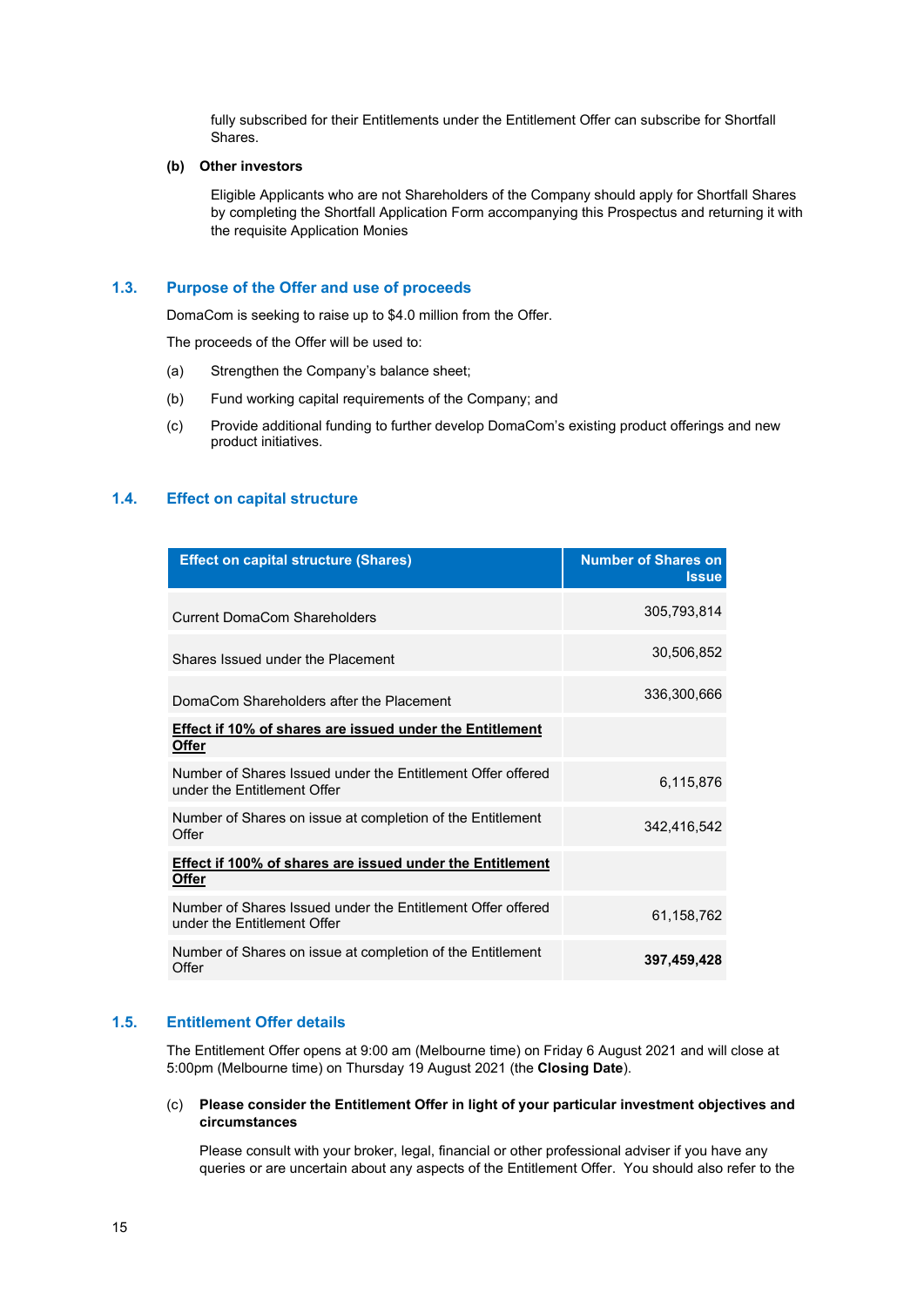fully subscribed for their Entitlements under the Entitlement Offer can subscribe for Shortfall Shares.

**(b) Other investors**

Eligible Applicants who are not Shareholders of the Company should apply for Shortfall Shares by completing the Shortfall Application Form accompanying this Prospectus and returning it with the requisite Application Monies

## 1.3. Purpose of the Offer and use of proceeds

DomaCom is seeking to raise up to $4.0 million from the Offer.

The proceeds of the Offer will be used to:

(a) Strengthen the Company's balance sheet;

(b) Fund working capital requirements of the Company; and

(c) Provide additional funding to further develop DomaCom's existing product offerings and new product initiatives.

## 1.4. Effect on capital structure

| Effect on capital structure (Shares) | Number of Shares on Issue |
|---|---|
| Current DomaCom Shareholders | 305,793,814 |
| Shares Issued under the Placement | 30,506,852 |
| DomaCom Shareholders after the Placement | 336,300,666 |
| **Effect if 10% of shares are issued under the Entitlement Offer** | |
| Number of Shares Issued under the Entitlement Offer offered under the Entitlement Offer | 6,115,876 |
| Number of Shares on issue at completion of the Entitlement Offer | 342,416,542 |
| **Effect if 100% of shares are issued under the Entitlement Offer** | |
| Number of Shares Issued under the Entitlement Offer offered under the Entitlement Offer | 61,158,762 |
| Number of Shares on issue at completion of the Entitlement Offer | **397,459,428** |

## 1.5. Entitlement Offer details

The Entitlement Offer opens at 9:00 am (Melbourne time) on Friday 6 August 2021 and will close at 5:00pm (Melbourne time) on Thursday 19 August 2021 (the **Closing Date**).

(c) **Please consider the Entitlement Offer in light of your particular investment objectives and circumstances**

Please consult with your broker, legal, financial or other professional adviser if you have any queries or are uncertain about any aspects of the Entitlement Offer. You should also refer to the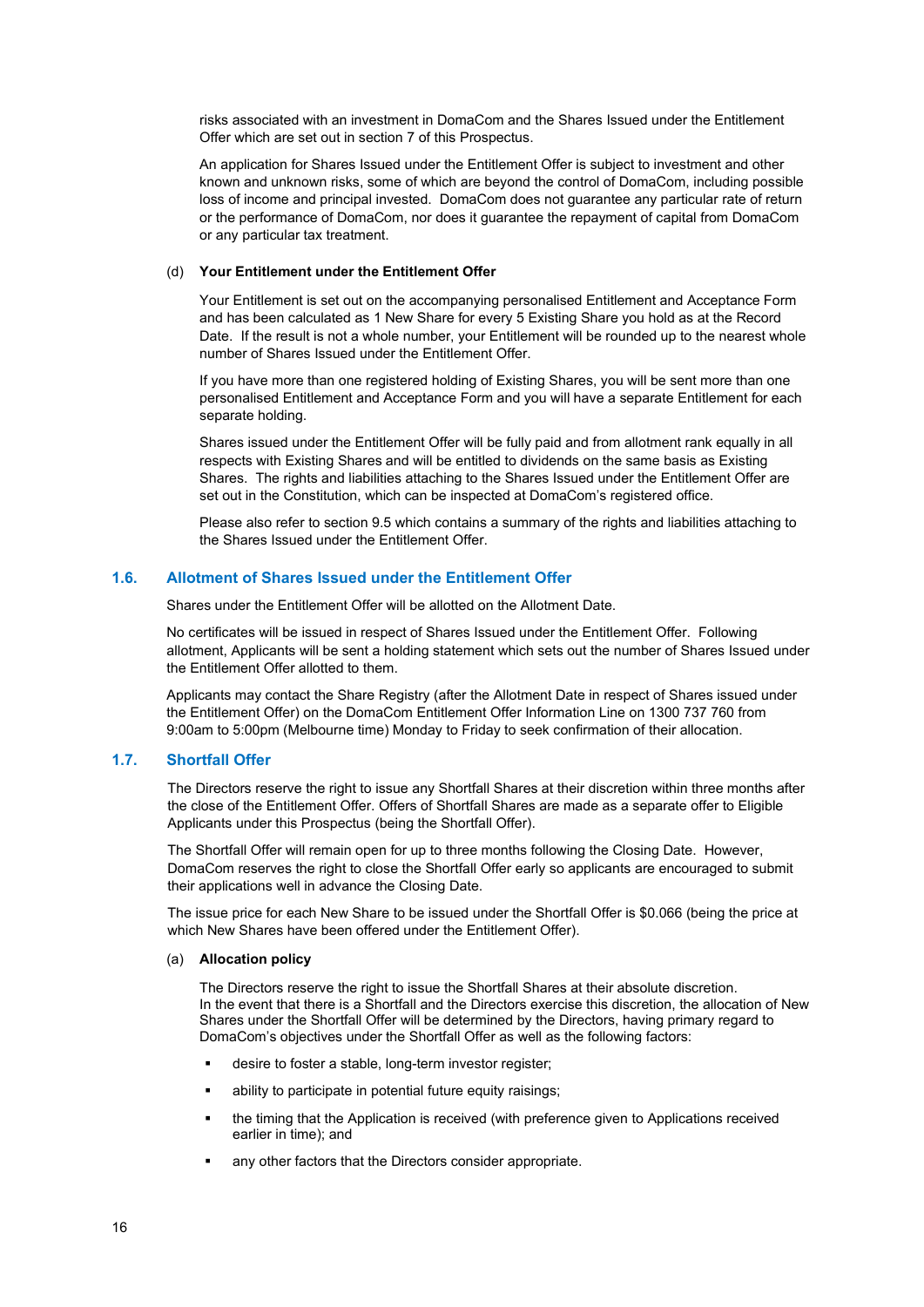risks associated with an investment in DomaCom and the Shares Issued under the Entitlement Offer which are set out in section 7 of this Prospectus.

An application for Shares Issued under the Entitlement Offer is subject to investment and other known and unknown risks, some of which are beyond the control of DomaCom, including possible loss of income and principal invested. DomaCom does not guarantee any particular rate of return or the performance of DomaCom, nor does it guarantee the repayment of capital from DomaCom or any particular tax treatment.

(d) **Your Entitlement under the Entitlement Offer**

Your Entitlement is set out on the accompanying personalised Entitlement and Acceptance Form and has been calculated as 1 New Share for every 5 Existing Share you hold as at the Record Date. If the result is not a whole number, your Entitlement will be rounded up to the nearest whole number of Shares Issued under the Entitlement Offer.

If you have more than one registered holding of Existing Shares, you will be sent more than one personalised Entitlement and Acceptance Form and you will have a separate Entitlement for each separate holding.

Shares issued under the Entitlement Offer will be fully paid and from allotment rank equally in all respects with Existing Shares and will be entitled to dividends on the same basis as Existing Shares. The rights and liabilities attaching to the Shares Issued under the Entitlement Offer are set out in the Constitution, which can be inspected at DomaCom's registered office.

Please also refer to section 9.5 which contains a summary of the rights and liabilities attaching to the Shares Issued under the Entitlement Offer.

## 1.6. Allotment of Shares Issued under the Entitlement Offer

Shares under the Entitlement Offer will be allotted on the Allotment Date.

No certificates will be issued in respect of Shares Issued under the Entitlement Offer. Following allotment, Applicants will be sent a holding statement which sets out the number of Shares Issued under the Entitlement Offer allotted to them.

Applicants may contact the Share Registry (after the Allotment Date in respect of Shares issued under the Entitlement Offer) on the DomaCom Entitlement Offer Information Line on 1300 737 760 from 9:00am to 5:00pm (Melbourne time) Monday to Friday to seek confirmation of their allocation.

## 1.7. Shortfall Offer

The Directors reserve the right to issue any Shortfall Shares at their discretion within three months after the close of the Entitlement Offer. Offers of Shortfall Shares are made as a separate offer to Eligible Applicants under this Prospectus (being the Shortfall Offer).

The Shortfall Offer will remain open for up to three months following the Closing Date. However, DomaCom reserves the right to close the Shortfall Offer early so applicants are encouraged to submit their applications well in advance the Closing Date.

The issue price for each New Share to be issued under the Shortfall Offer is $0.066 (being the price at which New Shares have been offered under the Entitlement Offer).

(a) **Allocation policy**

The Directors reserve the right to issue the Shortfall Shares at their absolute discretion. In the event that there is a Shortfall and the Directors exercise this discretion, the allocation of New Shares under the Shortfall Offer will be determined by the Directors, having primary regard to DomaCom's objectives under the Shortfall Offer as well as the following factors:

- desire to foster a stable, long-term investor register;
- ability to participate in potential future equity raisings;
- the timing that the Application is received (with preference given to Applications received earlier in time); and
- any other factors that the Directors consider appropriate.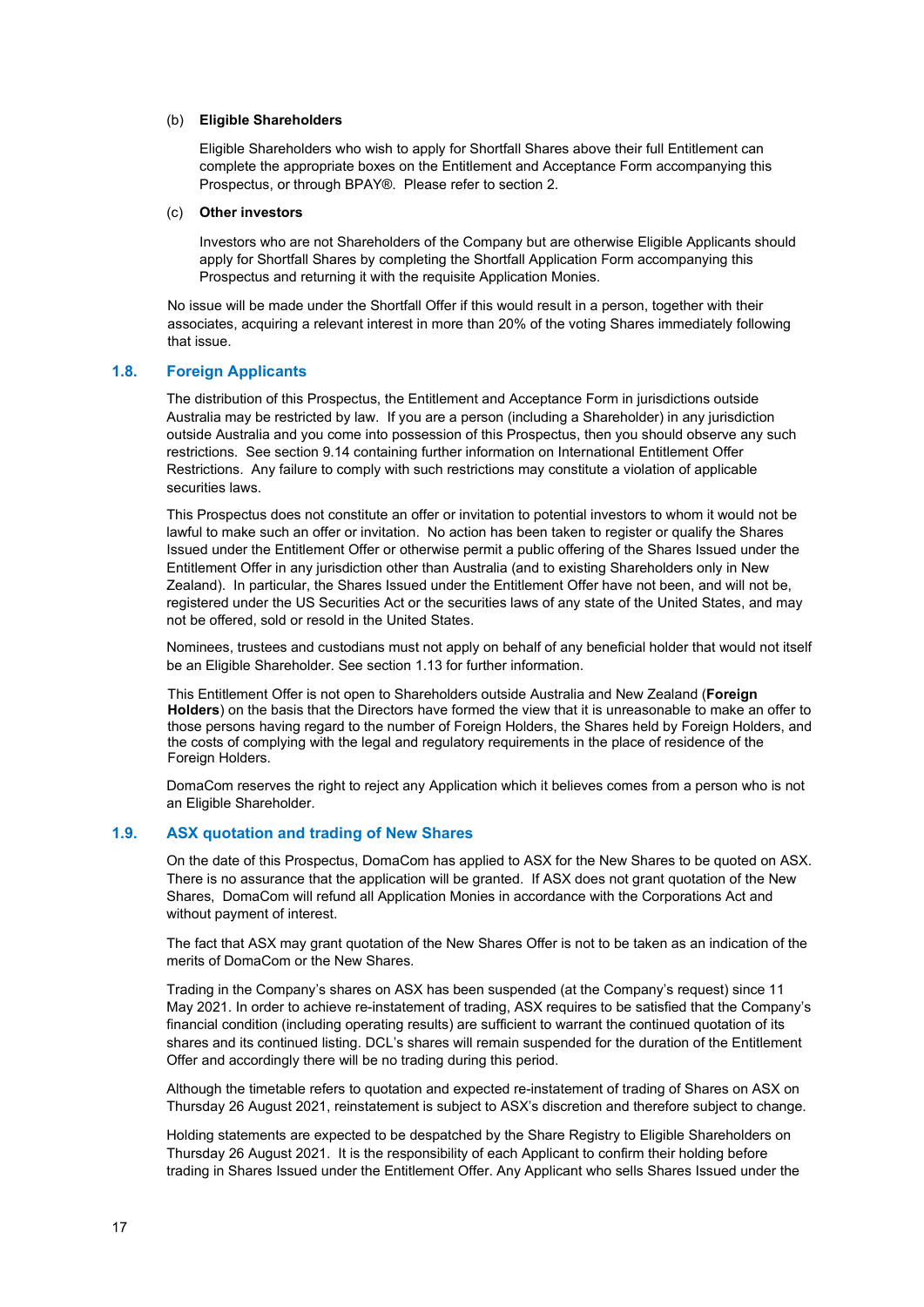(b) **Eligible Shareholders**

Eligible Shareholders who wish to apply for Shortfall Shares above their full Entitlement can complete the appropriate boxes on the Entitlement and Acceptance Form accompanying this Prospectus, or through BPAY®. Please refer to section 2.

(c) **Other investors**

Investors who are not Shareholders of the Company but are otherwise Eligible Applicants should apply for Shortfall Shares by completing the Shortfall Application Form accompanying this Prospectus and returning it with the requisite Application Monies.

No issue will be made under the Shortfall Offer if this would result in a person, together with their associates, acquiring a relevant interest in more than 20% of the voting Shares immediately following that issue.

## 1.8. Foreign Applicants

The distribution of this Prospectus, the Entitlement and Acceptance Form in jurisdictions outside Australia may be restricted by law. If you are a person (including a Shareholder) in any jurisdiction outside Australia and you come into possession of this Prospectus, then you should observe any such restrictions. See section 9.14 containing further information on International Entitlement Offer Restrictions. Any failure to comply with such restrictions may constitute a violation of applicable securities laws.

This Prospectus does not constitute an offer or invitation to potential investors to whom it would not be lawful to make such an offer or invitation. No action has been taken to register or qualify the Shares Issued under the Entitlement Offer or otherwise permit a public offering of the Shares Issued under the Entitlement Offer in any jurisdiction other than Australia (and to existing Shareholders only in New Zealand). In particular, the Shares Issued under the Entitlement Offer have not been, and will not be, registered under the US Securities Act or the securities laws of any state of the United States, and may not be offered, sold or resold in the United States.

Nominees, trustees and custodians must not apply on behalf of any beneficial holder that would not itself be an Eligible Shareholder. See section 1.13 for further information.

This Entitlement Offer is not open to Shareholders outside Australia and New Zealand (**Foreign Holders**) on the basis that the Directors have formed the view that it is unreasonable to make an offer to those persons having regard to the number of Foreign Holders, the Shares held by Foreign Holders, and the costs of complying with the legal and regulatory requirements in the place of residence of the Foreign Holders.

DomaCom reserves the right to reject any Application which it believes comes from a person who is not an Eligible Shareholder.

## 1.9. ASX quotation and trading of New Shares

On the date of this Prospectus, DomaCom has applied to ASX for the New Shares to be quoted on ASX. There is no assurance that the application will be granted. If ASX does not grant quotation of the New Shares, DomaCom will refund all Application Monies in accordance with the Corporations Act and without payment of interest.

The fact that ASX may grant quotation of the New Shares Offer is not to be taken as an indication of the merits of DomaCom or the New Shares.

Trading in the Company's shares on ASX has been suspended (at the Company's request) since 11 May 2021. In order to achieve re-instatement of trading, ASX requires to be satisfied that the Company's financial condition (including operating results) are sufficient to warrant the continued quotation of its shares and its continued listing. DCL's shares will remain suspended for the duration of the Entitlement Offer and accordingly there will be no trading during this period.

Although the timetable refers to quotation and expected re-instatement of trading of Shares on ASX on Thursday 26 August 2021, reinstatement is subject to ASX's discretion and therefore subject to change.

Holding statements are expected to be despatched by the Share Registry to Eligible Shareholders on Thursday 26 August 2021. It is the responsibility of each Applicant to confirm their holding before trading in Shares Issued under the Entitlement Offer. Any Applicant who sells Shares Issued under the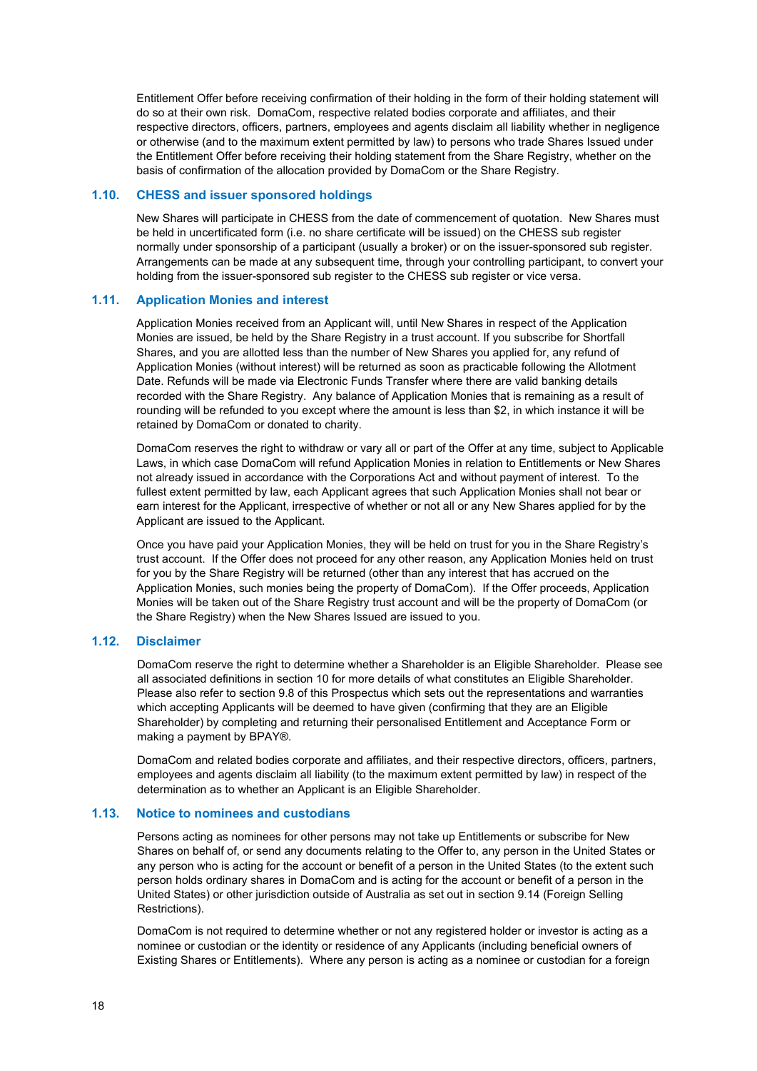Entitlement Offer before receiving confirmation of their holding in the form of their holding statement will do so at their own risk. DomaCom, respective related bodies corporate and affiliates, and their respective directors, officers, partners, employees and agents disclaim all liability whether in negligence or otherwise (and to the maximum extent permitted by law) to persons who trade Shares Issued under the Entitlement Offer before receiving their holding statement from the Share Registry, whether on the basis of confirmation of the allocation provided by DomaCom or the Share Registry.

## 1.10. CHESS and issuer sponsored holdings

New Shares will participate in CHESS from the date of commencement of quotation. New Shares must be held in uncertificated form (i.e. no share certificate will be issued) on the CHESS sub register normally under sponsorship of a participant (usually a broker) or on the issuer-sponsored sub register. Arrangements can be made at any subsequent time, through your controlling participant, to convert your holding from the issuer-sponsored sub register to the CHESS sub register or vice versa.

## 1.11. Application Monies and interest

Application Monies received from an Applicant will, until New Shares in respect of the Application Monies are issued, be held by the Share Registry in a trust account. If you subscribe for Shortfall Shares, and you are allotted less than the number of New Shares you applied for, any refund of Application Monies (without interest) will be returned as soon as practicable following the Allotment Date. Refunds will be made via Electronic Funds Transfer where there are valid banking details recorded with the Share Registry. Any balance of Application Monies that is remaining as a result of rounding will be refunded to you except where the amount is less than $2, in which instance it will be retained by DomaCom or donated to charity.

DomaCom reserves the right to withdraw or vary all or part of the Offer at any time, subject to Applicable Laws, in which case DomaCom will refund Application Monies in relation to Entitlements or New Shares not already issued in accordance with the Corporations Act and without payment of interest. To the fullest extent permitted by law, each Applicant agrees that such Application Monies shall not bear or earn interest for the Applicant, irrespective of whether or not all or any New Shares applied for by the Applicant are issued to the Applicant.

Once you have paid your Application Monies, they will be held on trust for you in the Share Registry's trust account. If the Offer does not proceed for any other reason, any Application Monies held on trust for you by the Share Registry will be returned (other than any interest that has accrued on the Application Monies, such monies being the property of DomaCom). If the Offer proceeds, Application Monies will be taken out of the Share Registry trust account and will be the property of DomaCom (or the Share Registry) when the New Shares Issued are issued to you.

## 1.12. Disclaimer

DomaCom reserve the right to determine whether a Shareholder is an Eligible Shareholder. Please see all associated definitions in section 10 for more details of what constitutes an Eligible Shareholder. Please also refer to section 9.8 of this Prospectus which sets out the representations and warranties which accepting Applicants will be deemed to have given (confirming that they are an Eligible Shareholder) by completing and returning their personalised Entitlement and Acceptance Form or making a payment by BPAY®.

DomaCom and related bodies corporate and affiliates, and their respective directors, officers, partners, employees and agents disclaim all liability (to the maximum extent permitted by law) in respect of the determination as to whether an Applicant is an Eligible Shareholder.

## 1.13. Notice to nominees and custodians

Persons acting as nominees for other persons may not take up Entitlements or subscribe for New Shares on behalf of, or send any documents relating to the Offer to, any person in the United States or any person who is acting for the account or benefit of a person in the United States (to the extent such person holds ordinary shares in DomaCom and is acting for the account or benefit of a person in the United States) or other jurisdiction outside of Australia as set out in section 9.14 (Foreign Selling Restrictions).

DomaCom is not required to determine whether or not any registered holder or investor is acting as a nominee or custodian or the identity or residence of any Applicants (including beneficial owners of Existing Shares or Entitlements). Where any person is acting as a nominee or custodian for a foreign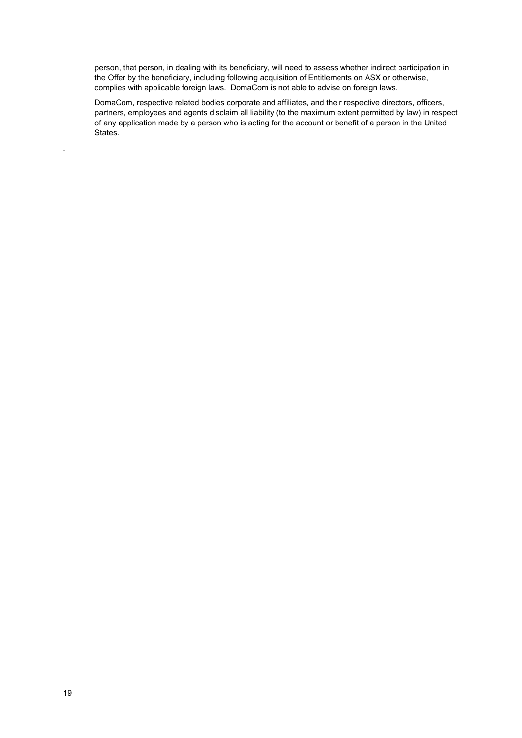person, that person, in dealing with its beneficiary, will need to assess whether indirect participation in the Offer by the beneficiary, including following acquisition of Entitlements on ASX or otherwise, complies with applicable foreign laws. DomaCom is not able to advise on foreign laws.

DomaCom, respective related bodies corporate and affiliates, and their respective directors, officers, partners, employees and agents disclaim all liability (to the maximum extent permitted by law) in respect of any application made by a person who is acting for the account or benefit of a person in the United States.

.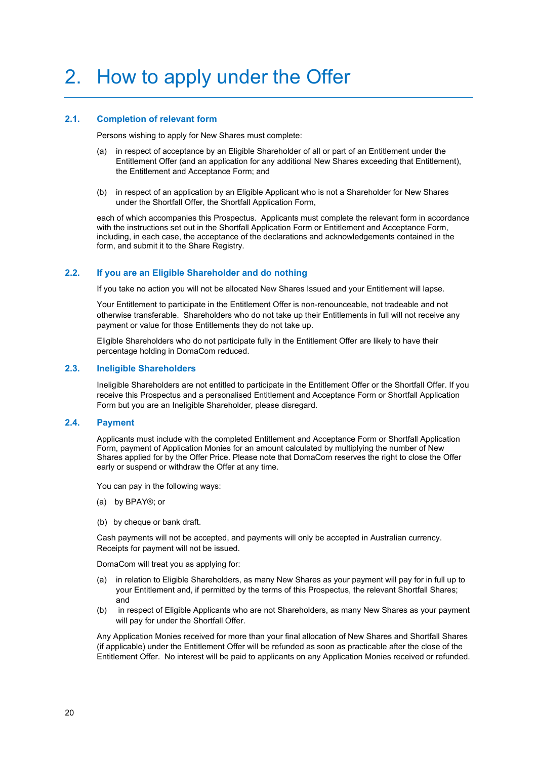# 2. How to apply under the Offer

## 2.1. Completion of relevant form

Persons wishing to apply for New Shares must complete:

(a) in respect of acceptance by an Eligible Shareholder of all or part of an Entitlement under the Entitlement Offer (and an application for any additional New Shares exceeding that Entitlement), the Entitlement and Acceptance Form; and

(b) in respect of an application by an Eligible Applicant who is not a Shareholder for New Shares under the Shortfall Offer, the Shortfall Application Form,

each of which accompanies this Prospectus. Applicants must complete the relevant form in accordance with the instructions set out in the Shortfall Application Form or Entitlement and Acceptance Form, including, in each case, the acceptance of the declarations and acknowledgements contained in the form, and submit it to the Share Registry.

## 2.2. If you are an Eligible Shareholder and do nothing

If you take no action you will not be allocated New Shares Issued and your Entitlement will lapse.

Your Entitlement to participate in the Entitlement Offer is non-renounceable, not tradeable and not otherwise transferable. Shareholders who do not take up their Entitlements in full will not receive any payment or value for those Entitlements they do not take up.

Eligible Shareholders who do not participate fully in the Entitlement Offer are likely to have their percentage holding in DomaCom reduced.

## 2.3. Ineligible Shareholders

Ineligible Shareholders are not entitled to participate in the Entitlement Offer or the Shortfall Offer. If you receive this Prospectus and a personalised Entitlement and Acceptance Form or Shortfall Application Form but you are an Ineligible Shareholder, please disregard.

## 2.4. Payment

Applicants must include with the completed Entitlement and Acceptance Form or Shortfall Application Form, payment of Application Monies for an amount calculated by multiplying the number of New Shares applied for by the Offer Price. Please note that DomaCom reserves the right to close the Offer early or suspend or withdraw the Offer at any time.

You can pay in the following ways:

(a) by BPAY®; or

(b) by cheque or bank draft.

Cash payments will not be accepted, and payments will only be accepted in Australian currency. Receipts for payment will not be issued.

DomaCom will treat you as applying for:

(a) in relation to Eligible Shareholders, as many New Shares as your payment will pay for in full up to your Entitlement and, if permitted by the terms of this Prospectus, the relevant Shortfall Shares; and

(b) in respect of Eligible Applicants who are not Shareholders, as many New Shares as your payment will pay for under the Shortfall Offer.

Any Application Monies received for more than your final allocation of New Shares and Shortfall Shares (if applicable) under the Entitlement Offer will be refunded as soon as practicable after the close of the Entitlement Offer. No interest will be paid to applicants on any Application Monies received or refunded.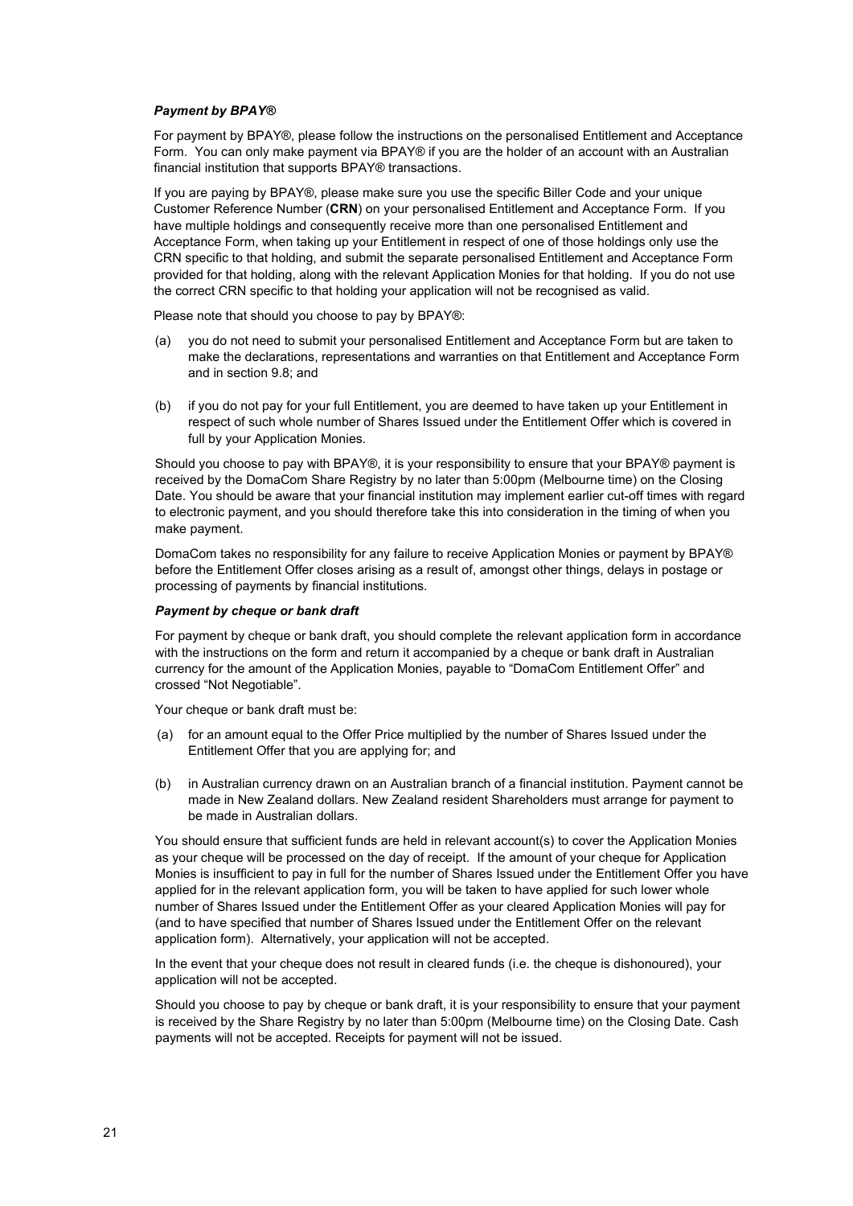***Payment by BPAY®***

For payment by BPAY®, please follow the instructions on the personalised Entitlement and Acceptance Form. You can only make payment via BPAY® if you are the holder of an account with an Australian financial institution that supports BPAY® transactions.

If you are paying by BPAY®, please make sure you use the specific Biller Code and your unique Customer Reference Number (**CRN**) on your personalised Entitlement and Acceptance Form. If you have multiple holdings and consequently receive more than one personalised Entitlement and Acceptance Form, when taking up your Entitlement in respect of one of those holdings only use the CRN specific to that holding, and submit the separate personalised Entitlement and Acceptance Form provided for that holding, along with the relevant Application Monies for that holding. If you do not use the correct CRN specific to that holding your application will not be recognised as valid.

Please note that should you choose to pay by BPAY®:

(a) you do not need to submit your personalised Entitlement and Acceptance Form but are taken to make the declarations, representations and warranties on that Entitlement and Acceptance Form and in section 9.8; and

(b) if you do not pay for your full Entitlement, you are deemed to have taken up your Entitlement in respect of such whole number of Shares Issued under the Entitlement Offer which is covered in full by your Application Monies.

Should you choose to pay with BPAY®, it is your responsibility to ensure that your BPAY® payment is received by the DomaCom Share Registry by no later than 5:00pm (Melbourne time) on the Closing Date. You should be aware that your financial institution may implement earlier cut-off times with regard to electronic payment, and you should therefore take this into consideration in the timing of when you make payment.

DomaCom takes no responsibility for any failure to receive Application Monies or payment by BPAY® before the Entitlement Offer closes arising as a result of, amongst other things, delays in postage or processing of payments by financial institutions.

***Payment by cheque or bank draft***

For payment by cheque or bank draft, you should complete the relevant application form in accordance with the instructions on the form and return it accompanied by a cheque or bank draft in Australian currency for the amount of the Application Monies, payable to "DomaCom Entitlement Offer" and crossed "Not Negotiable".

Your cheque or bank draft must be:

(a) for an amount equal to the Offer Price multiplied by the number of Shares Issued under the Entitlement Offer that you are applying for; and

(b) in Australian currency drawn on an Australian branch of a financial institution. Payment cannot be made in New Zealand dollars. New Zealand resident Shareholders must arrange for payment to be made in Australian dollars.

You should ensure that sufficient funds are held in relevant account(s) to cover the Application Monies as your cheque will be processed on the day of receipt. If the amount of your cheque for Application Monies is insufficient to pay in full for the number of Shares Issued under the Entitlement Offer you have applied for in the relevant application form, you will be taken to have applied for such lower whole number of Shares Issued under the Entitlement Offer as your cleared Application Monies will pay for (and to have specified that number of Shares Issued under the Entitlement Offer on the relevant application form). Alternatively, your application will not be accepted.

In the event that your cheque does not result in cleared funds (i.e. the cheque is dishonoured), your application will not be accepted.

Should you choose to pay by cheque or bank draft, it is your responsibility to ensure that your payment is received by the Share Registry by no later than 5:00pm (Melbourne time) on the Closing Date. Cash payments will not be accepted. Receipts for payment will not be issued.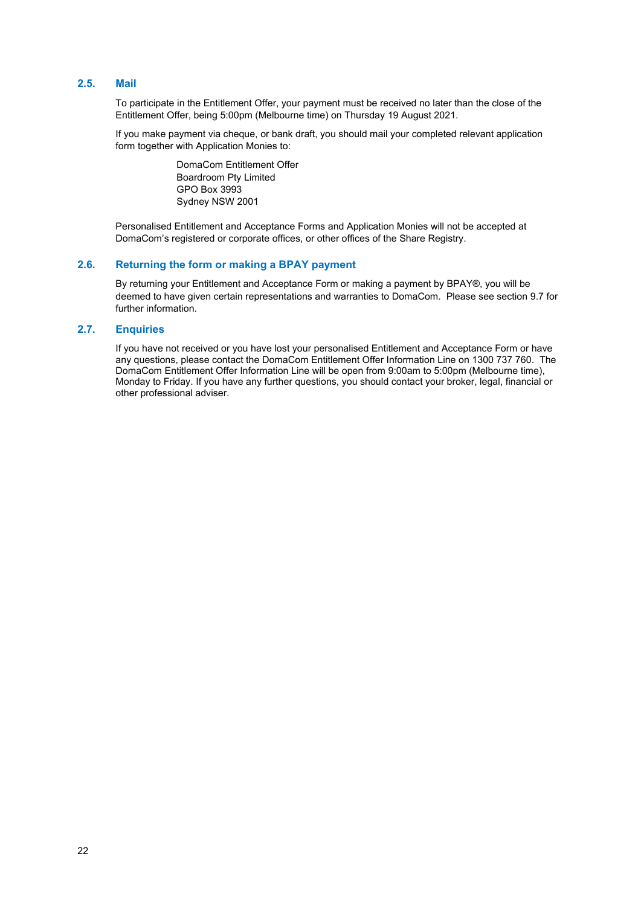## 2.5. Mail

To participate in the Entitlement Offer, your payment must be received no later than the close of the Entitlement Offer, being 5:00pm (Melbourne time) on Thursday 19 August 2021.

If you make payment via cheque, or bank draft, you should mail your completed relevant application form together with Application Monies to:

> DomaCom Entitlement Offer
> Boardroom Pty Limited
> GPO Box 3993
> Sydney NSW 2001

Personalised Entitlement and Acceptance Forms and Application Monies will not be accepted at DomaCom's registered or corporate offices, or other offices of the Share Registry.

## 2.6. Returning the form or making a BPAY payment

By returning your Entitlement and Acceptance Form or making a payment by BPAY®, you will be deemed to have given certain representations and warranties to DomaCom. Please see section 9.7 for further information.

## 2.7. Enquiries

If you have not received or you have lost your personalised Entitlement and Acceptance Form or have any questions, please contact the DomaCom Entitlement Offer Information Line on 1300 737 760. The DomaCom Entitlement Offer Information Line will be open from 9:00am to 5:00pm (Melbourne time), Monday to Friday. If you have any further questions, you should contact your broker, legal, financial or other professional adviser.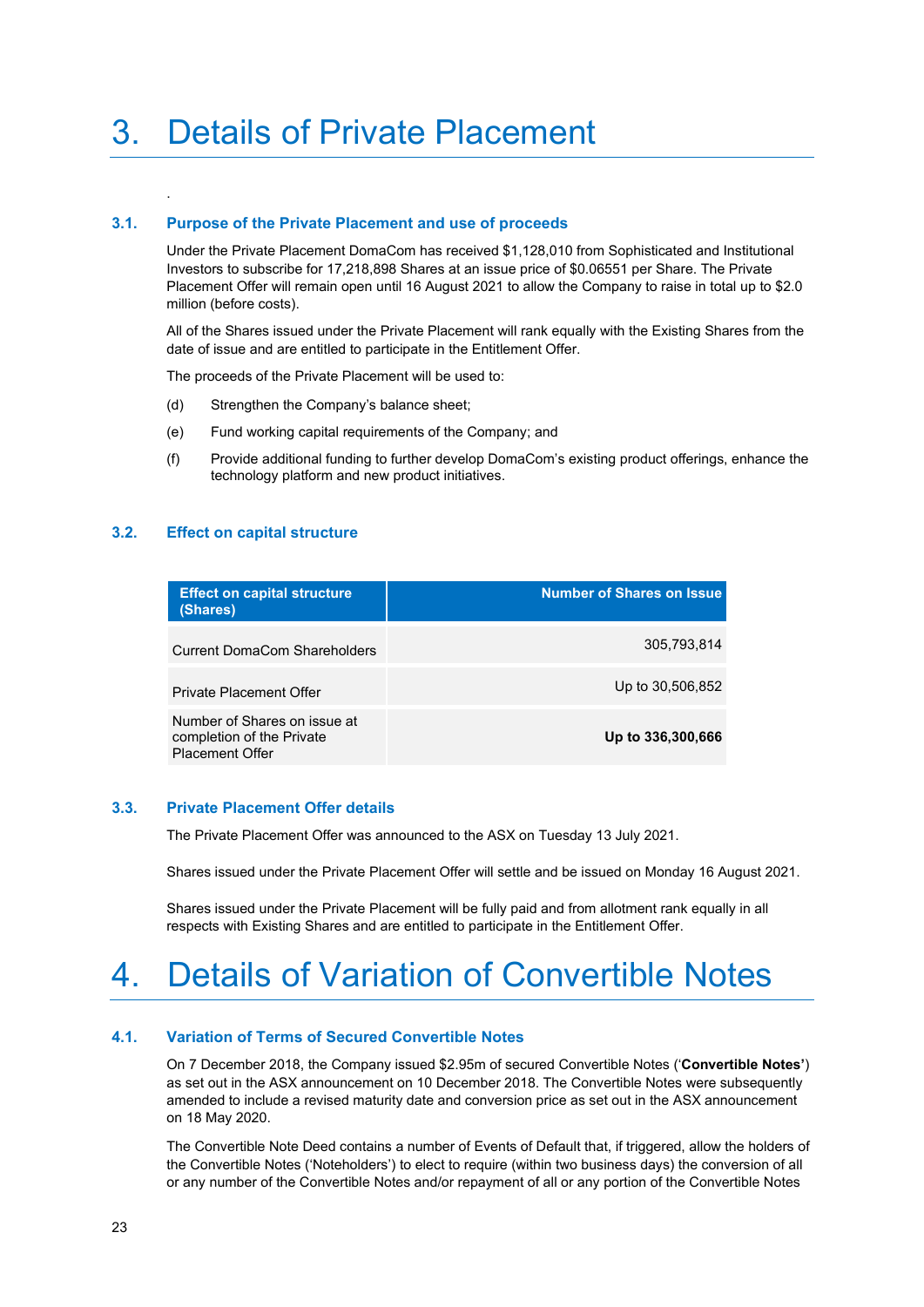# 3. Details of Private Placement

.

## 3.1. Purpose of the Private Placement and use of proceeds

Under the Private Placement DomaCom has received $1,128,010 from Sophisticated and Institutional Investors to subscribe for 17,218,898 Shares at an issue price of $0.06551 per Share. The Private Placement Offer will remain open until 16 August 2021 to allow the Company to raise in total up to $2.0 million (before costs).

All of the Shares issued under the Private Placement will rank equally with the Existing Shares from the date of issue and are entitled to participate in the Entitlement Offer.

The proceeds of the Private Placement will be used to:

(d) Strengthen the Company's balance sheet;

(e) Fund working capital requirements of the Company; and

(f) Provide additional funding to further develop DomaCom's existing product offerings, enhance the technology platform and new product initiatives.

## 3.2. Effect on capital structure

| Effect on capital structure (Shares) | Number of Shares on Issue |
|---|---|
| Current DomaCom Shareholders | 305,793,814 |
| Private Placement Offer | Up to 30,506,852 |
| Number of Shares on issue at completion of the Private Placement Offer | **Up to 336,300,666** |

## 3.3. Private Placement Offer details

The Private Placement Offer was announced to the ASX on Tuesday 13 July 2021.

Shares issued under the Private Placement Offer will settle and be issued on Monday 16 August 2021.

Shares issued under the Private Placement will be fully paid and from allotment rank equally in all respects with Existing Shares and are entitled to participate in the Entitlement Offer.

# 4. Details of Variation of Convertible Notes

## 4.1. Variation of Terms of Secured Convertible Notes

On 7 December 2018, the Company issued $2.95m of secured Convertible Notes ('**Convertible Notes'**) as set out in the ASX announcement on 10 December 2018. The Convertible Notes were subsequently amended to include a revised maturity date and conversion price as set out in the ASX announcement on 18 May 2020.

The Convertible Note Deed contains a number of Events of Default that, if triggered, allow the holders of the Convertible Notes ('Noteholders') to elect to require (within two business days) the conversion of all or any number of the Convertible Notes and/or repayment of all or any portion of the Convertible Notes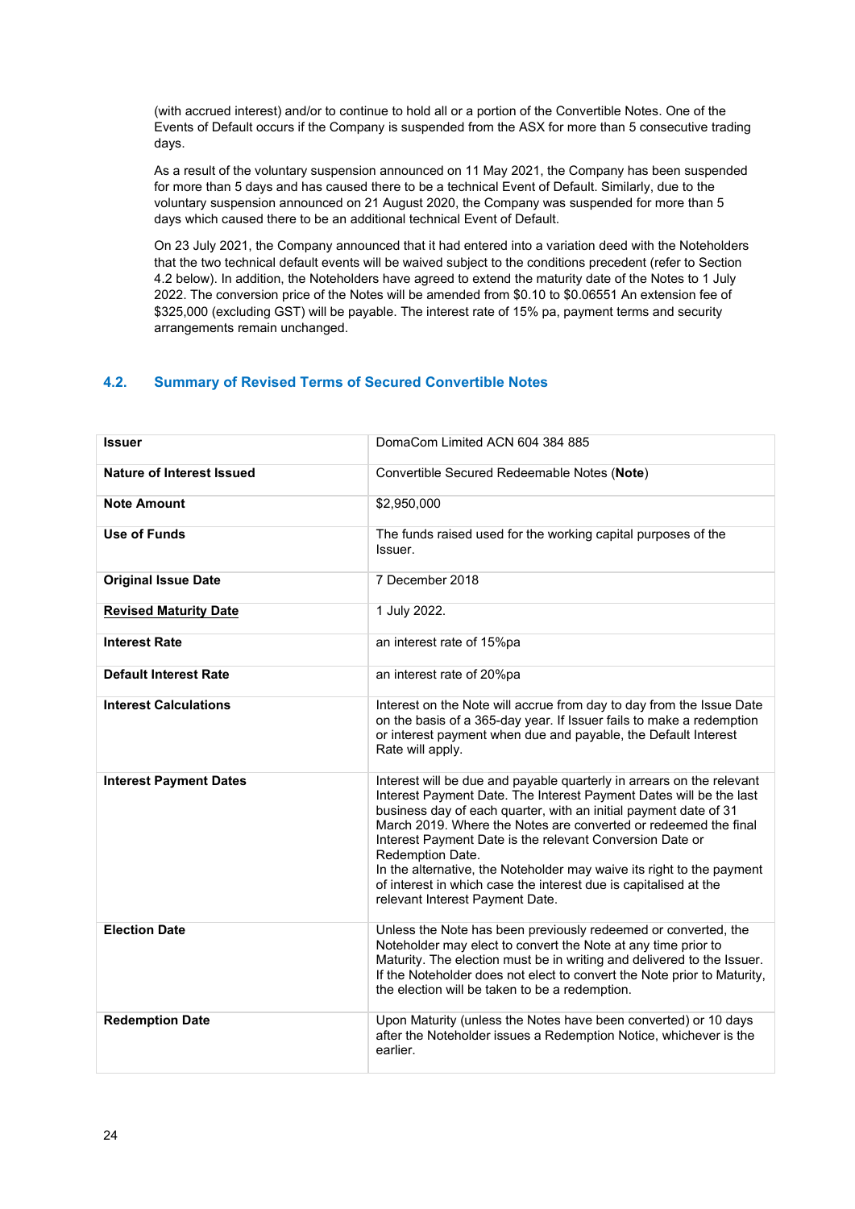(with accrued interest) and/or to continue to hold all or a portion of the Convertible Notes. One of the Events of Default occurs if the Company is suspended from the ASX for more than 5 consecutive trading days.

As a result of the voluntary suspension announced on 11 May 2021, the Company has been suspended for more than 5 days and has caused there to be a technical Event of Default. Similarly, due to the voluntary suspension announced on 21 August 2020, the Company was suspended for more than 5 days which caused there to be an additional technical Event of Default.

On 23 July 2021, the Company announced that it had entered into a variation deed with the Noteholders that the two technical default events will be waived subject to the conditions precedent (refer to Section 4.2 below). In addition, the Noteholders have agreed to extend the maturity date of the Notes to 1 July 2022. The conversion price of the Notes will be amended from $0.10 to $0.06551 An extension fee of $325,000 (excluding GST) will be payable. The interest rate of 15% pa, payment terms and security arrangements remain unchanged.

## 4.2. Summary of Revised Terms of Secured Convertible Notes

| | |
|---|---|
| **Issuer** | DomaCom Limited ACN 604 384 885 |
| **Nature of Interest Issued** | Convertible Secured Redeemable Notes (**Note**) |
| **Note Amount** | $2,950,000 |
| **Use of Funds** | The funds raised used for the working capital purposes of the Issuer. |
| **Original Issue Date** | 7 December 2018 |
| **Revised Maturity Date** | 1 July 2022. |
| **Interest Rate** | an interest rate of 15%pa |
| **Default Interest Rate** | an interest rate of 20%pa |
| **Interest Calculations** | Interest on the Note will accrue from day to day from the Issue Date on the basis of a 365-day year. If Issuer fails to make a redemption or interest payment when due and payable, the Default Interest Rate will apply. |
| **Interest Payment Dates** | Interest will be due and payable quarterly in arrears on the relevant Interest Payment Date. The Interest Payment Dates will be the last business day of each quarter, with an initial payment date of 31 March 2019. Where the Notes are converted or redeemed the final Interest Payment Date is the relevant Conversion Date or Redemption Date.<br>In the alternative, the Noteholder may waive its right to the payment of interest in which case the interest due is capitalised at the relevant Interest Payment Date. |
| **Election Date** | Unless the Note has been previously redeemed or converted, the Noteholder may elect to convert the Note at any time prior to Maturity. The election must be in writing and delivered to the Issuer. If the Noteholder does not elect to convert the Note prior to Maturity, the election will be taken to be a redemption. |
| **Redemption Date** | Upon Maturity (unless the Notes have been converted) or 10 days after the Noteholder issues a Redemption Notice, whichever is the earlier. |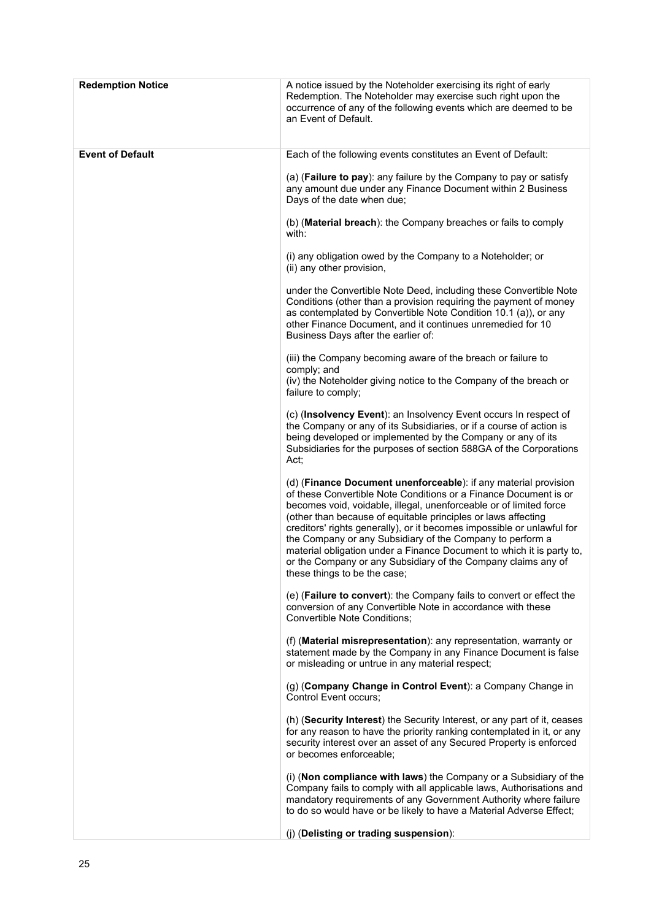| | |
|---|---|
| **Redemption Notice** | A notice issued by the Noteholder exercising its right of early Redemption. The Noteholder may exercise such right upon the occurrence of any of the following events which are deemed to be an Event of Default. |
| **Event of Default** | Each of the following events constitutes an Event of Default:<br><br>(a) (**Failure to pay**): any failure by the Company to pay or satisfy any amount due under any Finance Document within 2 Business Days of the date when due;<br><br>(b) (**Material breach**): the Company breaches or fails to comply with:<br><br>(i) any obligation owed by the Company to a Noteholder; or<br>(ii) any other provision,<br><br>under the Convertible Note Deed, including these Convertible Note Conditions (other than a provision requiring the payment of money as contemplated by Convertible Note Condition 10.1 (a)), or any other Finance Document, and it continues unremedied for 10 Business Days after the earlier of:<br><br>(iii) the Company becoming aware of the breach or failure to comply; and<br>(iv) the Noteholder giving notice to the Company of the breach or failure to comply;<br><br>(c) (**Insolvency Event**): an Insolvency Event occurs In respect of the Company or any of its Subsidiaries, or if a course of action is being developed or implemented by the Company or any of its Subsidiaries for the purposes of section 588GA of the Corporations Act;<br><br>(d) (**Finance Document unenforceable**): if any material provision of these Convertible Note Conditions or a Finance Document is or becomes void, voidable, illegal, unenforceable or of limited force (other than because of equitable principles or laws affecting creditors' rights generally), or it becomes impossible or unlawful for the Company or any Subsidiary of the Company to perform a material obligation under a Finance Document to which it is party to, or the Company or any Subsidiary of the Company claims any of these things to be the case;<br><br>(e) (**Failure to convert**): the Company fails to convert or effect the conversion of any Convertible Note in accordance with these Convertible Note Conditions;<br><br>(f) (**Material misrepresentation**): any representation, warranty or statement made by the Company in any Finance Document is false or misleading or untrue in any material respect;<br><br>(g) (**Company Change in Control Event**): a Company Change in Control Event occurs;<br><br>(h) (**Security Interest**) the Security Interest, or any part of it, ceases for any reason to have the priority ranking contemplated in it, or any security interest over an asset of any Secured Property is enforced or becomes enforceable;<br><br>(i) (**Non compliance with laws**) the Company or a Subsidiary of the Company fails to comply with all applicable laws, Authorisations and mandatory requirements of any Government Authority where failure to do so would have or be likely to have a Material Adverse Effect;<br><br>(j) (**Delisting or trading suspension**): |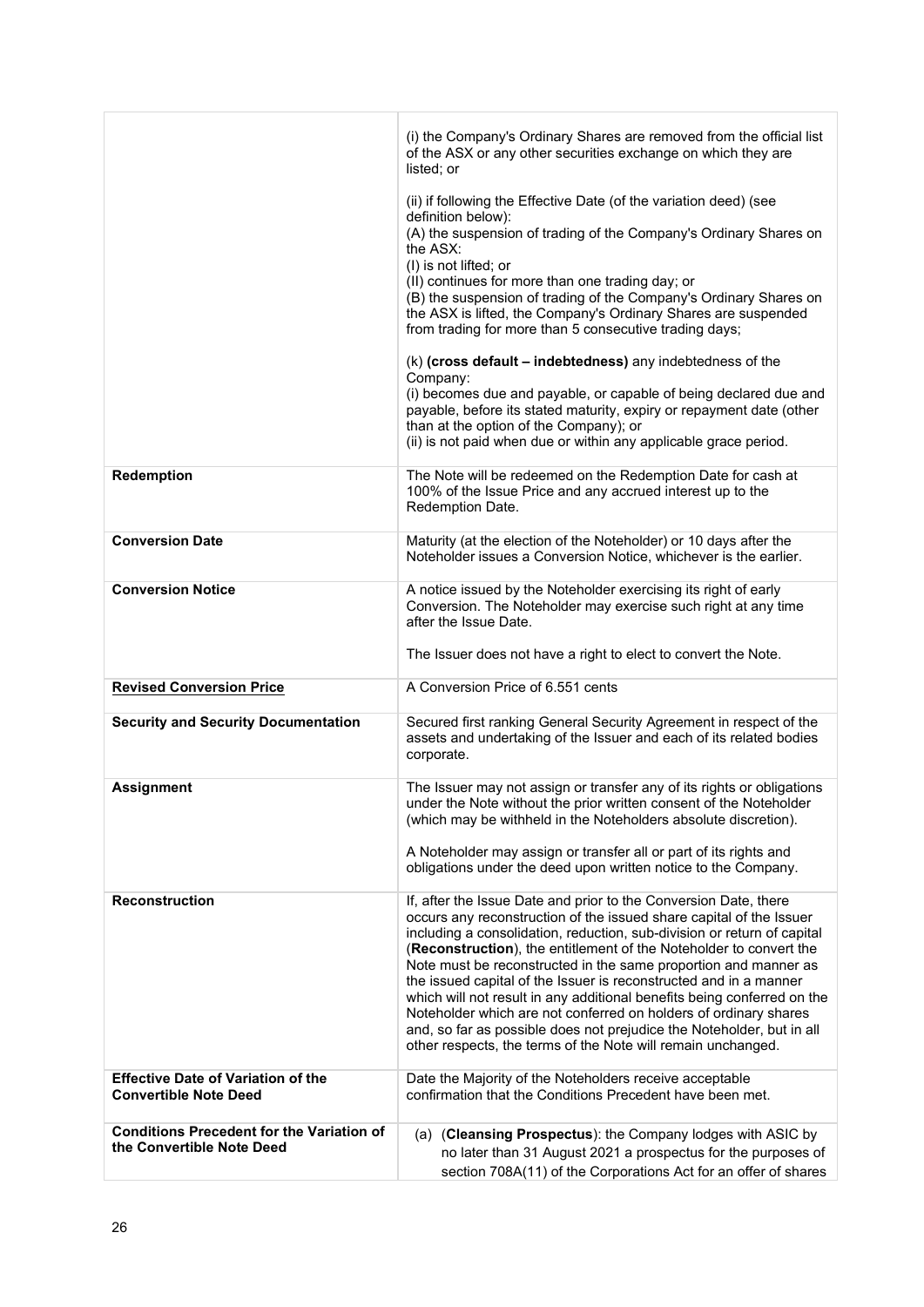| | |
|---|---|
| | (i) the Company's Ordinary Shares are removed from the official list of the ASX or any other securities exchange on which they are listed; or<br><br>(ii) if following the Effective Date (of the variation deed) (see definition below):<br>(A) the suspension of trading of the Company's Ordinary Shares on the ASX:<br>(I) is not lifted; or<br>(II) continues for more than one trading day; or<br>(B) the suspension of trading of the Company's Ordinary Shares on the ASX is lifted, the Company's Ordinary Shares are suspended from trading for more than 5 consecutive trading days;<br><br>(k) **(cross default – indebtedness)** any indebtedness of the Company:<br>(i) becomes due and payable, or capable of being declared due and payable, before its stated maturity, expiry or repayment date (other than at the option of the Company); or<br>(ii) is not paid when due or within any applicable grace period. |
| **Redemption** | The Note will be redeemed on the Redemption Date for cash at 100% of the Issue Price and any accrued interest up to the Redemption Date. |
| **Conversion Date** | Maturity (at the election of the Noteholder) or 10 days after the Noteholder issues a Conversion Notice, whichever is the earlier. |
| **Conversion Notice** | A notice issued by the Noteholder exercising its right of early Conversion. The Noteholder may exercise such right at any time after the Issue Date.<br><br>The Issuer does not have a right to elect to convert the Note. |
| **Revised Conversion Price** | A Conversion Price of 6.551 cents |
| **Security and Security Documentation** | Secured first ranking General Security Agreement in respect of the assets and undertaking of the Issuer and each of its related bodies corporate. |
| **Assignment** | The Issuer may not assign or transfer any of its rights or obligations under the Note without the prior written consent of the Noteholder (which may be withheld in the Noteholders absolute discretion).<br><br>A Noteholder may assign or transfer all or part of its rights and obligations under the deed upon written notice to the Company. |
| **Reconstruction** | If, after the Issue Date and prior to the Conversion Date, there occurs any reconstruction of the issued share capital of the Issuer including a consolidation, reduction, sub-division or return of capital (**Reconstruction**), the entitlement of the Noteholder to convert the Note must be reconstructed in the same proportion and manner as the issued capital of the Issuer is reconstructed and in a manner which will not result in any additional benefits being conferred on the Noteholder which are not conferred on holders of ordinary shares and, so far as possible does not prejudice the Noteholder, but in all other respects, the terms of the Note will remain unchanged. |
| **Effective Date of Variation of the Convertible Note Deed** | Date the Majority of the Noteholders receive acceptable confirmation that the Conditions Precedent have been met. |
| **Conditions Precedent for the Variation of the Convertible Note Deed** | (a) (**Cleansing Prospectus**): the Company lodges with ASIC by no later than 31 August 2021 a prospectus for the purposes of section 708A(11) of the Corporations Act for an offer of shares |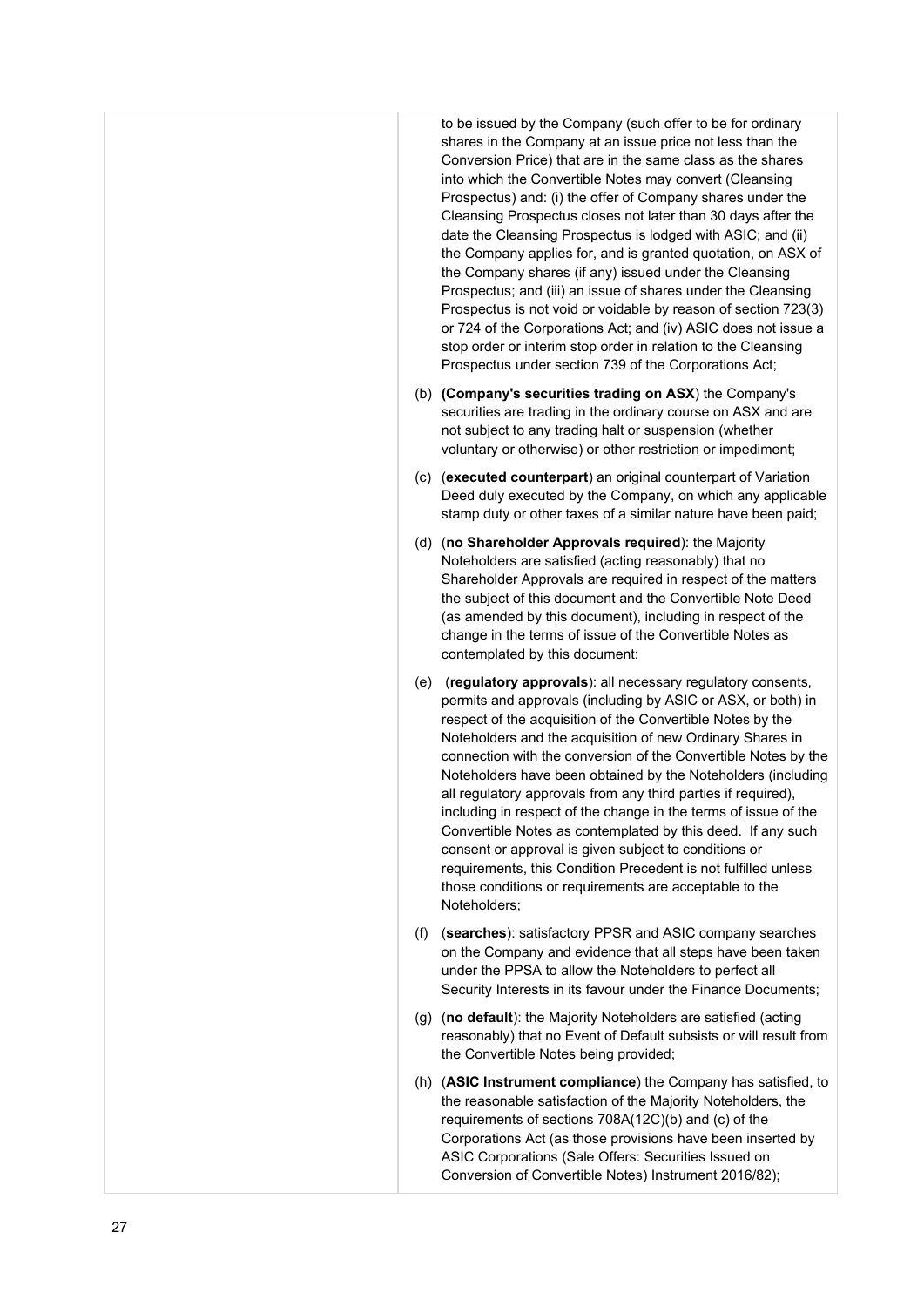|  | to be issued by the Company (such offer to be for ordinary shares in the Company at an issue price not less than the Conversion Price) that are in the same class as the shares into which the Convertible Notes may convert (Cleansing Prospectus) and: (i) the offer of Company shares under the Cleansing Prospectus closes not later than 30 days after the date the Cleansing Prospectus is lodged with ASIC; and (ii) the Company applies for, and is granted quotation, on ASX of the Company shares (if any) issued under the Cleansing Prospectus; and (iii) an issue of shares under the Cleansing Prospectus is not void or voidable by reason of section 723(3) or 724 of the Corporations Act; and (iv) ASIC does not issue a stop order or interim stop order in relation to the Cleansing Prospectus under section 739 of the Corporations Act;<br><br>(b) **(Company's securities trading on ASX**) the Company's securities are trading in the ordinary course on ASX and are not subject to any trading halt or suspension (whether voluntary or otherwise) or other restriction or impediment;<br><br>(c) (**executed counterpart**) an original counterpart of Variation Deed duly executed by the Company, on which any applicable stamp duty or other taxes of a similar nature have been paid;<br><br>(d) (**no Shareholder Approvals required**): the Majority Noteholders are satisfied (acting reasonably) that no Shareholder Approvals are required in respect of the matters the subject of this document and the Convertible Note Deed (as amended by this document), including in respect of the change in the terms of issue of the Convertible Notes as contemplated by this document;<br><br>(e) (**regulatory approvals**): all necessary regulatory consents, permits and approvals (including by ASIC or ASX, or both) in respect of the acquisition of the Convertible Notes by the Noteholders and the acquisition of new Ordinary Shares in connection with the conversion of the Convertible Notes by the Noteholders have been obtained by the Noteholders (including all regulatory approvals from any third parties if required), including in respect of the change in the terms of issue of the Convertible Notes as contemplated by this deed. If any such consent or approval is given subject to conditions or requirements, this Condition Precedent is not fulfilled unless those conditions or requirements are acceptable to the Noteholders;<br><br>(f) (**searches**): satisfactory PPSR and ASIC company searches on the Company and evidence that all steps have been taken under the PPSA to allow the Noteholders to perfect all Security Interests in its favour under the Finance Documents;<br><br>(g) (**no default**): the Majority Noteholders are satisfied (acting reasonably) that no Event of Default subsists or will result from the Convertible Notes being provided;<br><br>(h) (**ASIC Instrument compliance**) the Company has satisfied, to the reasonable satisfaction of the Majority Noteholders, the requirements of sections 708A(12C)(b) and (c) of the Corporations Act (as those provisions have been inserted by ASIC Corporations (Sale Offers: Securities Issued on Conversion of Convertible Notes) Instrument 2016/82); |
|---|---|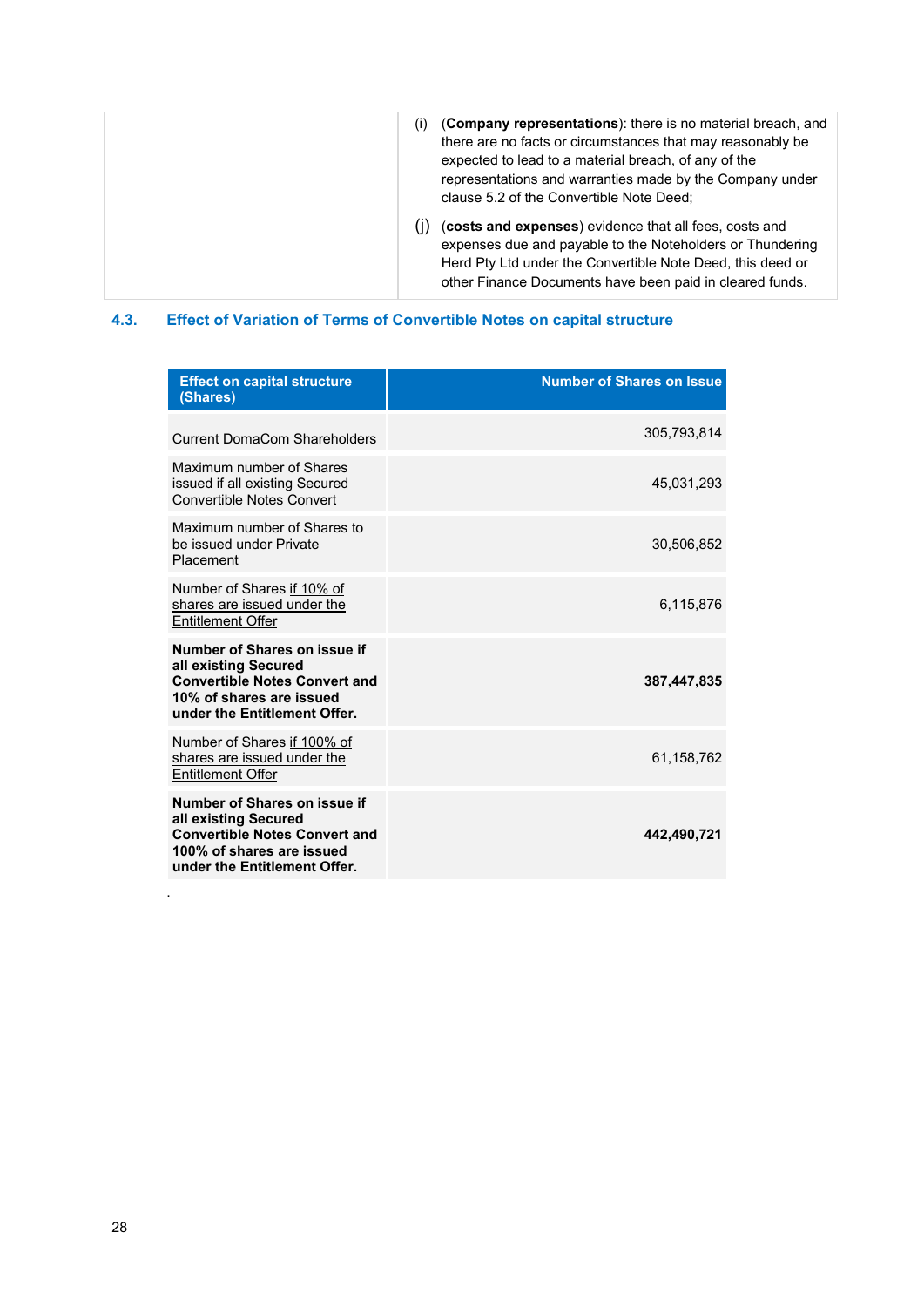| | |
|---|---|
| | (i) (**Company representations**): there is no material breach, and there are no facts or circumstances that may reasonably be expected to lead to a material breach, of any of the representations and warranties made by the Company under clause 5.2 of the Convertible Note Deed; |
| | (j) (**costs and expenses**) evidence that all fees, costs and expenses due and payable to the Noteholders or Thundering Herd Pty Ltd under the Convertible Note Deed, this deed or other Finance Documents have been paid in cleared funds. |

## 4.3. Effect of Variation of Terms of Convertible Notes on capital structure

| Effect on capital structure (Shares) | Number of Shares on Issue |
|---|---:|
| Current DomaCom Shareholders | 305,793,814 |
| Maximum number of Shares issued if all existing Secured Convertible Notes Convert | 45,031,293 |
| Maximum number of Shares to be issued under Private Placement | 30,506,852 |
| Number of Shares <u>if 10% of shares are issued under the Entitlement Offer</u> | 6,115,876 |
| **Number of Shares on issue if all existing Secured Convertible Notes Convert and 10% of shares are issued under the Entitlement Offer.** | **387,447,835** |
| Number of Shares <u>if 100% of shares are issued under the Entitlement Offer</u> | 61,158,762 |
| **Number of Shares on issue if all existing Secured Convertible Notes Convert and 100% of shares are issued under the Entitlement Offer.** | **442,490,721** |

.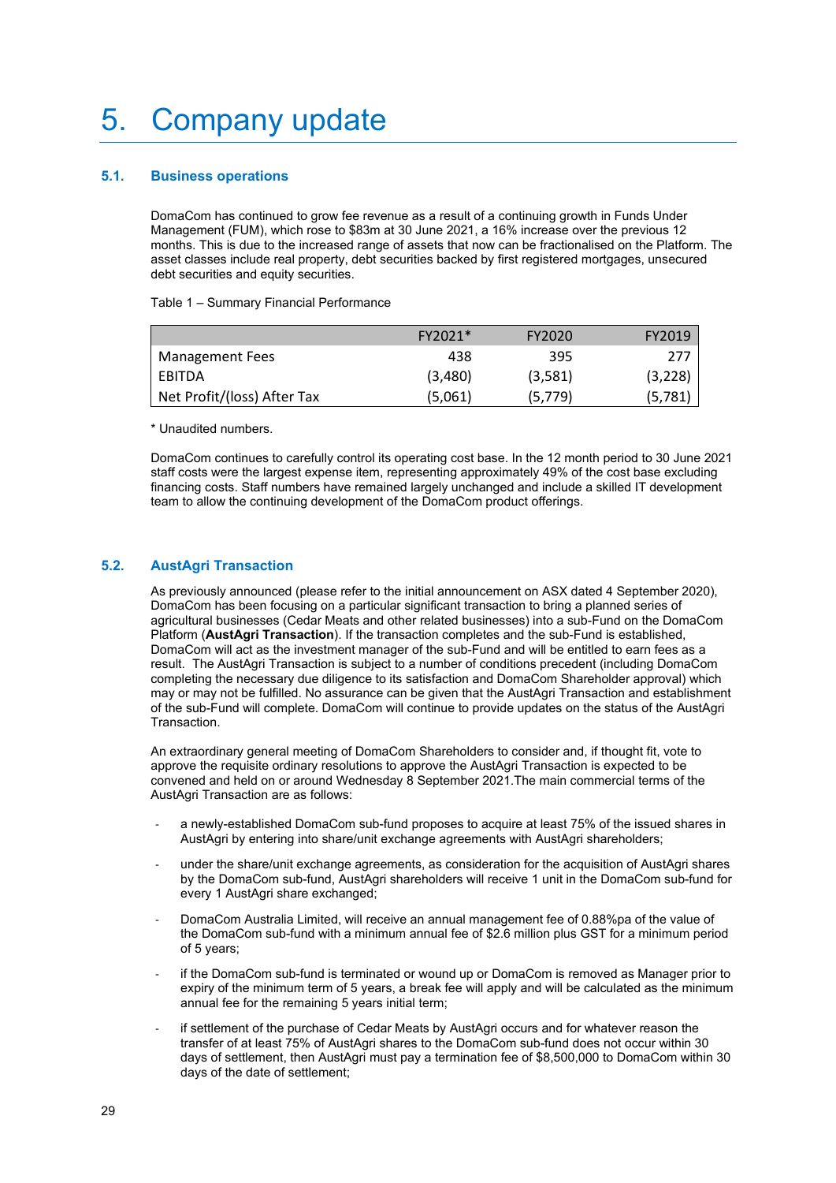# 5. Company update

## 5.1. Business operations

DomaCom has continued to grow fee revenue as a result of a continuing growth in Funds Under Management (FUM), which rose to $83m at 30 June 2021, a 16% increase over the previous 12 months. This is due to the increased range of assets that now can be fractionalised on the Platform. The asset classes include real property, debt securities backed by first registered mortgages, unsecured debt securities and equity securities.

Table 1 – Summary Financial Performance

| | FY2021* | FY2020 | FY2019 |
|---|---:|---:|---:|
| Management Fees | 438 | 395 | 277 |
| EBITDA | (3,480) | (3,581) | (3,228) |
| Net Profit/(loss) After Tax | (5,061) | (5,779) | (5,781) |

* Unaudited numbers.

DomaCom continues to carefully control its operating cost base. In the 12 month period to 30 June 2021 staff costs were the largest expense item, representing approximately 49% of the cost base excluding financing costs. Staff numbers have remained largely unchanged and include a skilled IT development team to allow the continuing development of the DomaCom product offerings.

## 5.2. AustAgri Transaction

As previously announced (please refer to the initial announcement on ASX dated 4 September 2020), DomaCom has been focusing on a particular significant transaction to bring a planned series of agricultural businesses (Cedar Meats and other related businesses) into a sub-Fund on the DomaCom Platform (**AustAgri Transaction**). If the transaction completes and the sub-Fund is established, DomaCom will act as the investment manager of the sub-Fund and will be entitled to earn fees as a result. The AustAgri Transaction is subject to a number of conditions precedent (including DomaCom completing the necessary due diligence to its satisfaction and DomaCom Shareholder approval) which may or may not be fulfilled. No assurance can be given that the AustAgri Transaction and establishment of the sub-Fund will complete. DomaCom will continue to provide updates on the status of the AustAgri Transaction.

An extraordinary general meeting of DomaCom Shareholders to consider and, if thought fit, vote to approve the requisite ordinary resolutions to approve the AustAgri Transaction is expected to be convened and held on or around Wednesday 8 September 2021.The main commercial terms of the AustAgri Transaction are as follows:

- a newly-established DomaCom sub-fund proposes to acquire at least 75% of the issued shares in AustAgri by entering into share/unit exchange agreements with AustAgri shareholders;
- under the share/unit exchange agreements, as consideration for the acquisition of AustAgri shares by the DomaCom sub-fund, AustAgri shareholders will receive 1 unit in the DomaCom sub-fund for every 1 AustAgri share exchanged;
- DomaCom Australia Limited, will receive an annual management fee of 0.88%pa of the value of the DomaCom sub-fund with a minimum annual fee of $2.6 million plus GST for a minimum period of 5 years;
- if the DomaCom sub-fund is terminated or wound up or DomaCom is removed as Manager prior to expiry of the minimum term of 5 years, a break fee will apply and will be calculated as the minimum annual fee for the remaining 5 years initial term;
- if settlement of the purchase of Cedar Meats by AustAgri occurs and for whatever reason the transfer of at least 75% of AustAgri shares to the DomaCom sub-fund does not occur within 30 days of settlement, then AustAgri must pay a termination fee of $8,500,000 to DomaCom within 30 days of the date of settlement;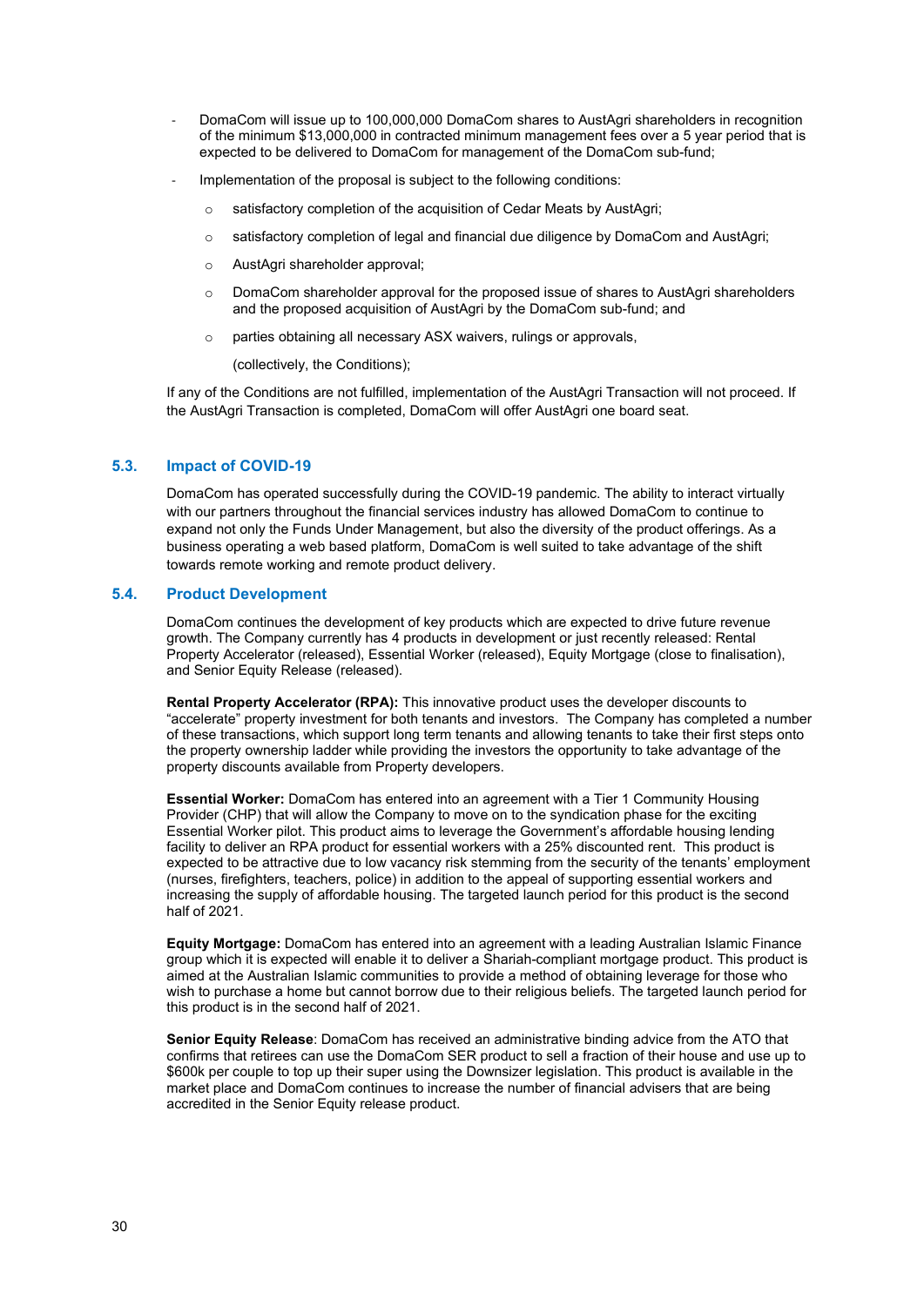- DomaCom will issue up to 100,000,000 DomaCom shares to AustAgri shareholders in recognition of the minimum $13,000,000 in contracted minimum management fees over a 5 year period that is expected to be delivered to DomaCom for management of the DomaCom sub-fund;
- Implementation of the proposal is subject to the following conditions:
  - satisfactory completion of the acquisition of Cedar Meats by AustAgri;
  - satisfactory completion of legal and financial due diligence by DomaCom and AustAgri;
  - AustAgri shareholder approval;
  - DomaCom shareholder approval for the proposed issue of shares to AustAgri shareholders and the proposed acquisition of AustAgri by the DomaCom sub-fund; and
  - parties obtaining all necessary ASX waivers, rulings or approvals,

  (collectively, the Conditions);

If any of the Conditions are not fulfilled, implementation of the AustAgri Transaction will not proceed. If the AustAgri Transaction is completed, DomaCom will offer AustAgri one board seat.

## 5.3. Impact of COVID-19

DomaCom has operated successfully during the COVID-19 pandemic. The ability to interact virtually with our partners throughout the financial services industry has allowed DomaCom to continue to expand not only the Funds Under Management, but also the diversity of the product offerings. As a business operating a web based platform, DomaCom is well suited to take advantage of the shift towards remote working and remote product delivery.

## 5.4. Product Development

DomaCom continues the development of key products which are expected to drive future revenue growth. The Company currently has 4 products in development or just recently released: Rental Property Accelerator (released), Essential Worker (released), Equity Mortgage (close to finalisation), and Senior Equity Release (released).

**Rental Property Accelerator (RPA):** This innovative product uses the developer discounts to "accelerate" property investment for both tenants and investors. The Company has completed a number of these transactions, which support long term tenants and allowing tenants to take their first steps onto the property ownership ladder while providing the investors the opportunity to take advantage of the property discounts available from Property developers.

**Essential Worker:** DomaCom has entered into an agreement with a Tier 1 Community Housing Provider (CHP) that will allow the Company to move on to the syndication phase for the exciting Essential Worker pilot. This product aims to leverage the Government's affordable housing lending facility to deliver an RPA product for essential workers with a 25% discounted rent. This product is expected to be attractive due to low vacancy risk stemming from the security of the tenants' employment (nurses, firefighters, teachers, police) in addition to the appeal of supporting essential workers and increasing the supply of affordable housing. The targeted launch period for this product is the second half of 2021.

**Equity Mortgage:** DomaCom has entered into an agreement with a leading Australian Islamic Finance group which it is expected will enable it to deliver a Shariah-compliant mortgage product. This product is aimed at the Australian Islamic communities to provide a method of obtaining leverage for those who wish to purchase a home but cannot borrow due to their religious beliefs. The targeted launch period for this product is in the second half of 2021.

**Senior Equity Release**: DomaCom has received an administrative binding advice from the ATO that confirms that retirees can use the DomaCom SER product to sell a fraction of their house and use up to $600k per couple to top up their super using the Downsizer legislation. This product is available in the market place and DomaCom continues to increase the number of financial advisers that are being accredited in the Senior Equity release product.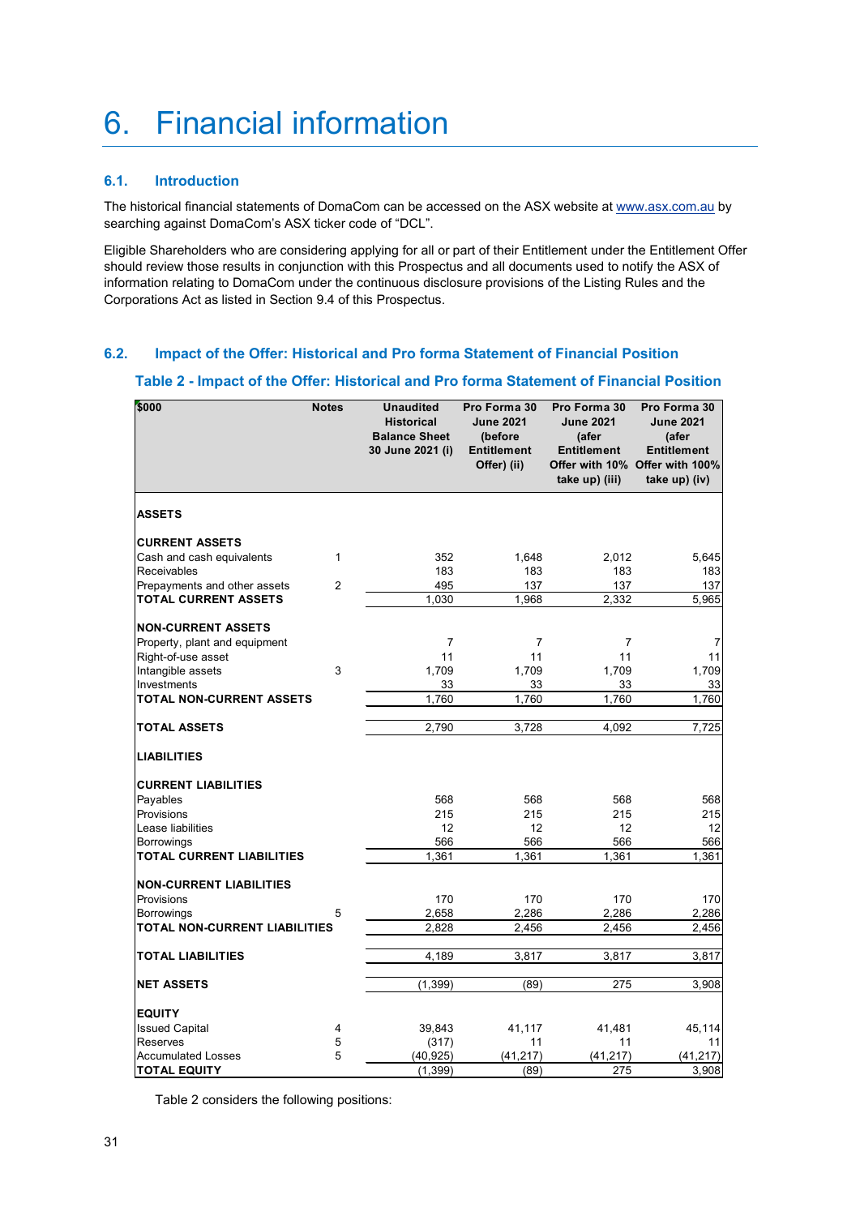# 6. Financial information

## 6.1. Introduction

The historical financial statements of DomaCom can be accessed on the ASX website at www.asx.com.au by searching against DomaCom's ASX ticker code of "DCL".

Eligible Shareholders who are considering applying for all or part of their Entitlement under the Entitlement Offer should review those results in conjunction with this Prospectus and all documents used to notify the ASX of information relating to DomaCom under the continuous disclosure provisions of the Listing Rules and the Corporations Act as listed in Section 9.4 of this Prospectus.

## 6.2. Impact of the Offer: Historical and Pro forma Statement of Financial Position

### Table 2 - Impact of the Offer: Historical and Pro forma Statement of Financial Position

| $000 | Notes | Unaudited Historical Balance Sheet 30 June 2021 (i) | Pro Forma 30 June 2021 (before Entitlement Offer) (ii) | Pro Forma 30 June 2021 (afer Entitlement Offer with 10% take up) (iii) | Pro Forma 30 June 2021 (afer Entitlement Offer with 100% take up) (iv) |
|---|---|---|---|---|---|
| **ASSETS** | | | | | |
| **CURRENT ASSETS** | | | | | |
| Cash and cash equivalents | 1 | 352 | 1,648 | 2,012 | 5,645 |
| Receivables | | 183 | 183 | 183 | 183 |
| Prepayments and other assets | 2 | 495 | 137 | 137 | 137 |
| **TOTAL CURRENT ASSETS** | | 1,030 | 1,968 | 2,332 | 5,965 |
| **NON-CURRENT ASSETS** | | | | | |
| Property, plant and equipment | | 7 | 7 | 7 | 7 |
| Right-of-use asset | | 11 | 11 | 11 | 11 |
| Intangible assets | 3 | 1,709 | 1,709 | 1,709 | 1,709 |
| Investments | | 33 | 33 | 33 | 33 |
| **TOTAL NON-CURRENT ASSETS** | | 1,760 | 1,760 | 1,760 | 1,760 |
| **TOTAL ASSETS** | | 2,790 | 3,728 | 4,092 | 7,725 |
| **LIABILITIES** | | | | | |
| **CURRENT LIABILITIES** | | | | | |
| Payables | | 568 | 568 | 568 | 568 |
| Provisions | | 215 | 215 | 215 | 215 |
| Lease liabilities | | 12 | 12 | 12 | 12 |
| Borrowings | | 566 | 566 | 566 | 566 |
| **TOTAL CURRENT LIABILITIES** | | 1,361 | 1,361 | 1,361 | 1,361 |
| **NON-CURRENT LIABILITIES** | | | | | |
| Provisions | | 170 | 170 | 170 | 170 |
| Borrowings | 5 | 2,658 | 2,286 | 2,286 | 2,286 |
| **TOTAL NON-CURRENT LIABILITIES** | | 2,828 | 2,456 | 2,456 | 2,456 |
| **TOTAL LIABILITIES** | | 4,189 | 3,817 | 3,817 | 3,817 |
| **NET ASSETS** | | (1,399) | (89) | 275 | 3,908 |
| **EQUITY** | | | | | |
| Issued Capital | 4 | 39,843 | 41,117 | 41,481 | 45,114 |
| Reserves | 5 | (317) | 11 | 11 | 11 |
| Accumulated Losses | 5 | (40,925) | (41,217) | (41,217) | (41,217) |
| **TOTAL EQUITY** | | (1,399) | (89) | 275 | 3,908 |

Table 2 considers the following positions: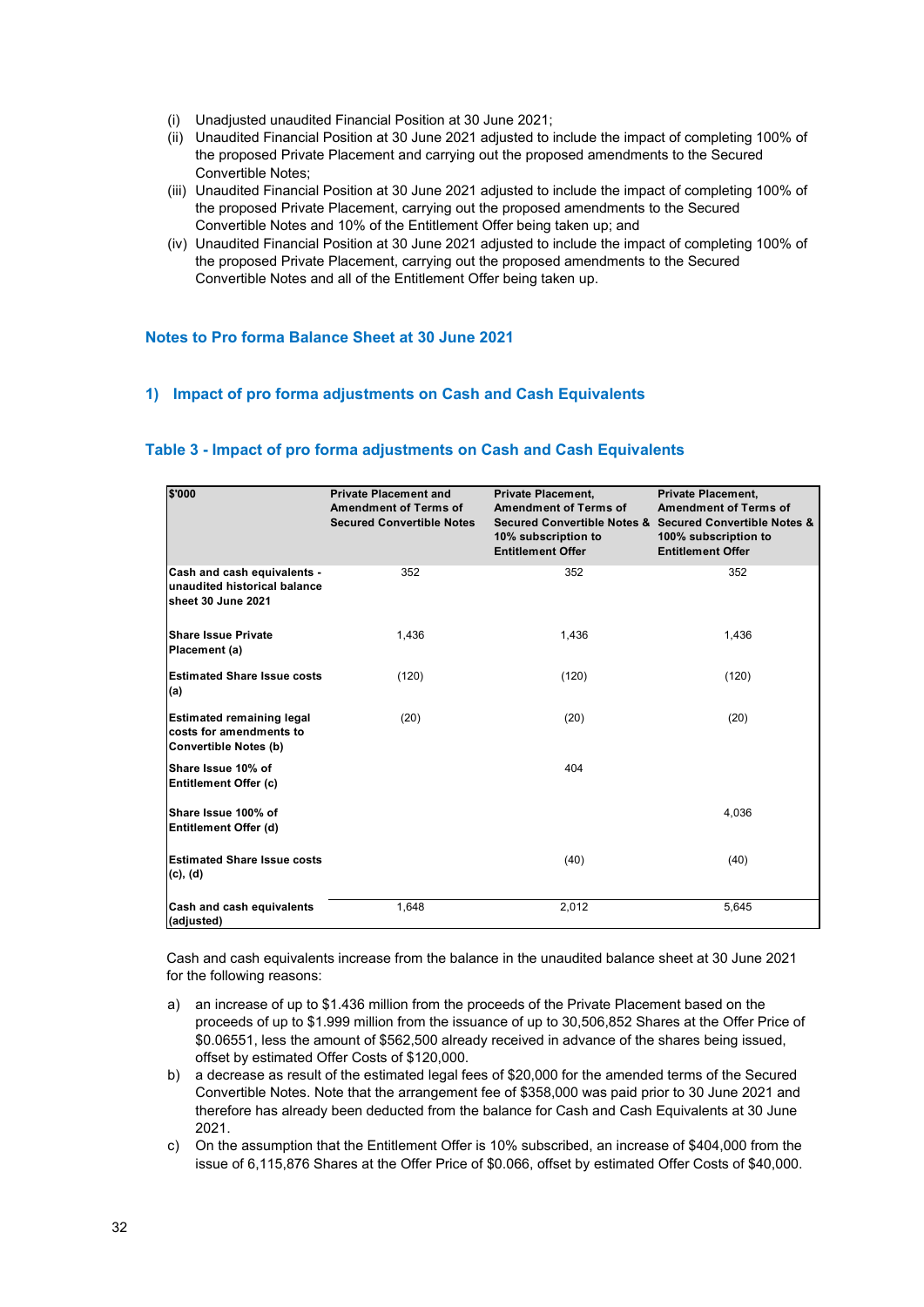(i) Unadjusted unaudited Financial Position at 30 June 2021;
(ii) Unaudited Financial Position at 30 June 2021 adjusted to include the impact of completing 100% of the proposed Private Placement and carrying out the proposed amendments to the Secured Convertible Notes;
(iii) Unaudited Financial Position at 30 June 2021 adjusted to include the impact of completing 100% of the proposed Private Placement, carrying out the proposed amendments to the Secured Convertible Notes and 10% of the Entitlement Offer being taken up; and
(iv) Unaudited Financial Position at 30 June 2021 adjusted to include the impact of completing 100% of the proposed Private Placement, carrying out the proposed amendments to the Secured Convertible Notes and all of the Entitlement Offer being taken up.

## Notes to Pro forma Balance Sheet at 30 June 2021

### 1) Impact of pro forma adjustments on Cash and Cash Equivalents

### Table 3 - Impact of pro forma adjustments on Cash and Cash Equivalents

| $'000 | Private Placement and Amendment of Terms of Secured Convertible Notes | Private Placement, Amendment of Terms of Secured Convertible Notes & 10% subscription to Entitlement Offer | Private Placement, Amendment of Terms of Secured Convertible Notes & 100% subscription to Entitlement Offer |
|---|---|---|---|
| **Cash and cash equivalents - unaudited historical balance sheet 30 June 2021** | 352 | 352 | 352 |
| **Share Issue Private Placement (a)** | 1,436 | 1,436 | 1,436 |
| **Estimated Share Issue costs (a)** | (120) | (120) | (120) |
| **Estimated remaining legal costs for amendments to Convertible Notes (b)** | (20) | (20) | (20) |
| **Share Issue 10% of Entitlement Offer (c)** | | 404 | |
| **Share Issue 100% of Entitlement Offer (d)** | | | 4,036 |
| **Estimated Share Issue costs (c), (d)** | | (40) | (40) |
| **Cash and cash equivalents (adjusted)** | 1,648 | 2,012 | 5,645 |

Cash and cash equivalents increase from the balance in the unaudited balance sheet at 30 June 2021 for the following reasons:

a) an increase of up to $1.436 million from the proceeds of the Private Placement based on the proceeds of up to $1.999 million from the issuance of up to 30,506,852 Shares at the Offer Price of $0.06551, less the amount of $562,500 already received in advance of the shares being issued, offset by estimated Offer Costs of $120,000.
b) a decrease as result of the estimated legal fees of $20,000 for the amended terms of the Secured Convertible Notes. Note that the arrangement fee of $358,000 was paid prior to 30 June 2021 and therefore has already been deducted from the balance for Cash and Cash Equivalents at 30 June 2021.
c) On the assumption that the Entitlement Offer is 10% subscribed, an increase of $404,000 from the issue of 6,115,876 Shares at the Offer Price of $0.066, offset by estimated Offer Costs of $40,000.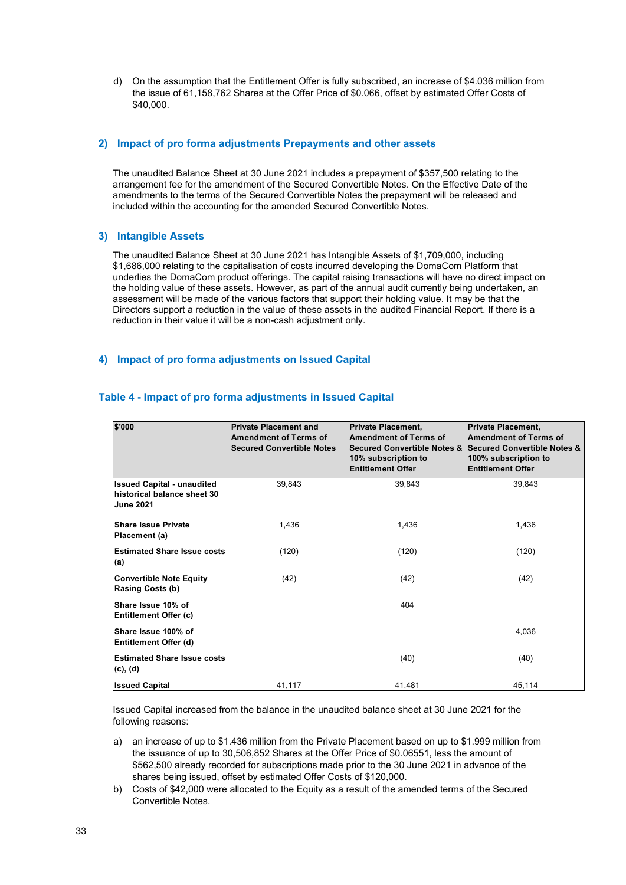d) On the assumption that the Entitlement Offer is fully subscribed, an increase of $4.036 million from the issue of 61,158,762 Shares at the Offer Price of $0.066, offset by estimated Offer Costs of $40,000.

## 2) Impact of pro forma adjustments Prepayments and other assets

The unaudited Balance Sheet at 30 June 2021 includes a prepayment of $357,500 relating to the arrangement fee for the amendment of the Secured Convertible Notes. On the Effective Date of the amendments to the terms of the Secured Convertible Notes the prepayment will be released and included within the accounting for the amended Secured Convertible Notes.

## 3) Intangible Assets

The unaudited Balance Sheet at 30 June 2021 has Intangible Assets of $1,709,000, including $1,686,000 relating to the capitalisation of costs incurred developing the DomaCom Platform that underlies the DomaCom product offerings. The capital raising transactions will have no direct impact on the holding value of these assets. However, as part of the annual audit currently being undertaken, an assessment will be made of the various factors that support their holding value. It may be that the Directors support a reduction in the value of these assets in the audited Financial Report. If there is a reduction in their value it will be a non-cash adjustment only.

## 4) Impact of pro forma adjustments on Issued Capital

### Table 4 - Impact of pro forma adjustments in Issued Capital

| $'000 | Private Placement and Amendment of Terms of Secured Convertible Notes | Private Placement, Amendment of Terms of Secured Convertible Notes & 10% subscription to Entitlement Offer | Private Placement, Amendment of Terms of Secured Convertible Notes & 100% subscription to Entitlement Offer |
|---|---|---|---|
| **Issued Capital - unaudited historical balance sheet 30 June 2021** | 39,843 | 39,843 | 39,843 |
| **Share Issue Private Placement (a)** | 1,436 | 1,436 | 1,436 |
| **Estimated Share Issue costs (a)** | (120) | (120) | (120) |
| **Convertible Note Equity Rasing Costs (b)** | (42) | (42) | (42) |
| **Share Issue 10% of Entitlement Offer (c)** | | 404 | |
| **Share Issue 100% of Entitlement Offer (d)** | | | 4,036 |
| **Estimated Share Issue costs (c), (d)** | | (40) | (40) |
| **Issued Capital** | 41,117 | 41,481 | 45,114 |

Issued Capital increased from the balance in the unaudited balance sheet at 30 June 2021 for the following reasons:

a) an increase of up to $1.436 million from the Private Placement based on up to $1.999 million from the issuance of up to 30,506,852 Shares at the Offer Price of $0.06551, less the amount of $562,500 already recorded for subscriptions made prior to the 30 June 2021 in advance of the shares being issued, offset by estimated Offer Costs of $120,000.

b) Costs of $42,000 were allocated to the Equity as a result of the amended terms of the Secured Convertible Notes.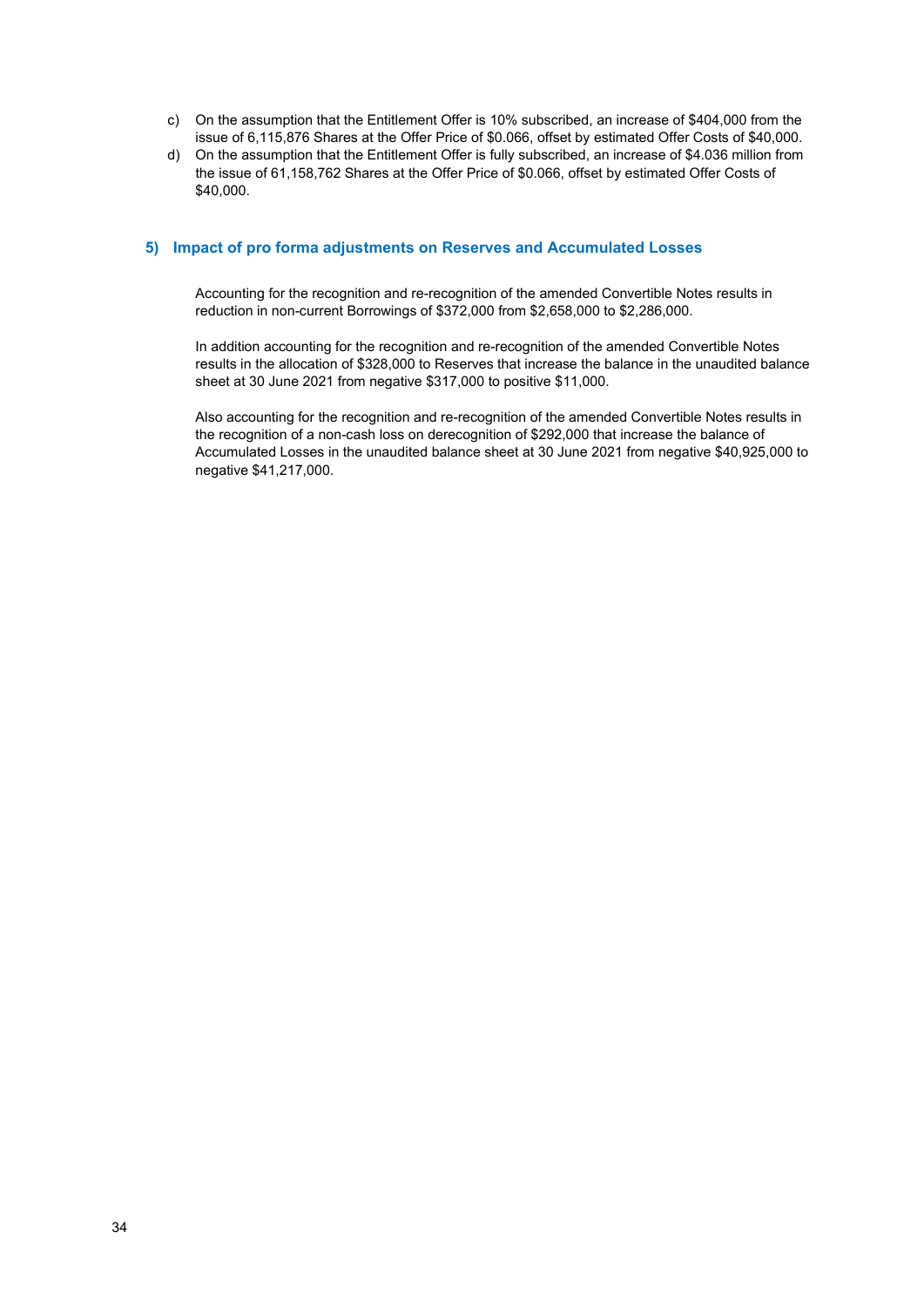c) On the assumption that the Entitlement Offer is 10% subscribed, an increase of $404,000 from the issue of 6,115,876 Shares at the Offer Price of $0.066, offset by estimated Offer Costs of $40,000.
d) On the assumption that the Entitlement Offer is fully subscribed, an increase of $4.036 million from the issue of 61,158,762 Shares at the Offer Price of $0.066, offset by estimated Offer Costs of $40,000.

### 5) Impact of pro forma adjustments on Reserves and Accumulated Losses

Accounting for the recognition and re-recognition of the amended Convertible Notes results in reduction in non-current Borrowings of $372,000 from $2,658,000 to $2,286,000.

In addition accounting for the recognition and re-recognition of the amended Convertible Notes results in the allocation of $328,000 to Reserves that increase the balance in the unaudited balance sheet at 30 June 2021 from negative $317,000 to positive $11,000.

Also accounting for the recognition and re-recognition of the amended Convertible Notes results in the recognition of a non-cash loss on derecognition of $292,000 that increase the balance of Accumulated Losses in the unaudited balance sheet at 30 June 2021 from negative $40,925,000 to negative $41,217,000.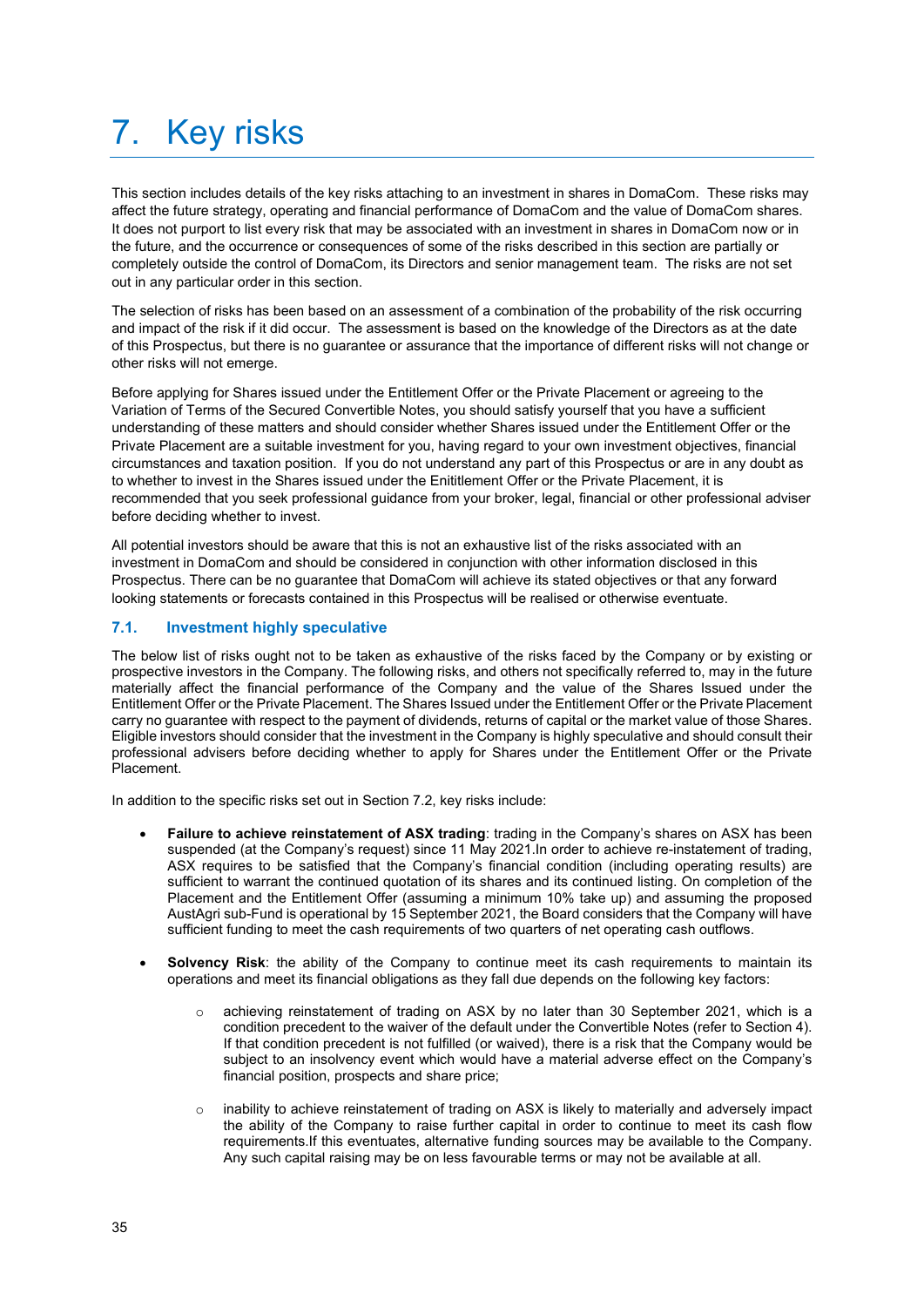# 7. Key risks

This section includes details of the key risks attaching to an investment in shares in DomaCom. These risks may affect the future strategy, operating and financial performance of DomaCom and the value of DomaCom shares. It does not purport to list every risk that may be associated with an investment in shares in DomaCom now or in the future, and the occurrence or consequences of some of the risks described in this section are partially or completely outside the control of DomaCom, its Directors and senior management team. The risks are not set out in any particular order in this section.

The selection of risks has been based on an assessment of a combination of the probability of the risk occurring and impact of the risk if it did occur. The assessment is based on the knowledge of the Directors as at the date of this Prospectus, but there is no guarantee or assurance that the importance of different risks will not change or other risks will not emerge.

Before applying for Shares issued under the Entitlement Offer or the Private Placement or agreeing to the Variation of Terms of the Secured Convertible Notes, you should satisfy yourself that you have a sufficient understanding of these matters and should consider whether Shares issued under the Entitlement Offer or the Private Placement are a suitable investment for you, having regard to your own investment objectives, financial circumstances and taxation position. If you do not understand any part of this Prospectus or are in any doubt as to whether to invest in the Shares issued under the Enititlement Offer or the Private Placement, it is recommended that you seek professional guidance from your broker, legal, financial or other professional adviser before deciding whether to invest.

All potential investors should be aware that this is not an exhaustive list of the risks associated with an investment in DomaCom and should be considered in conjunction with other information disclosed in this Prospectus. There can be no guarantee that DomaCom will achieve its stated objectives or that any forward looking statements or forecasts contained in this Prospectus will be realised or otherwise eventuate.

## 7.1. Investment highly speculative

The below list of risks ought not to be taken as exhaustive of the risks faced by the Company or by existing or prospective investors in the Company. The following risks, and others not specifically referred to, may in the future materially affect the financial performance of the Company and the value of the Shares Issued under the Entitlement Offer or the Private Placement. The Shares Issued under the Entitlement Offer or the Private Placement carry no guarantee with respect to the payment of dividends, returns of capital or the market value of those Shares. Eligible investors should consider that the investment in the Company is highly speculative and should consult their professional advisers before deciding whether to apply for Shares under the Entitlement Offer or the Private Placement.

In addition to the specific risks set out in Section 7.2, key risks include:

- **Failure to achieve reinstatement of ASX trading**: trading in the Company's shares on ASX has been suspended (at the Company's request) since 11 May 2021.In order to achieve re-instatement of trading, ASX requires to be satisfied that the Company's financial condition (including operating results) are sufficient to warrant the continued quotation of its shares and its continued listing. On completion of the Placement and the Entitlement Offer (assuming a minimum 10% take up) and assuming the proposed AustAgri sub-Fund is operational by 15 September 2021, the Board considers that the Company will have sufficient funding to meet the cash requirements of two quarters of net operating cash outflows.

- **Solvency Risk**: the ability of the Company to continue meet its cash requirements to maintain its operations and meet its financial obligations as they fall due depends on the following key factors:

    - achieving reinstatement of trading on ASX by no later than 30 September 2021, which is a condition precedent to the waiver of the default under the Convertible Notes (refer to Section 4). If that condition precedent is not fulfilled (or waived), there is a risk that the Company would be subject to an insolvency event which would have a material adverse effect on the Company's financial position, prospects and share price;

    - inability to achieve reinstatement of trading on ASX is likely to materially and adversely impact the ability of the Company to raise further capital in order to continue to meet its cash flow requirements.If this eventuates, alternative funding sources may be available to the Company. Any such capital raising may be on less favourable terms or may not be available at all.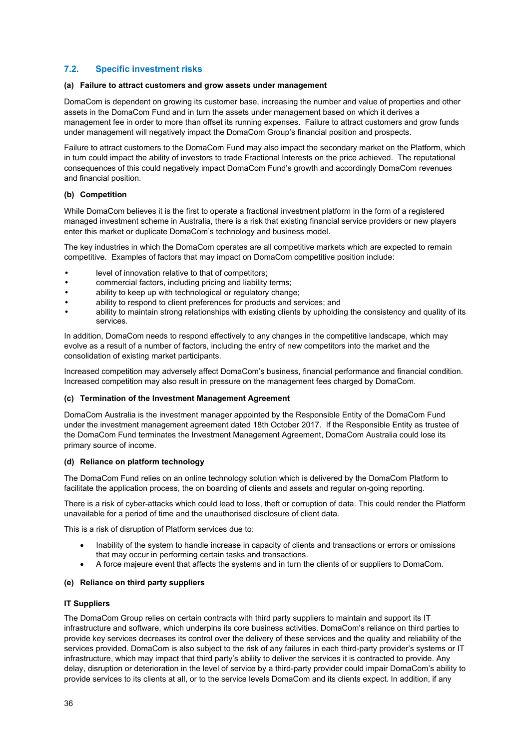## 7.2. Specific investment risks

### (a) Failure to attract customers and grow assets under management

DomaCom is dependent on growing its customer base, increasing the number and value of properties and other assets in the DomaCom Fund and in turn the assets under management based on which it derives a management fee in order to more than offset its running expenses. Failure to attract customers and grow funds under management will negatively impact the DomaCom Group's financial position and prospects.

Failure to attract customers to the DomaCom Fund may also impact the secondary market on the Platform, which in turn could impact the ability of investors to trade Fractional Interests on the price achieved. The reputational consequences of this could negatively impact DomaCom Fund's growth and accordingly DomaCom revenues and financial position.

### (b) Competition

While DomaCom believes it is the first to operate a fractional investment platform in the form of a registered managed investment scheme in Australia, there is a risk that existing financial service providers or new players enter this market or duplicate DomaCom's technology and business model.

The key industries in which the DomaCom operates are all competitive markets which are expected to remain competitive. Examples of factors that may impact on DomaCom competitive position include:

- level of innovation relative to that of competitors;
- commercial factors, including pricing and liability terms;
- ability to keep up with technological or regulatory change;
- ability to respond to client preferences for products and services; and
- ability to maintain strong relationships with existing clients by upholding the consistency and quality of its services.

In addition, DomaCom needs to respond effectively to any changes in the competitive landscape, which may evolve as a result of a number of factors, including the entry of new competitors into the market and the consolidation of existing market participants.

Increased competition may adversely affect DomaCom's business, financial performance and financial condition. Increased competition may also result in pressure on the management fees charged by DomaCom.

### (c) Termination of the Investment Management Agreement

DomaCom Australia is the investment manager appointed by the Responsible Entity of the DomaCom Fund under the investment management agreement dated 18th October 2017. If the Responsible Entity as trustee of the DomaCom Fund terminates the Investment Management Agreement, DomaCom Australia could lose its primary source of income.

### (d) Reliance on platform technology

The DomaCom Fund relies on an online technology solution which is delivered by the DomaCom Platform to facilitate the application process, the on boarding of clients and assets and regular on-going reporting.

There is a risk of cyber-attacks which could lead to loss, theft or corruption of data. This could render the Platform unavailable for a period of time and the unauthorised disclosure of client data.

This is a risk of disruption of Platform services due to:

- Inability of the system to handle increase in capacity of clients and transactions or errors or omissions that may occur in performing certain tasks and transactions.
- A force majeure event that affects the systems and in turn the clients of or suppliers to DomaCom.

### (e) Reliance on third party suppliers

#### IT Suppliers

The DomaCom Group relies on certain contracts with third party suppliers to maintain and support its IT infrastructure and software, which underpins its core business activities. DomaCom's reliance on third parties to provide key services decreases its control over the delivery of these services and the quality and reliability of the services provided. DomaCom is also subject to the risk of any failures in each third-party provider's systems or IT infrastructure, which may impact that third party's ability to deliver the services it is contracted to provide. Any delay, disruption or deterioration in the level of service by a third-party provider could impair DomaCom's ability to provide services to its clients at all, or to the service levels DomaCom and its clients expect. In addition, if any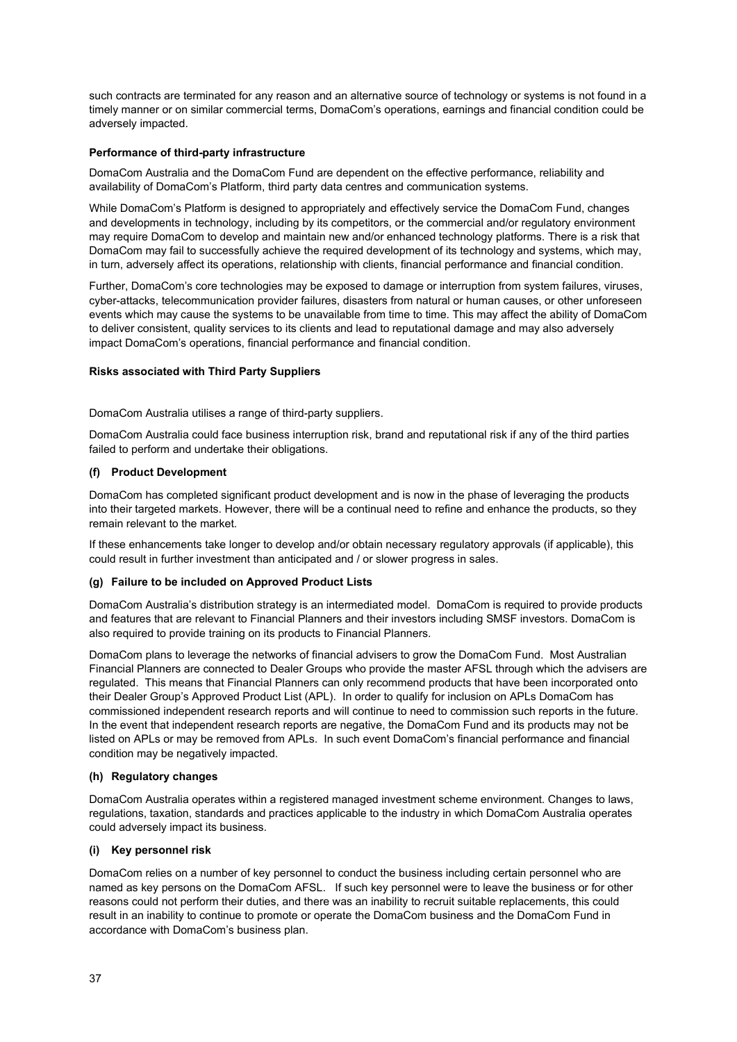such contracts are terminated for any reason and an alternative source of technology or systems is not found in a timely manner or on similar commercial terms, DomaCom's operations, earnings and financial condition could be adversely impacted.

**Performance of third-party infrastructure**

DomaCom Australia and the DomaCom Fund are dependent on the effective performance, reliability and availability of DomaCom's Platform, third party data centres and communication systems.

While DomaCom's Platform is designed to appropriately and effectively service the DomaCom Fund, changes and developments in technology, including by its competitors, or the commercial and/or regulatory environment may require DomaCom to develop and maintain new and/or enhanced technology platforms. There is a risk that DomaCom may fail to successfully achieve the required development of its technology and systems, which may, in turn, adversely affect its operations, relationship with clients, financial performance and financial condition.

Further, DomaCom's core technologies may be exposed to damage or interruption from system failures, viruses, cyber-attacks, telecommunication provider failures, disasters from natural or human causes, or other unforeseen events which may cause the systems to be unavailable from time to time. This may affect the ability of DomaCom to deliver consistent, quality services to its clients and lead to reputational damage and may also adversely impact DomaCom's operations, financial performance and financial condition.

**Risks associated with Third Party Suppliers**

DomaCom Australia utilises a range of third-party suppliers.

DomaCom Australia could face business interruption risk, brand and reputational risk if any of the third parties failed to perform and undertake their obligations.

**(f) Product Development**

DomaCom has completed significant product development and is now in the phase of leveraging the products into their targeted markets. However, there will be a continual need to refine and enhance the products, so they remain relevant to the market.

If these enhancements take longer to develop and/or obtain necessary regulatory approvals (if applicable), this could result in further investment than anticipated and / or slower progress in sales.

**(g) Failure to be included on Approved Product Lists**

DomaCom Australia's distribution strategy is an intermediated model. DomaCom is required to provide products and features that are relevant to Financial Planners and their investors including SMSF investors. DomaCom is also required to provide training on its products to Financial Planners.

DomaCom plans to leverage the networks of financial advisers to grow the DomaCom Fund. Most Australian Financial Planners are connected to Dealer Groups who provide the master AFSL through which the advisers are regulated. This means that Financial Planners can only recommend products that have been incorporated onto their Dealer Group's Approved Product List (APL). In order to qualify for inclusion on APLs DomaCom has commissioned independent research reports and will continue to need to commission such reports in the future. In the event that independent research reports are negative, the DomaCom Fund and its products may not be listed on APLs or may be removed from APLs. In such event DomaCom's financial performance and financial condition may be negatively impacted.

**(h) Regulatory changes**

DomaCom Australia operates within a registered managed investment scheme environment. Changes to laws, regulations, taxation, standards and practices applicable to the industry in which DomaCom Australia operates could adversely impact its business.

**(i) Key personnel risk**

DomaCom relies on a number of key personnel to conduct the business including certain personnel who are named as key persons on the DomaCom AFSL. If such key personnel were to leave the business or for other reasons could not perform their duties, and there was an inability to recruit suitable replacements, this could result in an inability to continue to promote or operate the DomaCom business and the DomaCom Fund in accordance with DomaCom's business plan.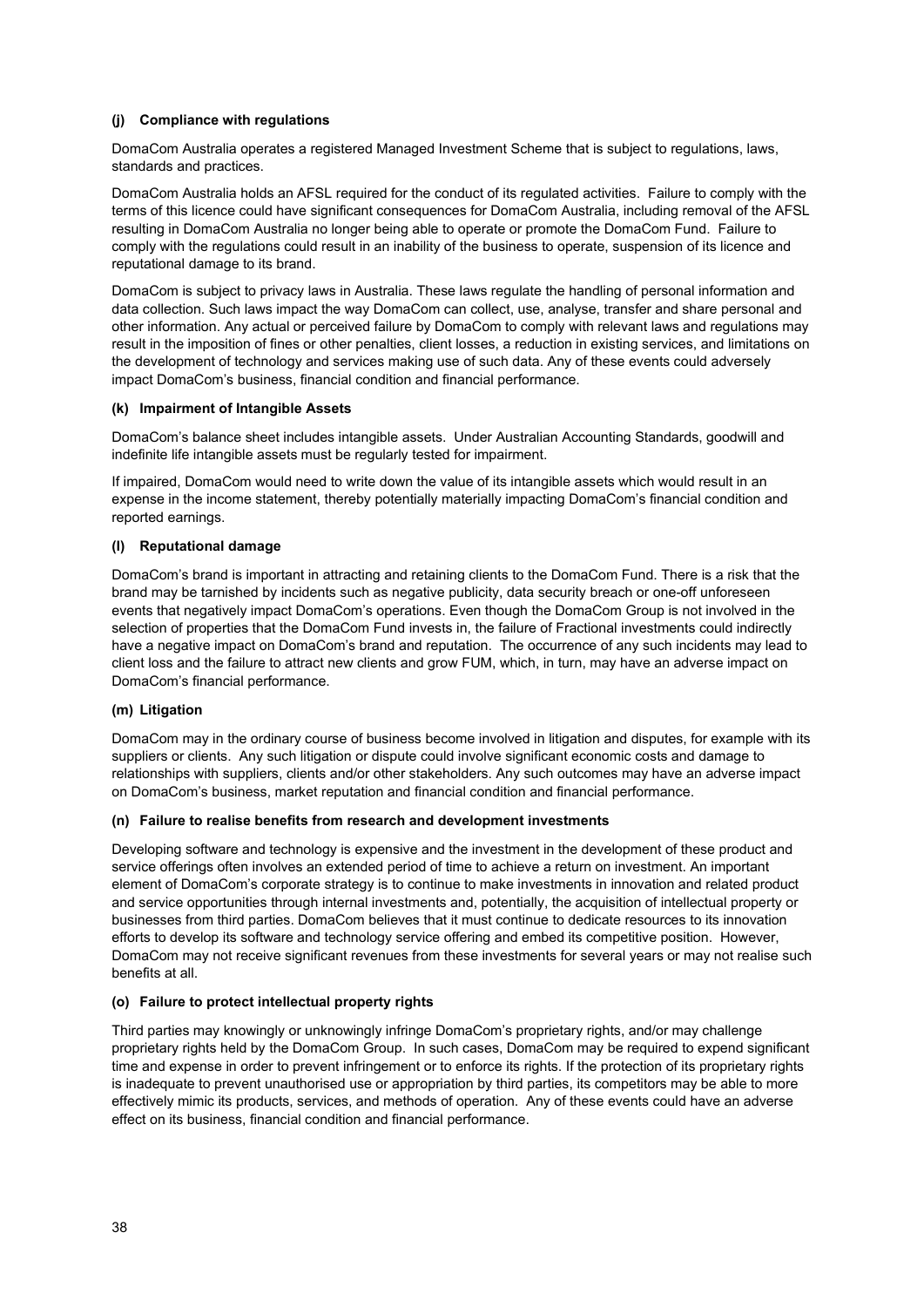#### (j) Compliance with regulations

DomaCom Australia operates a registered Managed Investment Scheme that is subject to regulations, laws, standards and practices.

DomaCom Australia holds an AFSL required for the conduct of its regulated activities. Failure to comply with the terms of this licence could have significant consequences for DomaCom Australia, including removal of the AFSL resulting in DomaCom Australia no longer being able to operate or promote the DomaCom Fund. Failure to comply with the regulations could result in an inability of the business to operate, suspension of its licence and reputational damage to its brand.

DomaCom is subject to privacy laws in Australia. These laws regulate the handling of personal information and data collection. Such laws impact the way DomaCom can collect, use, analyse, transfer and share personal and other information. Any actual or perceived failure by DomaCom to comply with relevant laws and regulations may result in the imposition of fines or other penalties, client losses, a reduction in existing services, and limitations on the development of technology and services making use of such data. Any of these events could adversely impact DomaCom's business, financial condition and financial performance.

#### (k) Impairment of Intangible Assets

DomaCom's balance sheet includes intangible assets. Under Australian Accounting Standards, goodwill and indefinite life intangible assets must be regularly tested for impairment.

If impaired, DomaCom would need to write down the value of its intangible assets which would result in an expense in the income statement, thereby potentially materially impacting DomaCom's financial condition and reported earnings.

#### (l) Reputational damage

DomaCom's brand is important in attracting and retaining clients to the DomaCom Fund. There is a risk that the brand may be tarnished by incidents such as negative publicity, data security breach or one-off unforeseen events that negatively impact DomaCom's operations. Even though the DomaCom Group is not involved in the selection of properties that the DomaCom Fund invests in, the failure of Fractional investments could indirectly have a negative impact on DomaCom's brand and reputation. The occurrence of any such incidents may lead to client loss and the failure to attract new clients and grow FUM, which, in turn, may have an adverse impact on DomaCom's financial performance.

#### (m) Litigation

DomaCom may in the ordinary course of business become involved in litigation and disputes, for example with its suppliers or clients. Any such litigation or dispute could involve significant economic costs and damage to relationships with suppliers, clients and/or other stakeholders. Any such outcomes may have an adverse impact on DomaCom's business, market reputation and financial condition and financial performance.

#### (n) Failure to realise benefits from research and development investments

Developing software and technology is expensive and the investment in the development of these product and service offerings often involves an extended period of time to achieve a return on investment. An important element of DomaCom's corporate strategy is to continue to make investments in innovation and related product and service opportunities through internal investments and, potentially, the acquisition of intellectual property or businesses from third parties. DomaCom believes that it must continue to dedicate resources to its innovation efforts to develop its software and technology service offering and embed its competitive position. However, DomaCom may not receive significant revenues from these investments for several years or may not realise such benefits at all.

#### (o) Failure to protect intellectual property rights

Third parties may knowingly or unknowingly infringe DomaCom's proprietary rights, and/or may challenge proprietary rights held by the DomaCom Group. In such cases, DomaCom may be required to expend significant time and expense in order to prevent infringement or to enforce its rights. If the protection of its proprietary rights is inadequate to prevent unauthorised use or appropriation by third parties, its competitors may be able to more effectively mimic its products, services, and methods of operation. Any of these events could have an adverse effect on its business, financial condition and financial performance.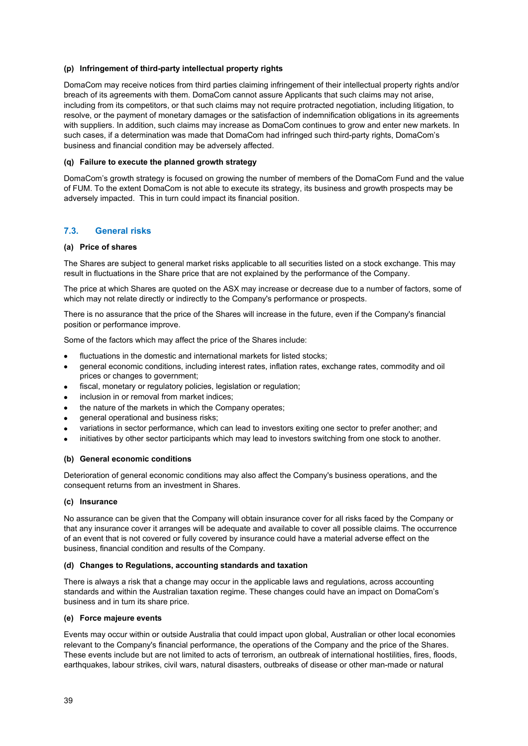#### (p) Infringement of third-party intellectual property rights

DomaCom may receive notices from third parties claiming infringement of their intellectual property rights and/or breach of its agreements with them. DomaCom cannot assure Applicants that such claims may not arise, including from its competitors, or that such claims may not require protracted negotiation, including litigation, to resolve, or the payment of monetary damages or the satisfaction of indemnification obligations in its agreements with suppliers. In addition, such claims may increase as DomaCom continues to grow and enter new markets. In such cases, if a determination was made that DomaCom had infringed such third-party rights, DomaCom's business and financial condition may be adversely affected.

#### (q) Failure to execute the planned growth strategy

DomaCom's growth strategy is focused on growing the number of members of the DomaCom Fund and the value of FUM. To the extent DomaCom is not able to execute its strategy, its business and growth prospects may be adversely impacted. This in turn could impact its financial position.

### 7.3. General risks

#### (a) Price of shares

The Shares are subject to general market risks applicable to all securities listed on a stock exchange. This may result in fluctuations in the Share price that are not explained by the performance of the Company.

The price at which Shares are quoted on the ASX may increase or decrease due to a number of factors, some of which may not relate directly or indirectly to the Company's performance or prospects.

There is no assurance that the price of the Shares will increase in the future, even if the Company's financial position or performance improve.

Some of the factors which may affect the price of the Shares include:

- fluctuations in the domestic and international markets for listed stocks;
- general economic conditions, including interest rates, inflation rates, exchange rates, commodity and oil prices or changes to government;
- fiscal, monetary or regulatory policies, legislation or regulation;
- inclusion in or removal from market indices;
- the nature of the markets in which the Company operates;
- general operational and business risks;
- variations in sector performance, which can lead to investors exiting one sector to prefer another; and
- initiatives by other sector participants which may lead to investors switching from one stock to another.

#### (b) General economic conditions

Deterioration of general economic conditions may also affect the Company's business operations, and the consequent returns from an investment in Shares.

#### (c) Insurance

No assurance can be given that the Company will obtain insurance cover for all risks faced by the Company or that any insurance cover it arranges will be adequate and available to cover all possible claims. The occurrence of an event that is not covered or fully covered by insurance could have a material adverse effect on the business, financial condition and results of the Company.

#### (d) Changes to Regulations, accounting standards and taxation

There is always a risk that a change may occur in the applicable laws and regulations, across accounting standards and within the Australian taxation regime. These changes could have an impact on DomaCom's business and in turn its share price.

#### (e) Force majeure events

Events may occur within or outside Australia that could impact upon global, Australian or other local economies relevant to the Company's financial performance, the operations of the Company and the price of the Shares. These events include but are not limited to acts of terrorism, an outbreak of international hostilities, fires, floods, earthquakes, labour strikes, civil wars, natural disasters, outbreaks of disease or other man-made or natural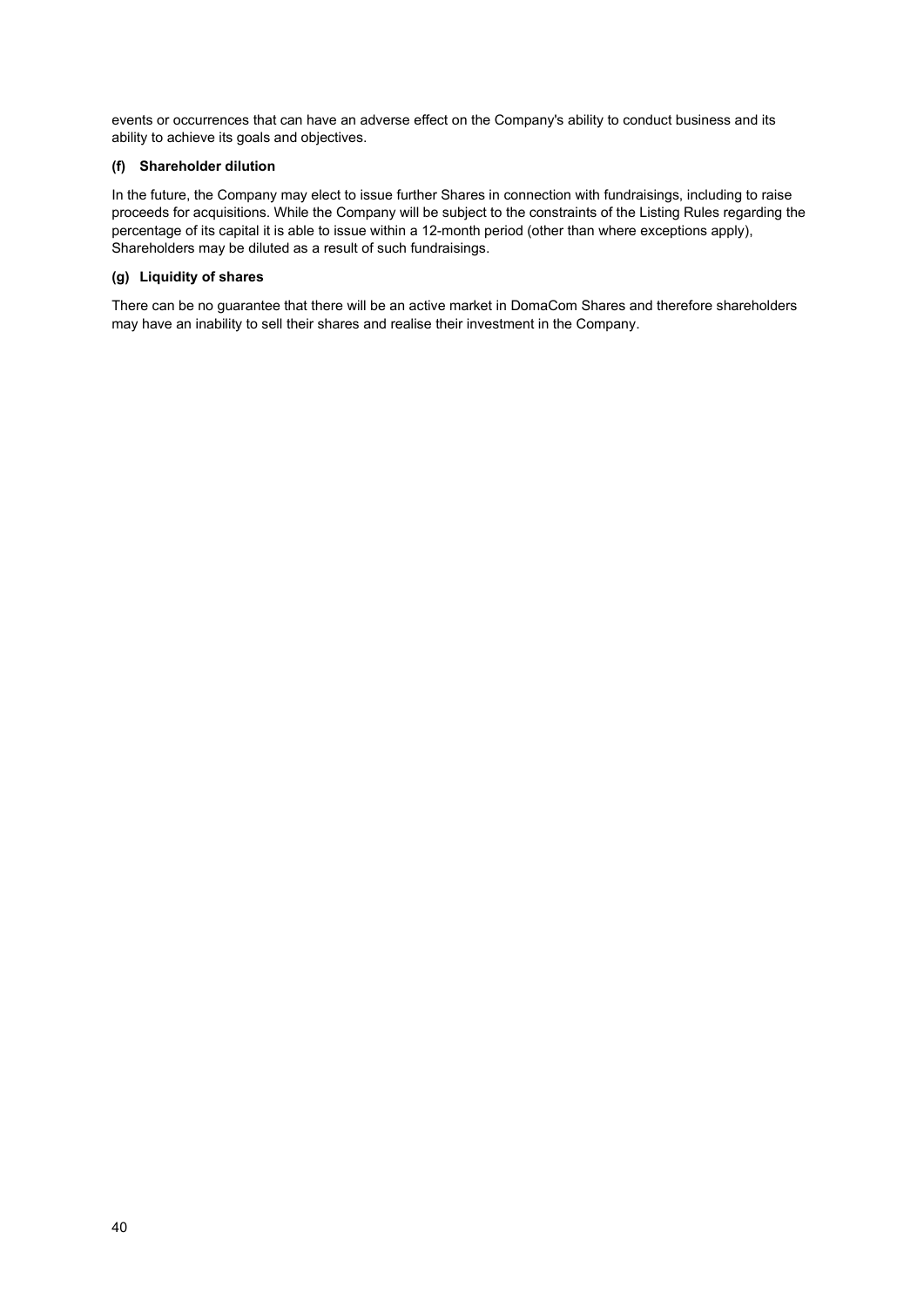events or occurrences that can have an adverse effect on the Company's ability to conduct business and its ability to achieve its goals and objectives.

**(f) Shareholder dilution**

In the future, the Company may elect to issue further Shares in connection with fundraisings, including to raise proceeds for acquisitions. While the Company will be subject to the constraints of the Listing Rules regarding the percentage of its capital it is able to issue within a 12-month period (other than where exceptions apply), Shareholders may be diluted as a result of such fundraisings.

**(g) Liquidity of shares**

There can be no guarantee that there will be an active market in DomaCom Shares and therefore shareholders may have an inability to sell their shares and realise their investment in the Company.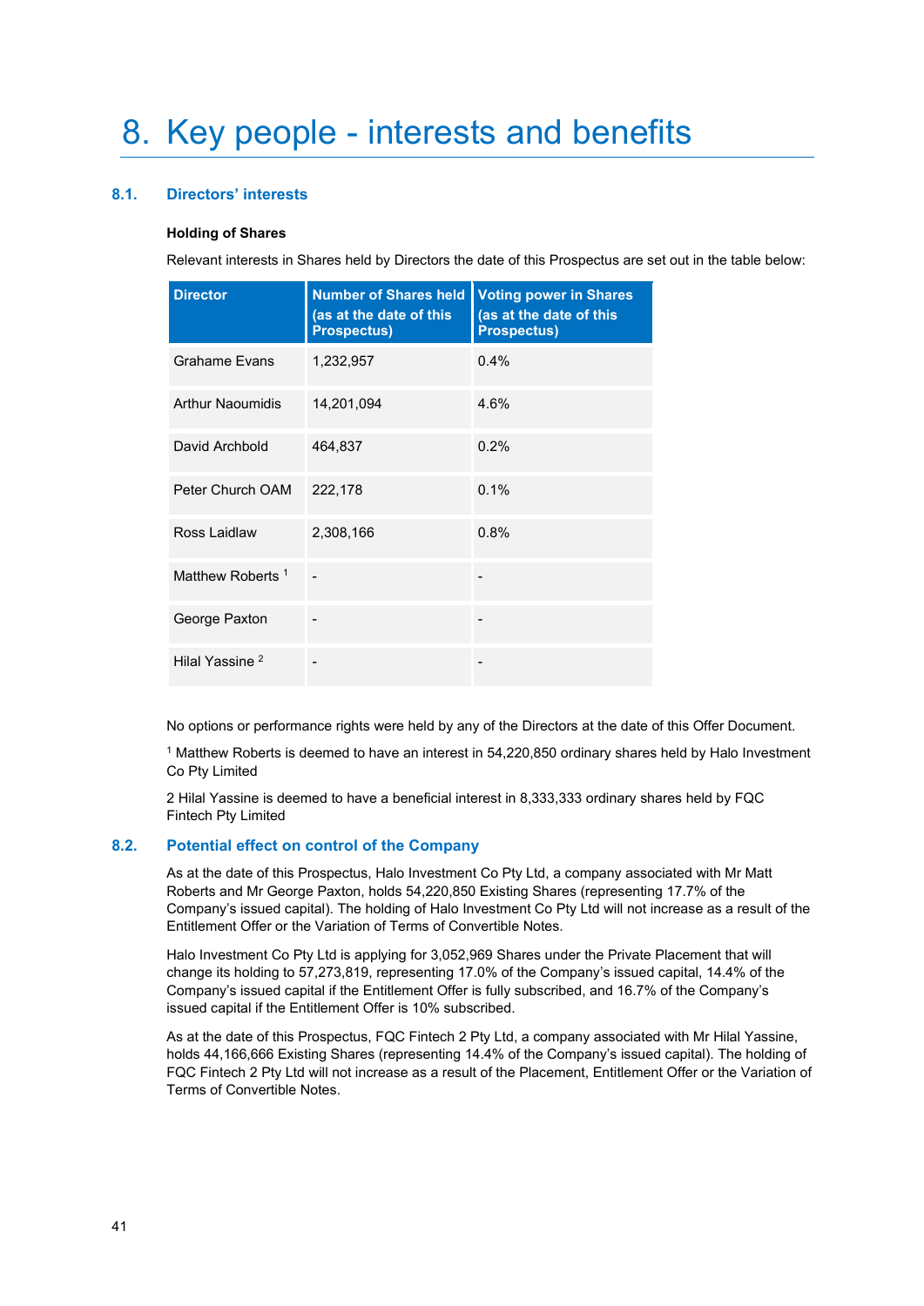# 8. Key people - interests and benefits

## 8.1. Directors' interests

**Holding of Shares**

Relevant interests in Shares held by Directors the date of this Prospectus are set out in the table below:

| Director | Number of Shares held (as at the date of this Prospectus) | Voting power in Shares (as at the date of this Prospectus) |
|---|---|---|
| Grahame Evans | 1,232,957 | 0.4% |
| Arthur Naoumidis | 14,201,094 | 4.6% |
| David Archbold | 464,837 | 0.2% |
| Peter Church OAM | 222,178 | 0.1% |
| Ross Laidlaw | 2,308,166 | 0.8% |
| Matthew Roberts [1] | - | - |
| George Paxton | - | - |
| Hilal Yassine [2] | - | - |

No options or performance rights were held by any of the Directors at the date of this Offer Document.

[1] Matthew Roberts is deemed to have an interest in 54,220,850 ordinary shares held by Halo Investment Co Pty Limited

2 Hilal Yassine is deemed to have a beneficial interest in 8,333,333 ordinary shares held by FQC Fintech Pty Limited

## 8.2. Potential effect on control of the Company

As at the date of this Prospectus, Halo Investment Co Pty Ltd, a company associated with Mr Matt Roberts and Mr George Paxton, holds 54,220,850 Existing Shares (representing 17.7% of the Company's issued capital). The holding of Halo Investment Co Pty Ltd will not increase as a result of the Entitlement Offer or the Variation of Terms of Convertible Notes.

Halo Investment Co Pty Ltd is applying for 3,052,969 Shares under the Private Placement that will change its holding to 57,273,819, representing 17.0% of the Company's issued capital, 14.4% of the Company's issued capital if the Entitlement Offer is fully subscribed, and 16.7% of the Company's issued capital if the Entitlement Offer is 10% subscribed.

As at the date of this Prospectus, FQC Fintech 2 Pty Ltd, a company associated with Mr Hilal Yassine, holds 44,166,666 Existing Shares (representing 14.4% of the Company's issued capital). The holding of FQC Fintech 2 Pty Ltd will not increase as a result of the Placement, Entitlement Offer or the Variation of Terms of Convertible Notes.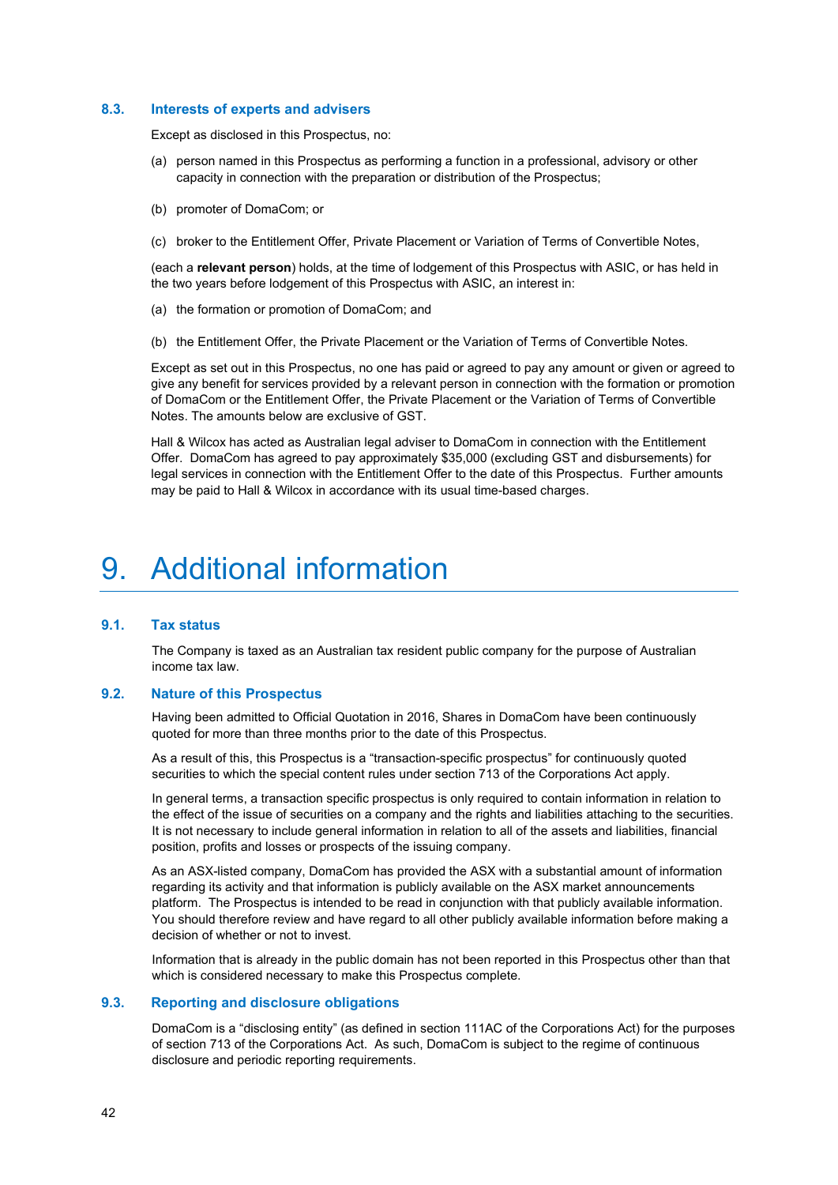### 8.3. Interests of experts and advisers

Except as disclosed in this Prospectus, no:

(a) person named in this Prospectus as performing a function in a professional, advisory or other capacity in connection with the preparation or distribution of the Prospectus;

(b) promoter of DomaCom; or

(c) broker to the Entitlement Offer, Private Placement or Variation of Terms of Convertible Notes,

(each a **relevant person**) holds, at the time of lodgement of this Prospectus with ASIC, or has held in the two years before lodgement of this Prospectus with ASIC, an interest in:

(a) the formation or promotion of DomaCom; and

(b) the Entitlement Offer, the Private Placement or the Variation of Terms of Convertible Notes.

Except as set out in this Prospectus, no one has paid or agreed to pay any amount or given or agreed to give any benefit for services provided by a relevant person in connection with the formation or promotion of DomaCom or the Entitlement Offer, the Private Placement or the Variation of Terms of Convertible Notes. The amounts below are exclusive of GST.

Hall & Wilcox has acted as Australian legal adviser to DomaCom in connection with the Entitlement Offer. DomaCom has agreed to pay approximately $35,000 (excluding GST and disbursements) for legal services in connection with the Entitlement Offer to the date of this Prospectus. Further amounts may be paid to Hall & Wilcox in accordance with its usual time-based charges.

# 9. Additional information

### 9.1. Tax status

The Company is taxed as an Australian tax resident public company for the purpose of Australian income tax law.

### 9.2. Nature of this Prospectus

Having been admitted to Official Quotation in 2016, Shares in DomaCom have been continuously quoted for more than three months prior to the date of this Prospectus.

As a result of this, this Prospectus is a "transaction-specific prospectus" for continuously quoted securities to which the special content rules under section 713 of the Corporations Act apply.

In general terms, a transaction specific prospectus is only required to contain information in relation to the effect of the issue of securities on a company and the rights and liabilities attaching to the securities. It is not necessary to include general information in relation to all of the assets and liabilities, financial position, profits and losses or prospects of the issuing company.

As an ASX-listed company, DomaCom has provided the ASX with a substantial amount of information regarding its activity and that information is publicly available on the ASX market announcements platform. The Prospectus is intended to be read in conjunction with that publicly available information. You should therefore review and have regard to all other publicly available information before making a decision of whether or not to invest.

Information that is already in the public domain has not been reported in this Prospectus other than that which is considered necessary to make this Prospectus complete.

### 9.3. Reporting and disclosure obligations

DomaCom is a "disclosing entity" (as defined in section 111AC of the Corporations Act) for the purposes of section 713 of the Corporations Act. As such, DomaCom is subject to the regime of continuous disclosure and periodic reporting requirements.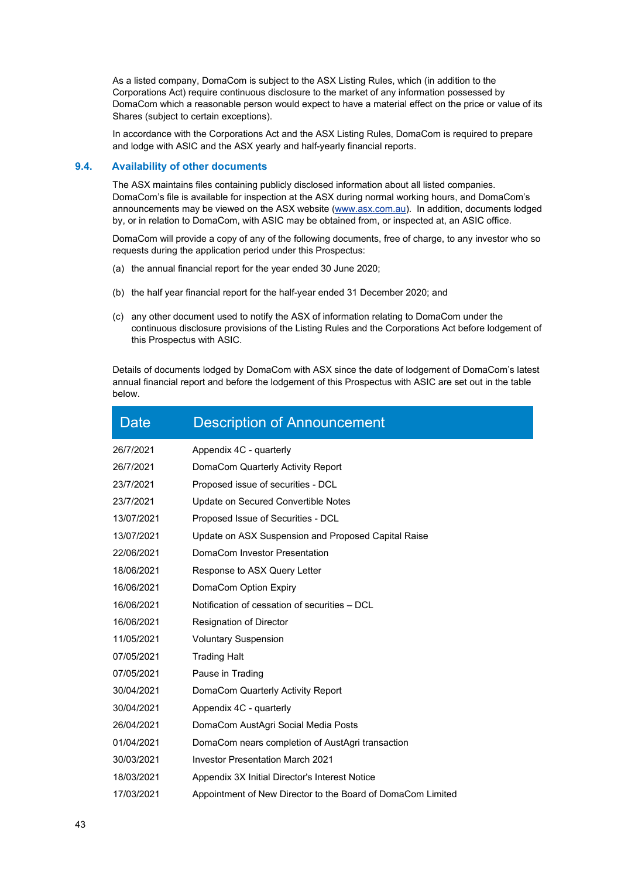As a listed company, DomaCom is subject to the ASX Listing Rules, which (in addition to the Corporations Act) require continuous disclosure to the market of any information possessed by DomaCom which a reasonable person would expect to have a material effect on the price or value of its Shares (subject to certain exceptions).

In accordance with the Corporations Act and the ASX Listing Rules, DomaCom is required to prepare and lodge with ASIC and the ASX yearly and half-yearly financial reports.

## 9.4. Availability of other documents

The ASX maintains files containing publicly disclosed information about all listed companies. DomaCom's file is available for inspection at the ASX during normal working hours, and DomaCom's announcements may be viewed on the ASX website (www.asx.com.au). In addition, documents lodged by, or in relation to DomaCom, with ASIC may be obtained from, or inspected at, an ASIC office.

DomaCom will provide a copy of any of the following documents, free of charge, to any investor who so requests during the application period under this Prospectus:

(a) the annual financial report for the year ended 30 June 2020;

(b) the half year financial report for the half-year ended 31 December 2020; and

(c) any other document used to notify the ASX of information relating to DomaCom under the continuous disclosure provisions of the Listing Rules and the Corporations Act before lodgement of this Prospectus with ASIC.

Details of documents lodged by DomaCom with ASX since the date of lodgement of DomaCom's latest annual financial report and before the lodgement of this Prospectus with ASIC are set out in the table below.

| Date | Description of Announcement |
|---|---|
| 26/7/2021 | Appendix 4C - quarterly |
| 26/7/2021 | DomaCom Quarterly Activity Report |
| 23/7/2021 | Proposed issue of securities - DCL |
| 23/7/2021 | Update on Secured Convertible Notes |
| 13/07/2021 | Proposed Issue of Securities - DCL |
| 13/07/2021 | Update on ASX Suspension and Proposed Capital Raise |
| 22/06/2021 | DomaCom Investor Presentation |
| 18/06/2021 | Response to ASX Query Letter |
| 16/06/2021 | DomaCom Option Expiry |
| 16/06/2021 | Notification of cessation of securities – DCL |
| 16/06/2021 | Resignation of Director |
| 11/05/2021 | Voluntary Suspension |
| 07/05/2021 | Trading Halt |
| 07/05/2021 | Pause in Trading |
| 30/04/2021 | DomaCom Quarterly Activity Report |
| 30/04/2021 | Appendix 4C - quarterly |
| 26/04/2021 | DomaCom AustAgri Social Media Posts |
| 01/04/2021 | DomaCom nears completion of AustAgri transaction |
| 30/03/2021 | Investor Presentation March 2021 |
| 18/03/2021 | Appendix 3X Initial Director's Interest Notice |
| 17/03/2021 | Appointment of New Director to the Board of DomaCom Limited |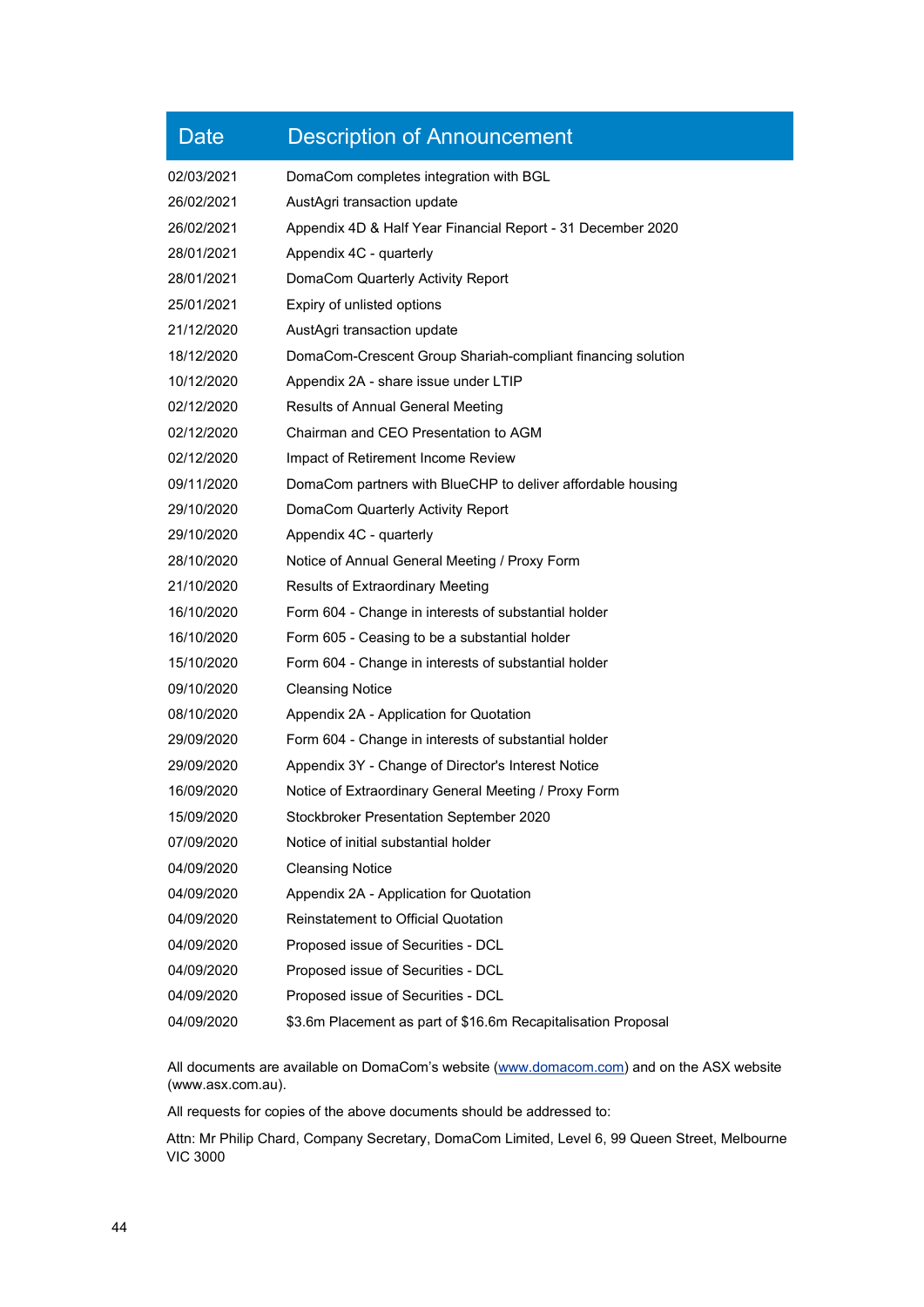| Date | Description of Announcement |
| --- | --- |
| 02/03/2021 | DomaCom completes integration with BGL |
| 26/02/2021 | AustAgri transaction update |
| 26/02/2021 | Appendix 4D & Half Year Financial Report - 31 December 2020 |
| 28/01/2021 | Appendix 4C - quarterly |
| 28/01/2021 | DomaCom Quarterly Activity Report |
| 25/01/2021 | Expiry of unlisted options |
| 21/12/2020 | AustAgri transaction update |
| 18/12/2020 | DomaCom-Crescent Group Shariah-compliant financing solution |
| 10/12/2020 | Appendix 2A - share issue under LTIP |
| 02/12/2020 | Results of Annual General Meeting |
| 02/12/2020 | Chairman and CEO Presentation to AGM |
| 02/12/2020 | Impact of Retirement Income Review |
| 09/11/2020 | DomaCom partners with BlueCHP to deliver affordable housing |
| 29/10/2020 | DomaCom Quarterly Activity Report |
| 29/10/2020 | Appendix 4C - quarterly |
| 28/10/2020 | Notice of Annual General Meeting / Proxy Form |
| 21/10/2020 | Results of Extraordinary Meeting |
| 16/10/2020 | Form 604 - Change in interests of substantial holder |
| 16/10/2020 | Form 605 - Ceasing to be a substantial holder |
| 15/10/2020 | Form 604 - Change in interests of substantial holder |
| 09/10/2020 | Cleansing Notice |
| 08/10/2020 | Appendix 2A - Application for Quotation |
| 29/09/2020 | Form 604 - Change in interests of substantial holder |
| 29/09/2020 | Appendix 3Y - Change of Director's Interest Notice |
| 16/09/2020 | Notice of Extraordinary General Meeting / Proxy Form |
| 15/09/2020 | Stockbroker Presentation September 2020 |
| 07/09/2020 | Notice of initial substantial holder |
| 04/09/2020 | Cleansing Notice |
| 04/09/2020 | Appendix 2A - Application for Quotation |
| 04/09/2020 | Reinstatement to Official Quotation |
| 04/09/2020 | Proposed issue of Securities - DCL |
| 04/09/2020 | Proposed issue of Securities - DCL |
| 04/09/2020 | Proposed issue of Securities - DCL |
| 04/09/2020 | $3.6m Placement as part of $16.6m Recapitalisation Proposal |

All documents are available on DomaCom's website (www.domacom.com) and on the ASX website (www.asx.com.au).

All requests for copies of the above documents should be addressed to:

Attn: Mr Philip Chard, Company Secretary, DomaCom Limited, Level 6, 99 Queen Street, Melbourne VIC 3000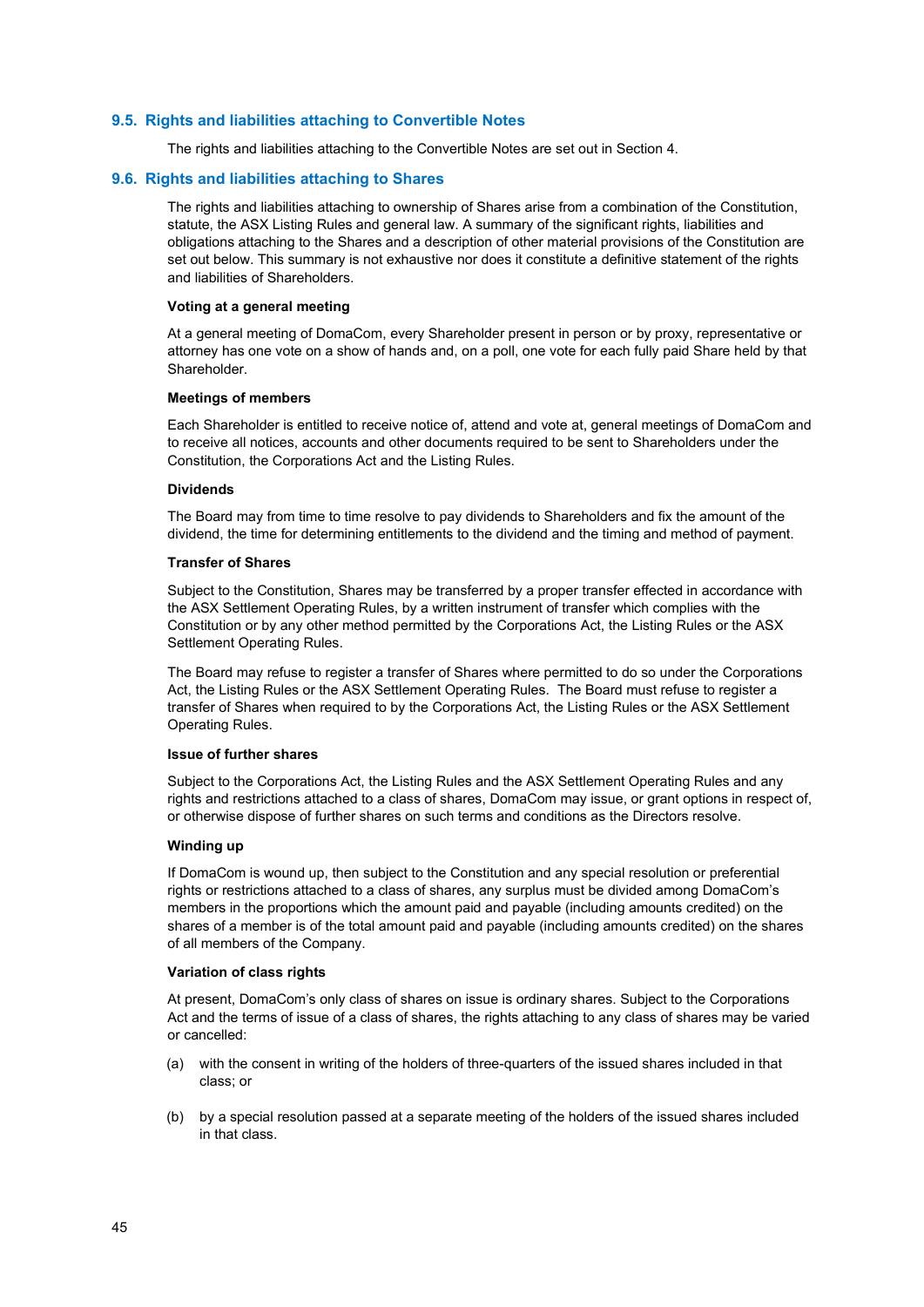## 9.5. Rights and liabilities attaching to Convertible Notes

The rights and liabilities attaching to the Convertible Notes are set out in Section 4.

## 9.6. Rights and liabilities attaching to Shares

The rights and liabilities attaching to ownership of Shares arise from a combination of the Constitution, statute, the ASX Listing Rules and general law. A summary of the significant rights, liabilities and obligations attaching to the Shares and a description of other material provisions of the Constitution are set out below. This summary is not exhaustive nor does it constitute a definitive statement of the rights and liabilities of Shareholders.

**Voting at a general meeting**

At a general meeting of DomaCom, every Shareholder present in person or by proxy, representative or attorney has one vote on a show of hands and, on a poll, one vote for each fully paid Share held by that Shareholder.

**Meetings of members**

Each Shareholder is entitled to receive notice of, attend and vote at, general meetings of DomaCom and to receive all notices, accounts and other documents required to be sent to Shareholders under the Constitution, the Corporations Act and the Listing Rules.

**Dividends**

The Board may from time to time resolve to pay dividends to Shareholders and fix the amount of the dividend, the time for determining entitlements to the dividend and the timing and method of payment.

**Transfer of Shares**

Subject to the Constitution, Shares may be transferred by a proper transfer effected in accordance with the ASX Settlement Operating Rules, by a written instrument of transfer which complies with the Constitution or by any other method permitted by the Corporations Act, the Listing Rules or the ASX Settlement Operating Rules.

The Board may refuse to register a transfer of Shares where permitted to do so under the Corporations Act, the Listing Rules or the ASX Settlement Operating Rules. The Board must refuse to register a transfer of Shares when required to by the Corporations Act, the Listing Rules or the ASX Settlement Operating Rules.

**Issue of further shares**

Subject to the Corporations Act, the Listing Rules and the ASX Settlement Operating Rules and any rights and restrictions attached to a class of shares, DomaCom may issue, or grant options in respect of, or otherwise dispose of further shares on such terms and conditions as the Directors resolve.

**Winding up**

If DomaCom is wound up, then subject to the Constitution and any special resolution or preferential rights or restrictions attached to a class of shares, any surplus must be divided among DomaCom's members in the proportions which the amount paid and payable (including amounts credited) on the shares of a member is of the total amount paid and payable (including amounts credited) on the shares of all members of the Company.

**Variation of class rights**

At present, DomaCom's only class of shares on issue is ordinary shares. Subject to the Corporations Act and the terms of issue of a class of shares, the rights attaching to any class of shares may be varied or cancelled:

(a) with the consent in writing of the holders of three-quarters of the issued shares included in that class; or

(b) by a special resolution passed at a separate meeting of the holders of the issued shares included in that class.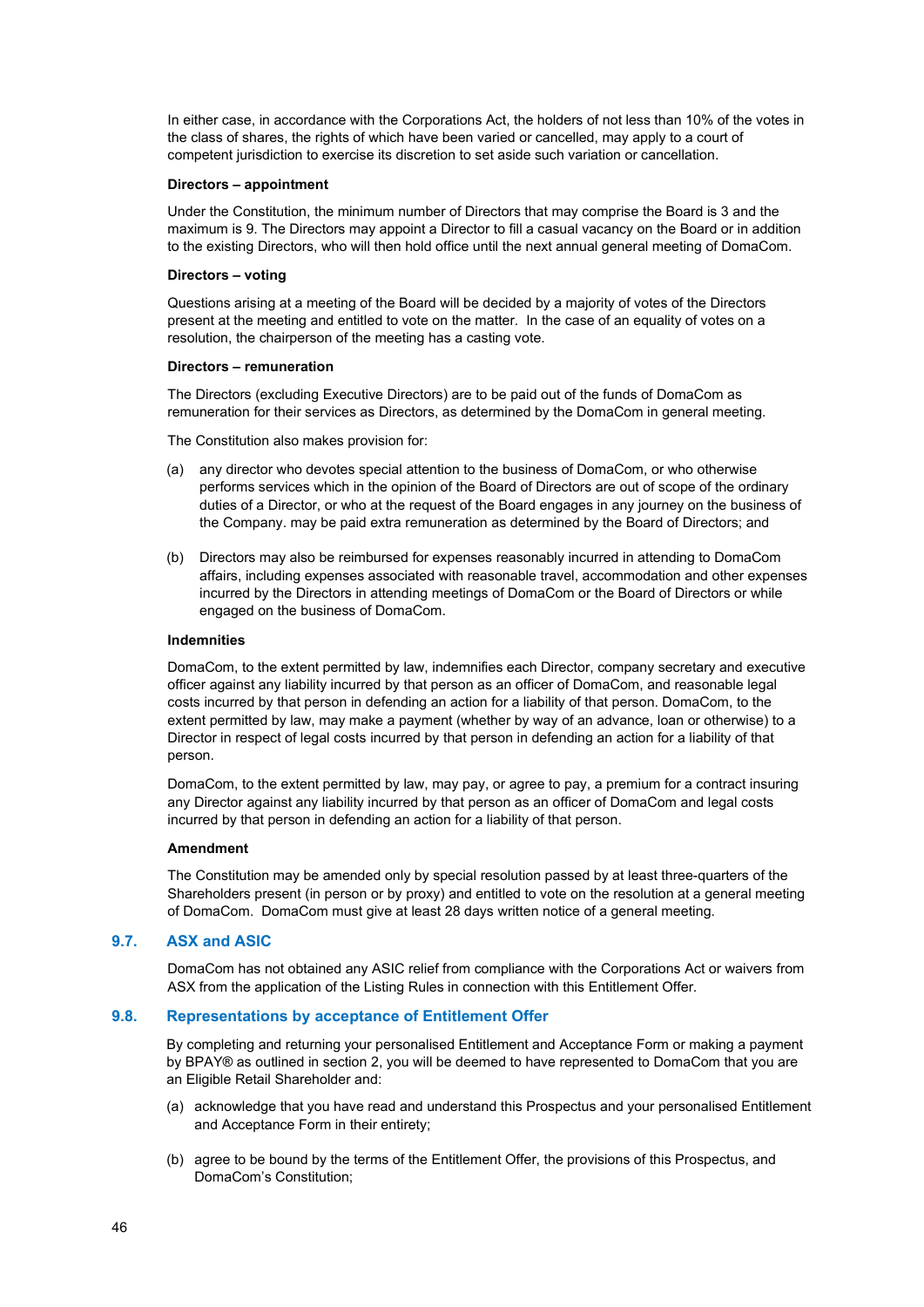In either case, in accordance with the Corporations Act, the holders of not less than 10% of the votes in the class of shares, the rights of which have been varied or cancelled, may apply to a court of competent jurisdiction to exercise its discretion to set aside such variation or cancellation.

**Directors – appointment**

Under the Constitution, the minimum number of Directors that may comprise the Board is 3 and the maximum is 9. The Directors may appoint a Director to fill a casual vacancy on the Board or in addition to the existing Directors, who will then hold office until the next annual general meeting of DomaCom.

**Directors – voting**

Questions arising at a meeting of the Board will be decided by a majority of votes of the Directors present at the meeting and entitled to vote on the matter. In the case of an equality of votes on a resolution, the chairperson of the meeting has a casting vote.

**Directors – remuneration**

The Directors (excluding Executive Directors) are to be paid out of the funds of DomaCom as remuneration for their services as Directors, as determined by the DomaCom in general meeting.

The Constitution also makes provision for:

(a) any director who devotes special attention to the business of DomaCom, or who otherwise performs services which in the opinion of the Board of Directors are out of scope of the ordinary duties of a Director, or who at the request of the Board engages in any journey on the business of the Company. may be paid extra remuneration as determined by the Board of Directors; and

(b) Directors may also be reimbursed for expenses reasonably incurred in attending to DomaCom affairs, including expenses associated with reasonable travel, accommodation and other expenses incurred by the Directors in attending meetings of DomaCom or the Board of Directors or while engaged on the business of DomaCom.

**Indemnities**

DomaCom, to the extent permitted by law, indemnifies each Director, company secretary and executive officer against any liability incurred by that person as an officer of DomaCom, and reasonable legal costs incurred by that person in defending an action for a liability of that person. DomaCom, to the extent permitted by law, may make a payment (whether by way of an advance, loan or otherwise) to a Director in respect of legal costs incurred by that person in defending an action for a liability of that person.

DomaCom, to the extent permitted by law, may pay, or agree to pay, a premium for a contract insuring any Director against any liability incurred by that person as an officer of DomaCom and legal costs incurred by that person in defending an action for a liability of that person.

**Amendment**

The Constitution may be amended only by special resolution passed by at least three-quarters of the Shareholders present (in person or by proxy) and entitled to vote on the resolution at a general meeting of DomaCom. DomaCom must give at least 28 days written notice of a general meeting.

## 9.7. ASX and ASIC

DomaCom has not obtained any ASIC relief from compliance with the Corporations Act or waivers from ASX from the application of the Listing Rules in connection with this Entitlement Offer.

## 9.8. Representations by acceptance of Entitlement Offer

By completing and returning your personalised Entitlement and Acceptance Form or making a payment by BPAY® as outlined in section 2, you will be deemed to have represented to DomaCom that you are an Eligible Retail Shareholder and:

(a) acknowledge that you have read and understand this Prospectus and your personalised Entitlement and Acceptance Form in their entirety;

(b) agree to be bound by the terms of the Entitlement Offer, the provisions of this Prospectus, and DomaCom's Constitution;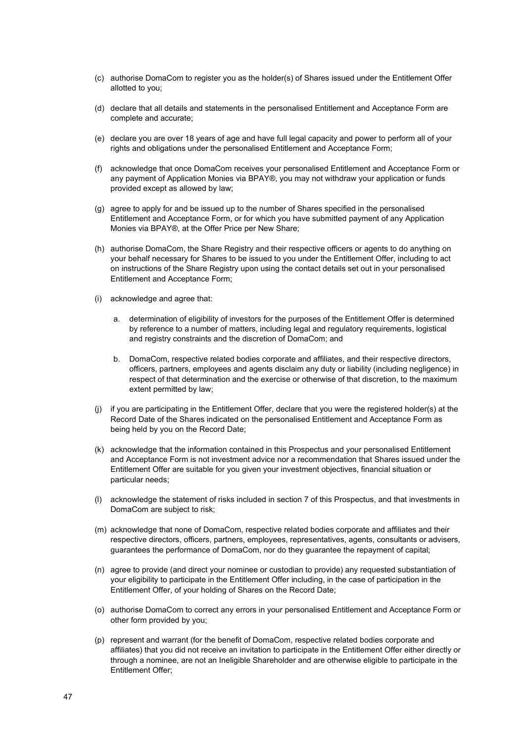(c) authorise DomaCom to register you as the holder(s) of Shares issued under the Entitlement Offer allotted to you;

(d) declare that all details and statements in the personalised Entitlement and Acceptance Form are complete and accurate;

(e) declare you are over 18 years of age and have full legal capacity and power to perform all of your rights and obligations under the personalised Entitlement and Acceptance Form;

(f) acknowledge that once DomaCom receives your personalised Entitlement and Acceptance Form or any payment of Application Monies via BPAY®, you may not withdraw your application or funds provided except as allowed by law;

(g) agree to apply for and be issued up to the number of Shares specified in the personalised Entitlement and Acceptance Form, or for which you have submitted payment of any Application Monies via BPAY®, at the Offer Price per New Share;

(h) authorise DomaCom, the Share Registry and their respective officers or agents to do anything on your behalf necessary for Shares to be issued to you under the Entitlement Offer, including to act on instructions of the Share Registry upon using the contact details set out in your personalised Entitlement and Acceptance Form;

(i) acknowledge and agree that:

   a. determination of eligibility of investors for the purposes of the Entitlement Offer is determined by reference to a number of matters, including legal and regulatory requirements, logistical and registry constraints and the discretion of DomaCom; and

   b. DomaCom, respective related bodies corporate and affiliates, and their respective directors, officers, partners, employees and agents disclaim any duty or liability (including negligence) in respect of that determination and the exercise or otherwise of that discretion, to the maximum extent permitted by law;

(j) if you are participating in the Entitlement Offer, declare that you were the registered holder(s) at the Record Date of the Shares indicated on the personalised Entitlement and Acceptance Form as being held by you on the Record Date;

(k) acknowledge that the information contained in this Prospectus and your personalised Entitlement and Acceptance Form is not investment advice nor a recommendation that Shares issued under the Entitlement Offer are suitable for you given your investment objectives, financial situation or particular needs;

(l) acknowledge the statement of risks included in section 7 of this Prospectus, and that investments in DomaCom are subject to risk;

(m) acknowledge that none of DomaCom, respective related bodies corporate and affiliates and their respective directors, officers, partners, employees, representatives, agents, consultants or advisers, guarantees the performance of DomaCom, nor do they guarantee the repayment of capital;

(n) agree to provide (and direct your nominee or custodian to provide) any requested substantiation of your eligibility to participate in the Entitlement Offer including, in the case of participation in the Entitlement Offer, of your holding of Shares on the Record Date;

(o) authorise DomaCom to correct any errors in your personalised Entitlement and Acceptance Form or other form provided by you;

(p) represent and warrant (for the benefit of DomaCom, respective related bodies corporate and affiliates) that you did not receive an invitation to participate in the Entitlement Offer either directly or through a nominee, are not an Ineligible Shareholder and are otherwise eligible to participate in the Entitlement Offer;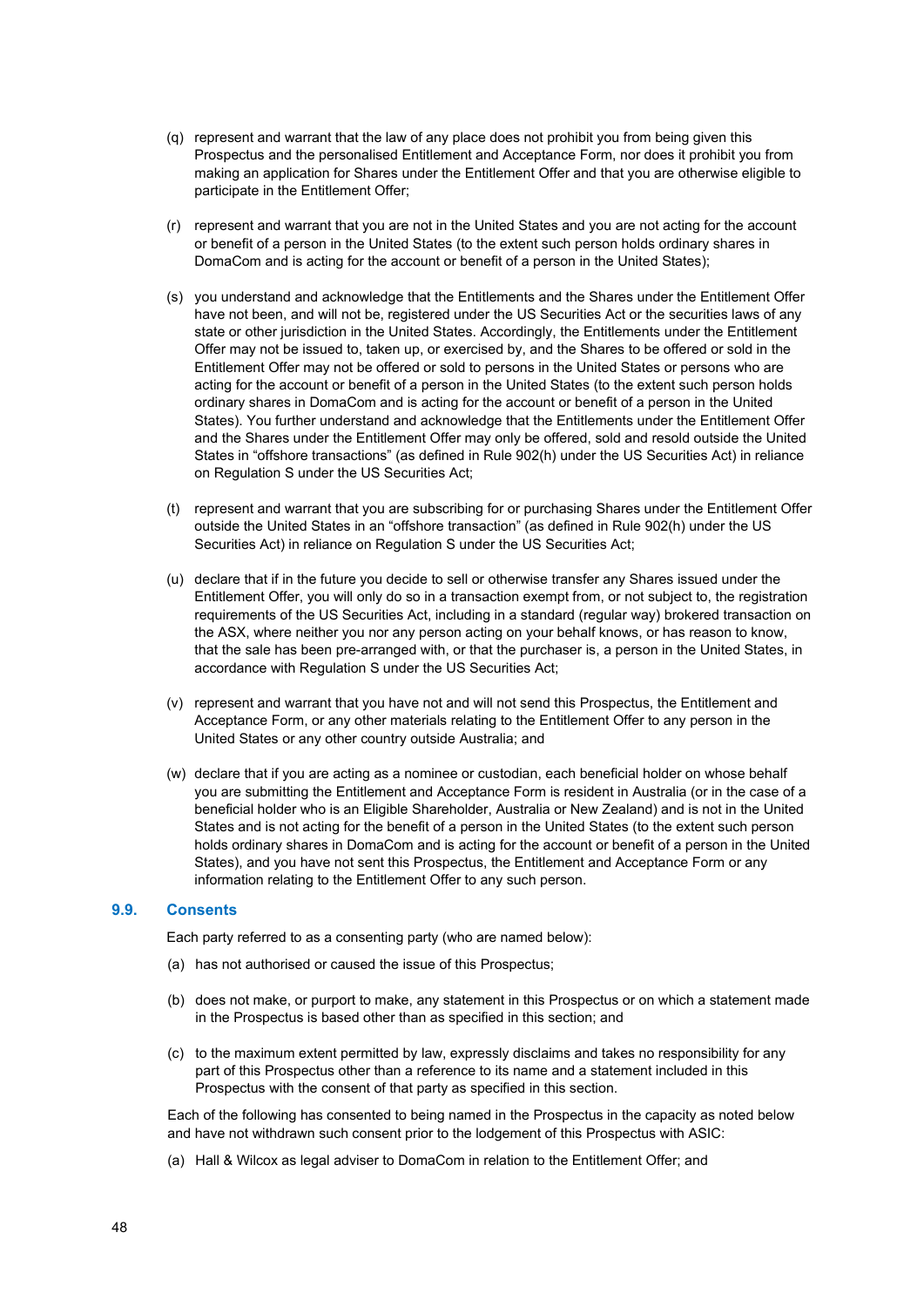(q) represent and warrant that the law of any place does not prohibit you from being given this Prospectus and the personalised Entitlement and Acceptance Form, nor does it prohibit you from making an application for Shares under the Entitlement Offer and that you are otherwise eligible to participate in the Entitlement Offer;

(r) represent and warrant that you are not in the United States and you are not acting for the account or benefit of a person in the United States (to the extent such person holds ordinary shares in DomaCom and is acting for the account or benefit of a person in the United States);

(s) you understand and acknowledge that the Entitlements and the Shares under the Entitlement Offer have not been, and will not be, registered under the US Securities Act or the securities laws of any state or other jurisdiction in the United States. Accordingly, the Entitlements under the Entitlement Offer may not be issued to, taken up, or exercised by, and the Shares to be offered or sold in the Entitlement Offer may not be offered or sold to persons in the United States or persons who are acting for the account or benefit of a person in the United States (to the extent such person holds ordinary shares in DomaCom and is acting for the account or benefit of a person in the United States). You further understand and acknowledge that the Entitlements under the Entitlement Offer and the Shares under the Entitlement Offer may only be offered, sold and resold outside the United States in "offshore transactions" (as defined in Rule 902(h) under the US Securities Act) in reliance on Regulation S under the US Securities Act;

(t) represent and warrant that you are subscribing for or purchasing Shares under the Entitlement Offer outside the United States in an "offshore transaction" (as defined in Rule 902(h) under the US Securities Act) in reliance on Regulation S under the US Securities Act;

(u) declare that if in the future you decide to sell or otherwise transfer any Shares issued under the Entitlement Offer, you will only do so in a transaction exempt from, or not subject to, the registration requirements of the US Securities Act, including in a standard (regular way) brokered transaction on the ASX, where neither you nor any person acting on your behalf knows, or has reason to know, that the sale has been pre-arranged with, or that the purchaser is, a person in the United States, in accordance with Regulation S under the US Securities Act;

(v) represent and warrant that you have not and will not send this Prospectus, the Entitlement and Acceptance Form, or any other materials relating to the Entitlement Offer to any person in the United States or any other country outside Australia; and

(w) declare that if you are acting as a nominee or custodian, each beneficial holder on whose behalf you are submitting the Entitlement and Acceptance Form is resident in Australia (or in the case of a beneficial holder who is an Eligible Shareholder, Australia or New Zealand) and is not in the United States and is not acting for the benefit of a person in the United States (to the extent such person holds ordinary shares in DomaCom and is acting for the account or benefit of a person in the United States), and you have not sent this Prospectus, the Entitlement and Acceptance Form or any information relating to the Entitlement Offer to any such person.

## 9.9. Consents

Each party referred to as a consenting party (who are named below):

(a) has not authorised or caused the issue of this Prospectus;

(b) does not make, or purport to make, any statement in this Prospectus or on which a statement made in the Prospectus is based other than as specified in this section; and

(c) to the maximum extent permitted by law, expressly disclaims and takes no responsibility for any part of this Prospectus other than a reference to its name and a statement included in this Prospectus with the consent of that party as specified in this section.

Each of the following has consented to being named in the Prospectus in the capacity as noted below and have not withdrawn such consent prior to the lodgement of this Prospectus with ASIC:

(a) Hall & Wilcox as legal adviser to DomaCom in relation to the Entitlement Offer; and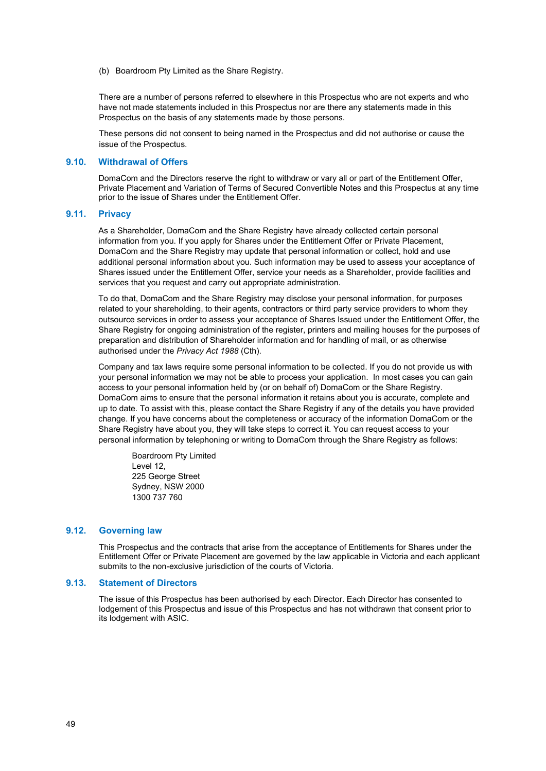(b) Boardroom Pty Limited as the Share Registry.

There are a number of persons referred to elsewhere in this Prospectus who are not experts and who have not made statements included in this Prospectus nor are there any statements made in this Prospectus on the basis of any statements made by those persons.

These persons did not consent to being named in the Prospectus and did not authorise or cause the issue of the Prospectus.

## 9.10. Withdrawal of Offers

DomaCom and the Directors reserve the right to withdraw or vary all or part of the Entitlement Offer, Private Placement and Variation of Terms of Secured Convertible Notes and this Prospectus at any time prior to the issue of Shares under the Entitlement Offer.

## 9.11. Privacy

As a Shareholder, DomaCom and the Share Registry have already collected certain personal information from you. If you apply for Shares under the Entitlement Offer or Private Placement, DomaCom and the Share Registry may update that personal information or collect, hold and use additional personal information about you. Such information may be used to assess your acceptance of Shares issued under the Entitlement Offer, service your needs as a Shareholder, provide facilities and services that you request and carry out appropriate administration.

To do that, DomaCom and the Share Registry may disclose your personal information, for purposes related to your shareholding, to their agents, contractors or third party service providers to whom they outsource services in order to assess your acceptance of Shares Issued under the Entitlement Offer, the Share Registry for ongoing administration of the register, printers and mailing houses for the purposes of preparation and distribution of Shareholder information and for handling of mail, or as otherwise authorised under the *Privacy Act 1988* (Cth).

Company and tax laws require some personal information to be collected. If you do not provide us with your personal information we may not be able to process your application. In most cases you can gain access to your personal information held by (or on behalf of) DomaCom or the Share Registry. DomaCom aims to ensure that the personal information it retains about you is accurate, complete and up to date. To assist with this, please contact the Share Registry if any of the details you have provided change. If you have concerns about the completeness or accuracy of the information DomaCom or the Share Registry have about you, they will take steps to correct it. You can request access to your personal information by telephoning or writing to DomaCom through the Share Registry as follows:

Boardroom Pty Limited
Level 12,
225 George Street
Sydney, NSW 2000
1300 737 760

## 9.12. Governing law

This Prospectus and the contracts that arise from the acceptance of Entitlements for Shares under the Entitlement Offer or Private Placement are governed by the law applicable in Victoria and each applicant submits to the non-exclusive jurisdiction of the courts of Victoria.

## 9.13. Statement of Directors

The issue of this Prospectus has been authorised by each Director. Each Director has consented to lodgement of this Prospectus and issue of this Prospectus and has not withdrawn that consent prior to its lodgement with ASIC.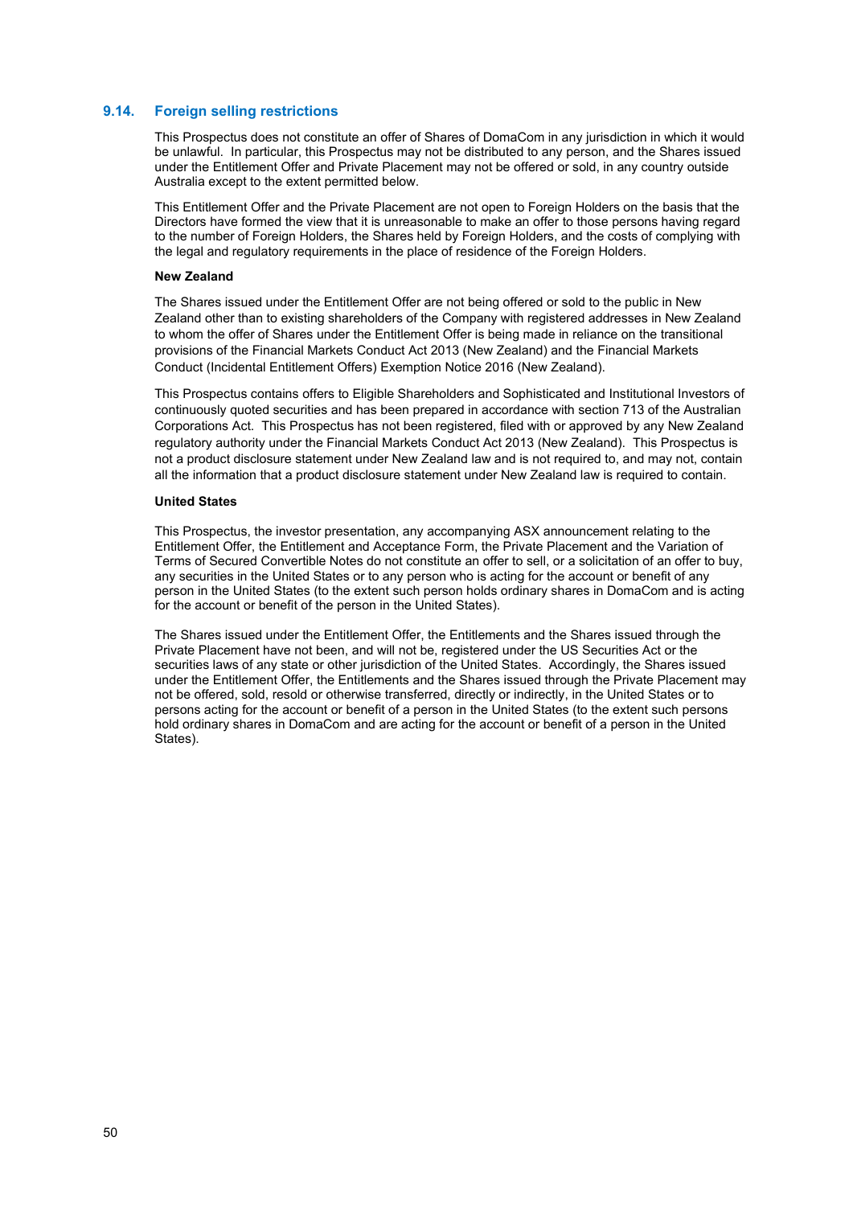## 9.14. Foreign selling restrictions

This Prospectus does not constitute an offer of Shares of DomaCom in any jurisdiction in which it would be unlawful. In particular, this Prospectus may not be distributed to any person, and the Shares issued under the Entitlement Offer and Private Placement may not be offered or sold, in any country outside Australia except to the extent permitted below.

This Entitlement Offer and the Private Placement are not open to Foreign Holders on the basis that the Directors have formed the view that it is unreasonable to make an offer to those persons having regard to the number of Foreign Holders, the Shares held by Foreign Holders, and the costs of complying with the legal and regulatory requirements in the place of residence of the Foreign Holders.

**New Zealand**

The Shares issued under the Entitlement Offer are not being offered or sold to the public in New Zealand other than to existing shareholders of the Company with registered addresses in New Zealand to whom the offer of Shares under the Entitlement Offer is being made in reliance on the transitional provisions of the Financial Markets Conduct Act 2013 (New Zealand) and the Financial Markets Conduct (Incidental Entitlement Offers) Exemption Notice 2016 (New Zealand).

This Prospectus contains offers to Eligible Shareholders and Sophisticated and Institutional Investors of continuously quoted securities and has been prepared in accordance with section 713 of the Australian Corporations Act. This Prospectus has not been registered, filed with or approved by any New Zealand regulatory authority under the Financial Markets Conduct Act 2013 (New Zealand). This Prospectus is not a product disclosure statement under New Zealand law and is not required to, and may not, contain all the information that a product disclosure statement under New Zealand law is required to contain.

**United States**

This Prospectus, the investor presentation, any accompanying ASX announcement relating to the Entitlement Offer, the Entitlement and Acceptance Form, the Private Placement and the Variation of Terms of Secured Convertible Notes do not constitute an offer to sell, or a solicitation of an offer to buy, any securities in the United States or to any person who is acting for the account or benefit of any person in the United States (to the extent such person holds ordinary shares in DomaCom and is acting for the account or benefit of the person in the United States).

The Shares issued under the Entitlement Offer, the Entitlements and the Shares issued through the Private Placement have not been, and will not be, registered under the US Securities Act or the securities laws of any state or other jurisdiction of the United States. Accordingly, the Shares issued under the Entitlement Offer, the Entitlements and the Shares issued through the Private Placement may not be offered, sold, resold or otherwise transferred, directly or indirectly, in the United States or to persons acting for the account or benefit of a person in the United States (to the extent such persons hold ordinary shares in DomaCom and are acting for the account or benefit of a person in the United States).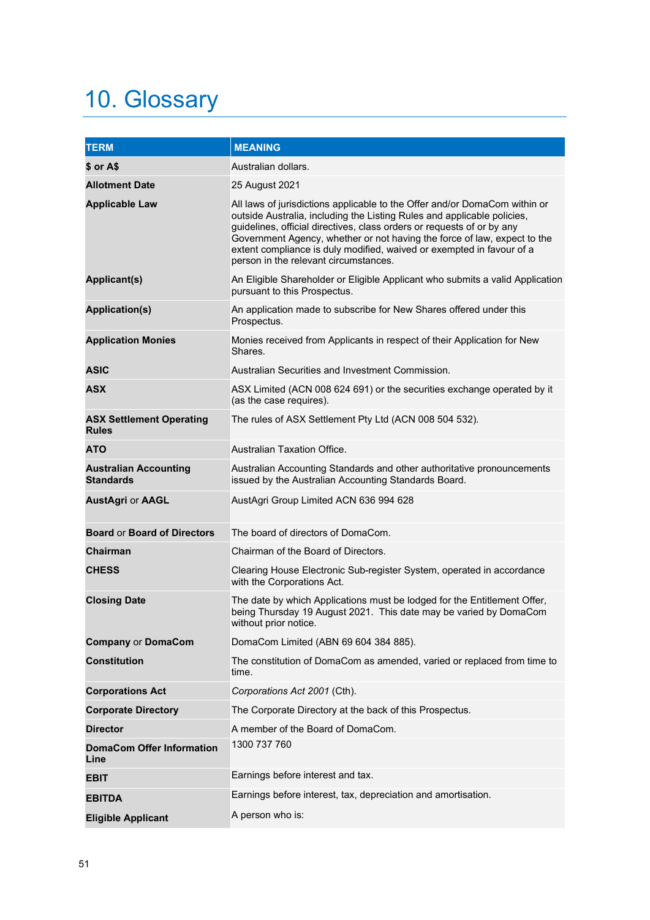# 10. Glossary

| TERM | MEANING |
|---|---|
| **$ or A$** | Australian dollars. |
| **Allotment Date** | 25 August 2021 |
| **Applicable Law** | All laws of jurisdictions applicable to the Offer and/or DomaCom within or outside Australia, including the Listing Rules and applicable policies, guidelines, official directives, class orders or requests of or by any Government Agency, whether or not having the force of law, expect to the extent compliance is duly modified, waived or exempted in favour of a person in the relevant circumstances. |
| **Applicant(s)** | An Eligible Shareholder or Eligible Applicant who submits a valid Application pursuant to this Prospectus. |
| **Application(s)** | An application made to subscribe for New Shares offered under this Prospectus. |
| **Application Monies** | Monies received from Applicants in respect of their Application for New Shares. |
| **ASIC** | Australian Securities and Investment Commission. |
| **ASX** | ASX Limited (ACN 008 624 691) or the securities exchange operated by it (as the case requires). |
| **ASX Settlement Operating Rules** | The rules of ASX Settlement Pty Ltd (ACN 008 504 532). |
| **ATO** | Australian Taxation Office. |
| **Australian Accounting Standards** | Australian Accounting Standards and other authoritative pronouncements issued by the Australian Accounting Standards Board. |
| **AustAgri** or **AAGL** | AustAgri Group Limited ACN 636 994 628 |
| **Board** or **Board of Directors** | The board of directors of DomaCom. |
| **Chairman** | Chairman of the Board of Directors. |
| **CHESS** | Clearing House Electronic Sub-register System, operated in accordance with the Corporations Act. |
| **Closing Date** | The date by which Applications must be lodged for the Entitlement Offer, being Thursday 19 August 2021. This date may be varied by DomaCom without prior notice. |
| **Company** or **DomaCom** | DomaCom Limited (ABN 69 604 384 885). |
| **Constitution** | The constitution of DomaCom as amended, varied or replaced from time to time. |
| **Corporations Act** | *Corporations Act 2001* (Cth). |
| **Corporate Directory** | The Corporate Directory at the back of this Prospectus. |
| **Director** | A member of the Board of DomaCom. |
| **DomaCom Offer Information Line** | 1300 737 760 |
| **EBIT** | Earnings before interest and tax. |
| **EBITDA** | Earnings before interest, tax, depreciation and amortisation. |
| **Eligible Applicant** | A person who is: |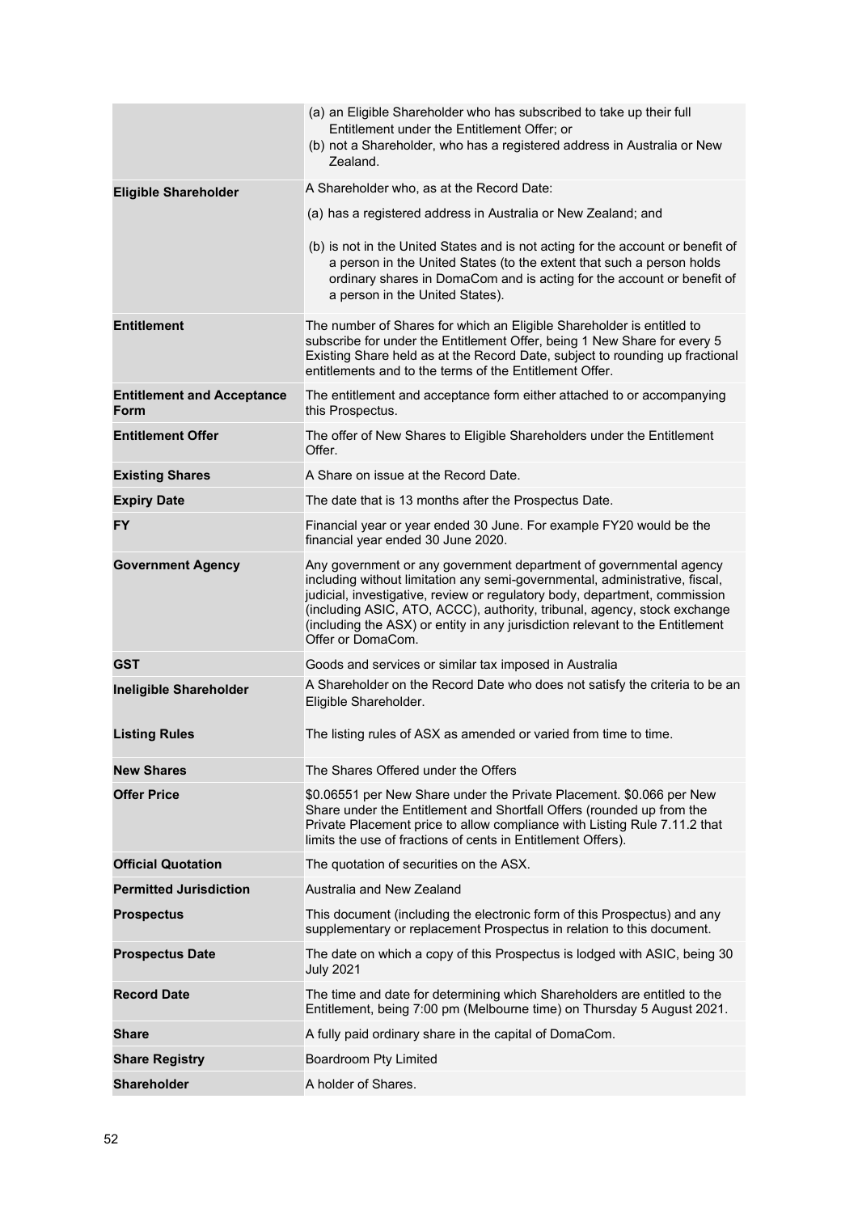| | |
|---|---|
| | (a) an Eligible Shareholder who has subscribed to take up their full Entitlement under the Entitlement Offer; or<br>(b) not a Shareholder, who has a registered address in Australia or New Zealand. |
| **Eligible Shareholder** | A Shareholder who, as at the Record Date:<br>(a) has a registered address in Australia or New Zealand; and<br>(b) is not in the United States and is not acting for the account or benefit of a person in the United States (to the extent that such a person holds ordinary shares in DomaCom and is acting for the account or benefit of a person in the United States). |
| **Entitlement** | The number of Shares for which an Eligible Shareholder is entitled to subscribe for under the Entitlement Offer, being 1 New Share for every 5 Existing Share held as at the Record Date, subject to rounding up fractional entitlements and to the terms of the Entitlement Offer. |
| **Entitlement and Acceptance Form** | The entitlement and acceptance form either attached to or accompanying this Prospectus. |
| **Entitlement Offer** | The offer of New Shares to Eligible Shareholders under the Entitlement Offer. |
| **Existing Shares** | A Share on issue at the Record Date. |
| **Expiry Date** | The date that is 13 months after the Prospectus Date. |
| **FY** | Financial year or year ended 30 June. For example FY20 would be the financial year ended 30 June 2020. |
| **Government Agency** | Any government or any government department of governmental agency including without limitation any semi-governmental, administrative, fiscal, judicial, investigative, review or regulatory body, department, commission (including ASIC, ATO, ACCC), authority, tribunal, agency, stock exchange (including the ASX) or entity in any jurisdiction relevant to the Entitlement Offer or DomaCom. |
| **GST** | Goods and services or similar tax imposed in Australia |
| **Ineligible Shareholder** | A Shareholder on the Record Date who does not satisfy the criteria to be an Eligible Shareholder. |
| **Listing Rules** | The listing rules of ASX as amended or varied from time to time. |
| **New Shares** | The Shares Offered under the Offers |
| **Offer Price** | \$0.06551 per New Share under the Private Placement. \$0.066 per New Share under the Entitlement and Shortfall Offers (rounded up from the Private Placement price to allow compliance with Listing Rule 7.11.2 that limits the use of fractions of cents in Entitlement Offers). |
| **Official Quotation** | The quotation of securities on the ASX. |
| **Permitted Jurisdiction** | Australia and New Zealand |
| **Prospectus** | This document (including the electronic form of this Prospectus) and any supplementary or replacement Prospectus in relation to this document. |
| **Prospectus Date** | The date on which a copy of this Prospectus is lodged with ASIC, being 30 July 2021 |
| **Record Date** | The time and date for determining which Shareholders are entitled to the Entitlement, being 7:00 pm (Melbourne time) on Thursday 5 August 2021. |
| **Share** | A fully paid ordinary share in the capital of DomaCom. |
| **Share Registry** | Boardroom Pty Limited |
| **Shareholder** | A holder of Shares. |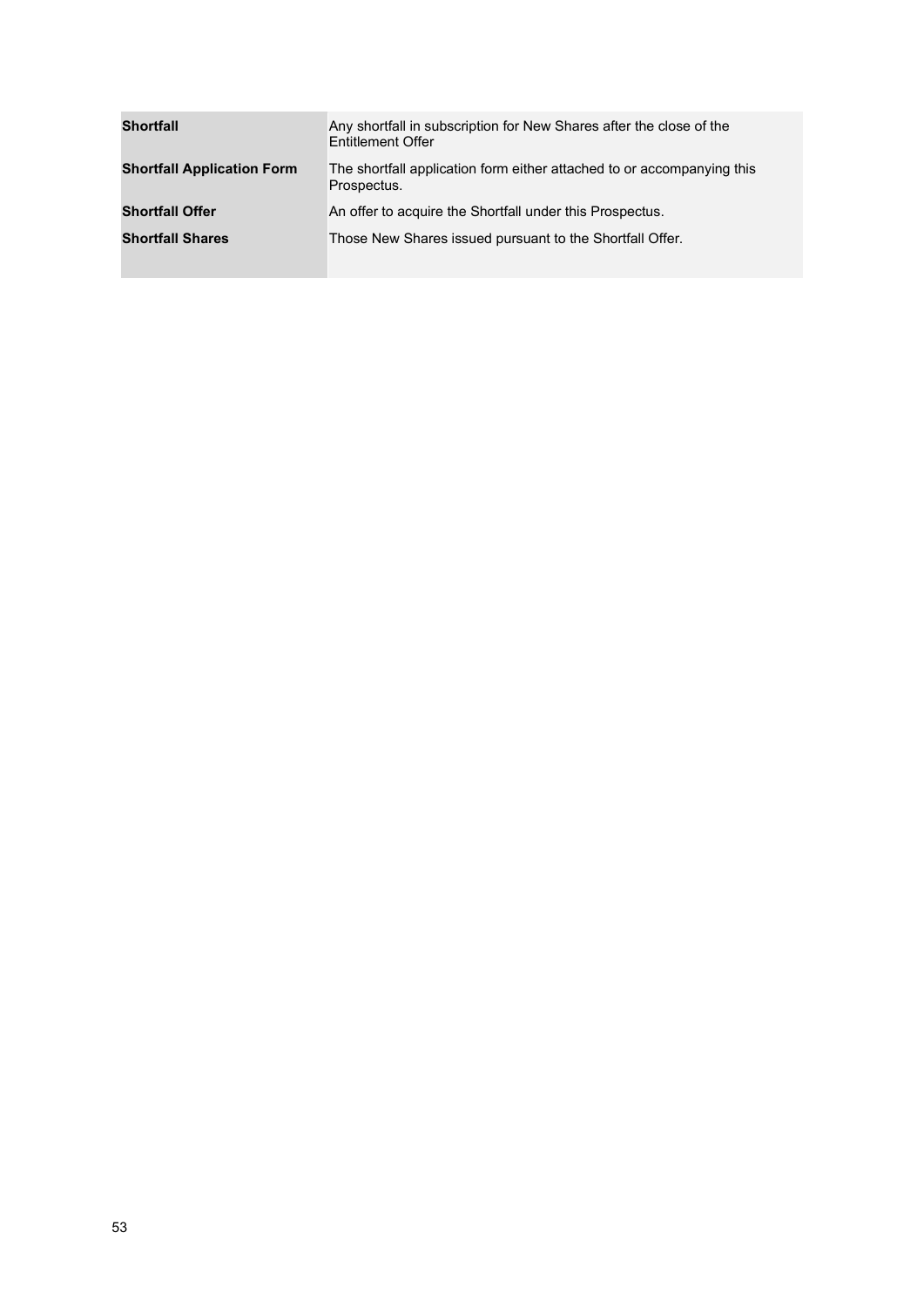| | |
|---|---|
| **Shortfall** | Any shortfall in subscription for New Shares after the close of the Entitlement Offer |
| **Shortfall Application Form** | The shortfall application form either attached to or accompanying this Prospectus. |
| **Shortfall Offer** | An offer to acquire the Shortfall under this Prospectus. |
| **Shortfall Shares** | Those New Shares issued pursuant to the Shortfall Offer. |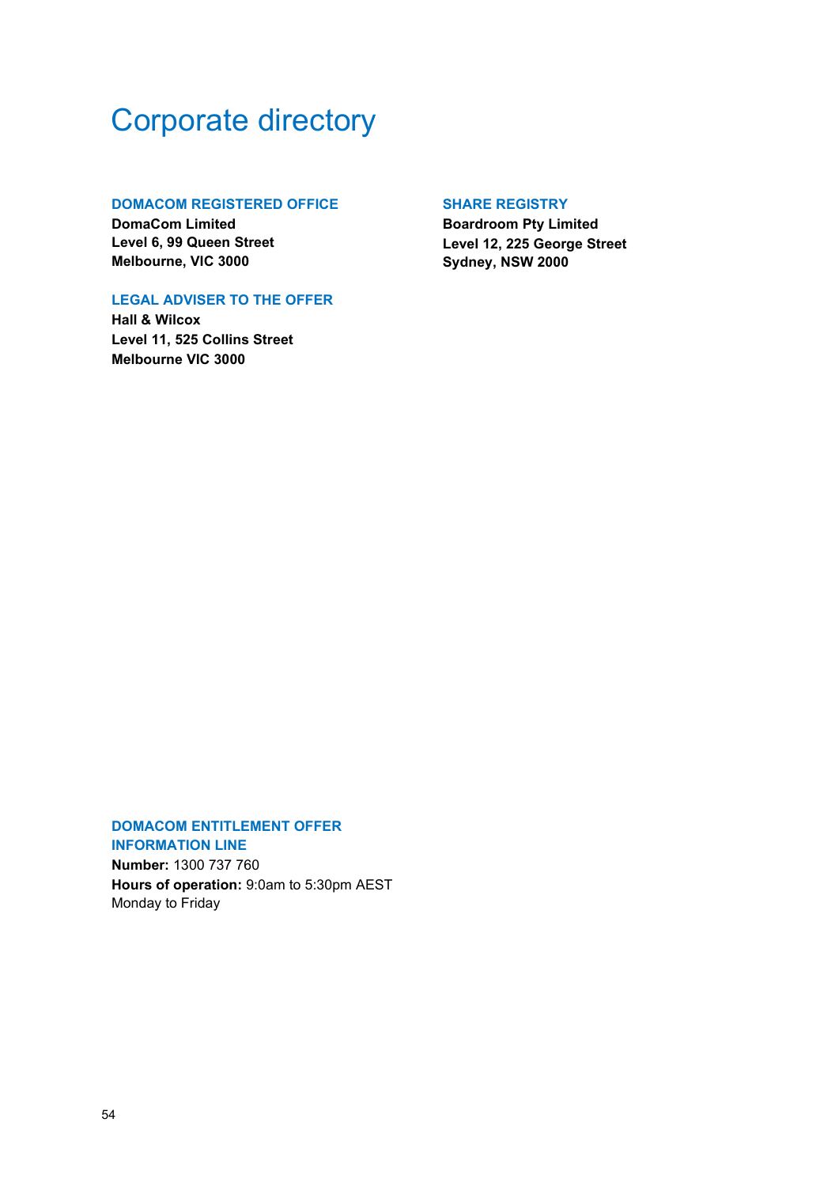# Corporate directory

### DOMACOM REGISTERED OFFICE

**DomaCom Limited**
**Level 6, 99 Queen Street**
**Melbourne, VIC 3000**

### LEGAL ADVISER TO THE OFFER

**Hall & Wilcox**
**Level 11, 525 Collins Street**
**Melbourne VIC 3000**

### SHARE REGISTRY

**Boardroom Pty Limited**
**Level 12, 225 George Street**
**Sydney, NSW 2000**

### DOMACOM ENTITLEMENT OFFER INFORMATION LINE

**Number:** 1300 737 760
**Hours of operation:** 9:0am to 5:30pm AEST
Monday to Friday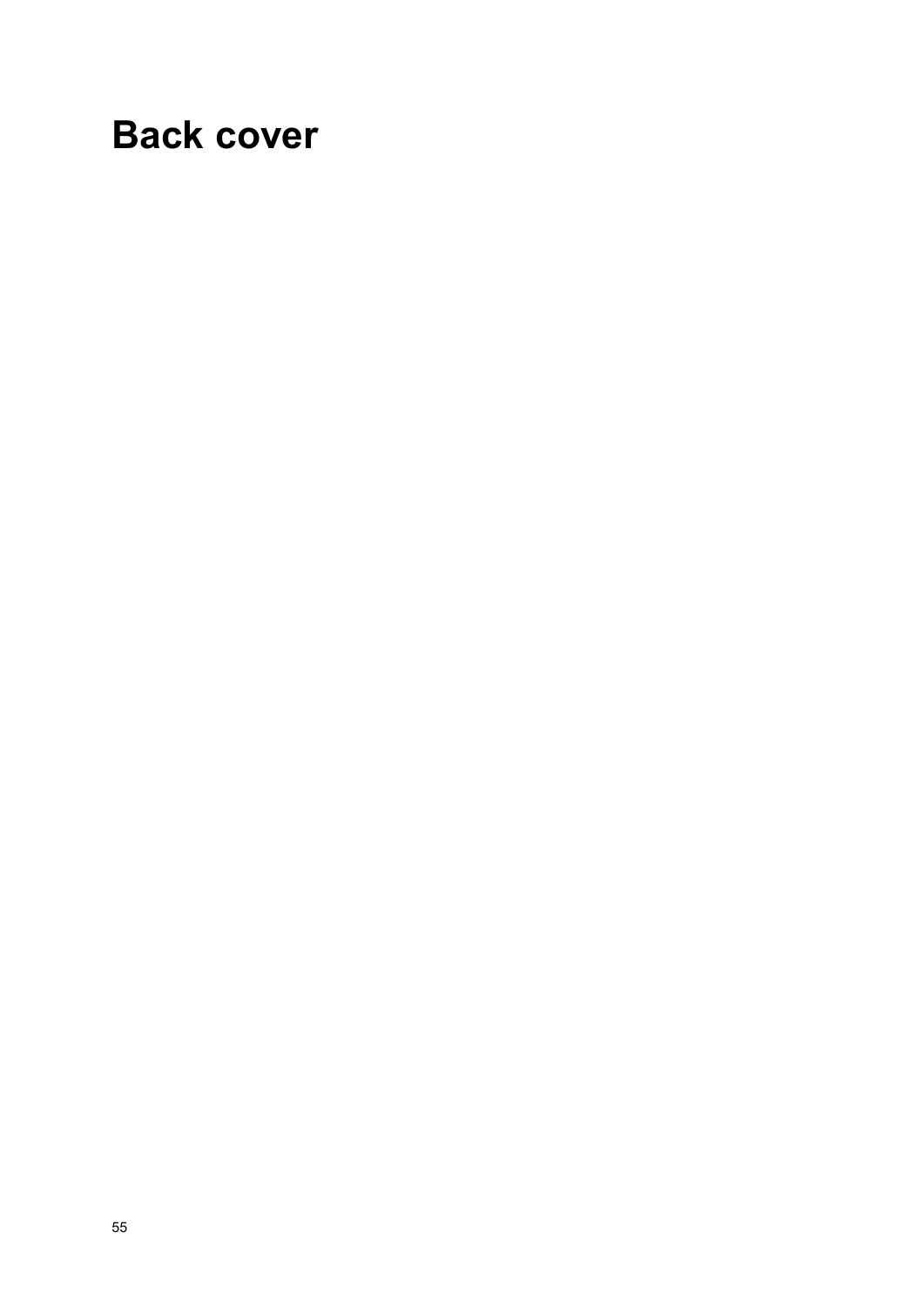# Back cover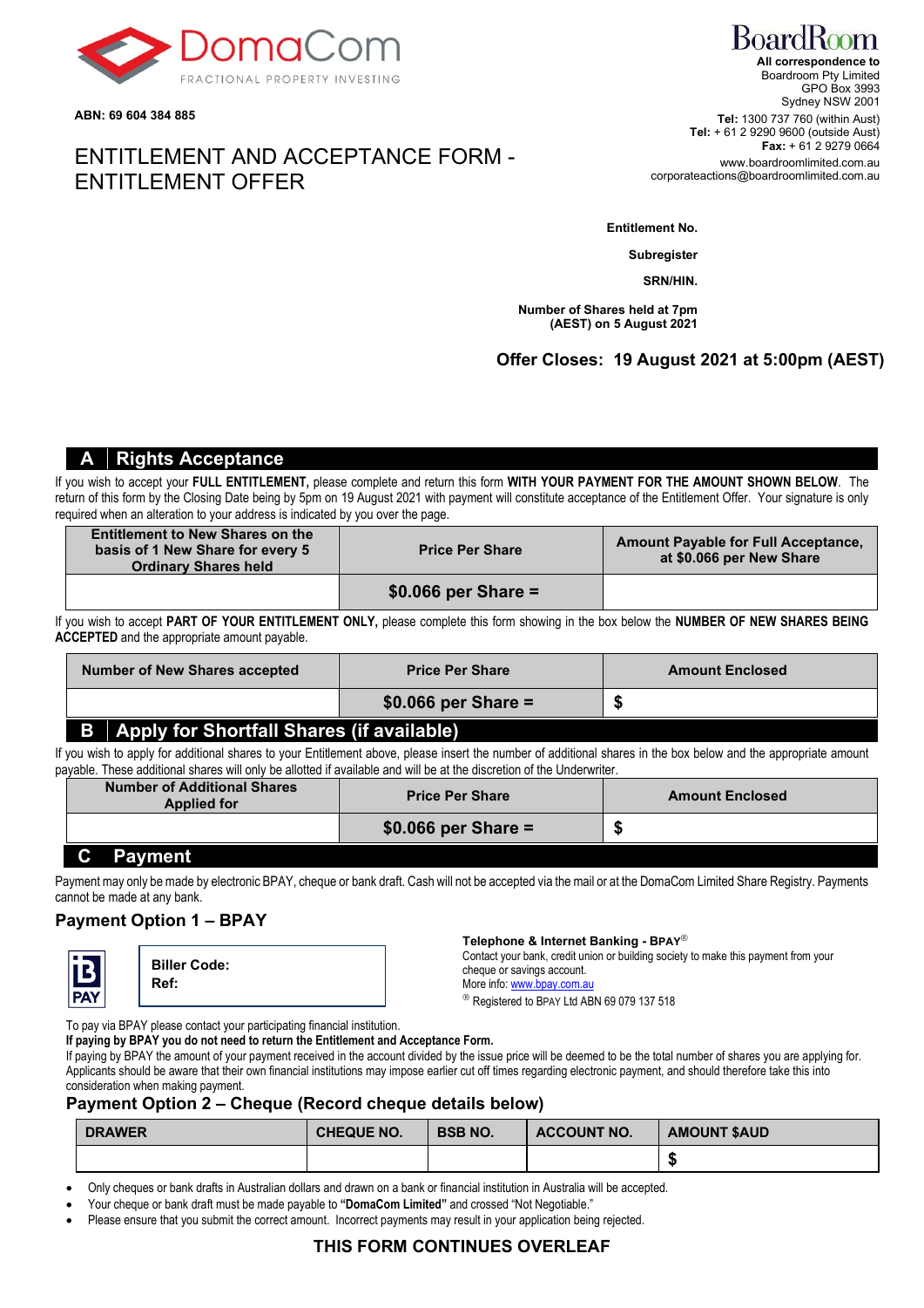DomaCom
FRACTIONAL PROPERTY INVESTING

**ABN: 69 604 384 885**

# ENTITLEMENT AND ACCEPTANCE FORM - ENTITLEMENT OFFER

BoardRoom

**All correspondence to**
Boardroom Pty Limited
GPO Box 3993
Sydney NSW 2001

**Tel:** 1300 737 760 (within Aust)
**Tel:** + 61 2 9290 9600 (outside Aust)
**Fax:** + 61 2 9279 0664
www.boardroomlimited.com.au
corporateactions@boardroomlimited.com.au

**Entitlement No.**

**Subregister**

**SRN/HIN.**

**Number of Shares held at 7pm (AEST) on 5 August 2021**

**Offer Closes: 19 August 2021 at 5:00pm (AEST)**

## A | Rights Acceptance

If you wish to accept your **FULL ENTITLEMENT,** please complete and return this form **WITH YOUR PAYMENT FOR THE AMOUNT SHOWN BELOW**. The return of this form by the Closing Date being by 5pm on 19 August 2021 with payment will constitute acceptance of the Entitlement Offer. Your signature is only required when an alteration to your address is indicated by you over the page.

| Entitlement to New Shares on the basis of 1 New Share for every 5 Ordinary Shares held | Price Per Share | Amount Payable for Full Acceptance, at $0.066 per New Share |
|---|---|---|
| | **$0.066 per Share =** | |

If you wish to accept **PART OF YOUR ENTITLEMENT ONLY,** please complete this form showing in the box below the **NUMBER OF NEW SHARES BEING ACCEPTED** and the appropriate amount payable.

| Number of New Shares accepted | Price Per Share | Amount Enclosed |
|---|---|---|
| | **$0.066 per Share =** | **$** |

## B | Apply for Shortfall Shares (if available)

If you wish to apply for additional shares to your Entitlement above, please insert the number of additional shares in the box below and the appropriate amount payable. These additional shares will only be allotted if available and will be at the discretion of the Underwriter.

| Number of Additional Shares Applied for | Price Per Share | Amount Enclosed |
|---|---|---|
| | **$0.066 per Share =** | **$** |

## C | Payment

Payment may only be made by electronic BPAY, cheque or bank draft. Cash will not be accepted via the mail or at the DomaCom Limited Share Registry. Payments cannot be made at any bank.

### Payment Option 1 – BPAY

BPAY

**Biller Code:**
**Ref:**

**Telephone & Internet Banking - BPAY®**
Contact your bank, credit union or building society to make this payment from your cheque or savings account.
More info: www.bpay.com.au
® Registered to BPAY Ltd ABN 69 079 137 518

To pay via BPAY please contact your participating financial institution.
**If paying by BPAY you do not need to return the Entitlement and Acceptance Form.**
If paying by BPAY the amount of your payment received in the account divided by the issue price will be deemed to be the total number of shares you are applying for. Applicants should be aware that their own financial institutions may impose earlier cut off times regarding electronic payment, and should therefore take this into consideration when making payment.

### Payment Option 2 – Cheque (Record cheque details below)

| DRAWER | CHEQUE NO. | BSB NO. | ACCOUNT NO. | AMOUNT $AUD |
|---|---|---|---|---|
| | | | | $ |

- Only cheques or bank drafts in Australian dollars and drawn on a bank or financial institution in Australia will be accepted.
- Your cheque or bank draft must be made payable to **"DomaCom Limited"** and crossed "Not Negotiable."
- Please ensure that you submit the correct amount. Incorrect payments may result in your application being rejected.

**THIS FORM CONTINUES OVERLEAF**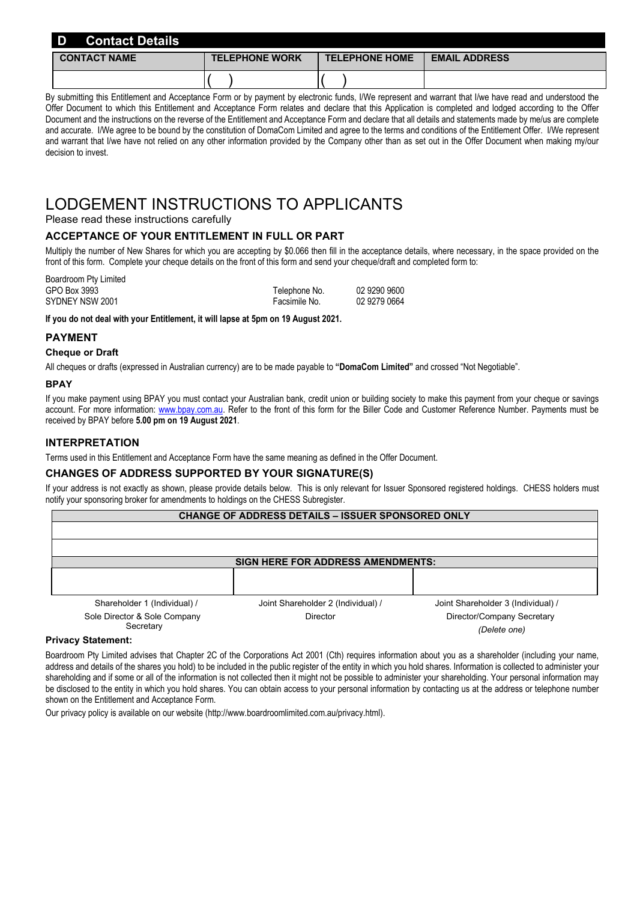## D Contact Details

| CONTACT NAME | TELEPHONE WORK | TELEPHONE HOME | EMAIL ADDRESS |
|---|---|---|---|
| | ( ) | ( ) | |

By submitting this Entitlement and Acceptance Form or by payment by electronic funds, I/We represent and warrant that I/we have read and understood the Offer Document to which this Entitlement and Acceptance Form relates and declare that this Application is completed and lodged according to the Offer Document and the instructions on the reverse of the Entitlement and Acceptance Form and declare that all details and statements made by me/us are complete and accurate. I/We agree to be bound by the constitution of DomaCom Limited and agree to the terms and conditions of the Entitlement Offer. I/We represent and warrant that I/we have not relied on any other information provided by the Company other than as set out in the Offer Document when making my/our decision to invest.

# LODGEMENT INSTRUCTIONS TO APPLICANTS

Please read these instructions carefully

### ACCEPTANCE OF YOUR ENTITLEMENT IN FULL OR PART

Multiply the number of New Shares for which you are accepting by $0.066 then fill in the acceptance details, where necessary, in the space provided on the front of this form. Complete your cheque details on the front of this form and send your cheque/draft and completed form to:

Boardroom Pty Limited
GPO Box 3993
SYDNEY NSW 2001

Telephone No. 02 9290 9600
Facsimile No. 02 9279 0664

**If you do not deal with your Entitlement, it will lapse at 5pm on 19 August 2021.**

### PAYMENT

#### Cheque or Draft

All cheques or drafts (expressed in Australian currency) are to be made payable to **"DomaCom Limited"** and crossed "Not Negotiable".

#### BPAY

If you make payment using BPAY you must contact your Australian bank, credit union or building society to make this payment from your cheque or savings account. For more information: www.bpay.com.au. Refer to the front of this form for the Biller Code and Customer Reference Number. Payments must be received by BPAY before **5.00 pm on 19 August 2021**.

### INTERPRETATION

Terms used in this Entitlement and Acceptance Form have the same meaning as defined in the Offer Document.

### CHANGES OF ADDRESS SUPPORTED BY YOUR SIGNATURE(S)

If your address is not exactly as shown, please provide details below. This is only relevant for Issuer Sponsored registered holdings. CHESS holders must notify your sponsoring broker for amendments to holdings on the CHESS Subregister.

| CHANGE OF ADDRESS DETAILS – ISSUER SPONSORED ONLY | | |
|---|---|---|
| | | |
| | | |
| **SIGN HERE FOR ADDRESS AMENDMENTS:** | | |
| | | |
| Shareholder 1 (Individual) / Sole Director & Sole Company Secretary | Joint Shareholder 2 (Individual) / Director | Joint Shareholder 3 (Individual) / Director/Company Secretary *(Delete one)* |

**Privacy Statement:**

Boardroom Pty Limited advises that Chapter 2C of the Corporations Act 2001 (Cth) requires information about you as a shareholder (including your name, address and details of the shares you hold) to be included in the public register of the entity in which you hold shares. Information is collected to administer your shareholding and if some or all of the information is not collected then it might not be possible to administer your shareholding. Your personal information may be disclosed to the entity in which you hold shares. You can obtain access to your personal information by contacting us at the address or telephone number shown on the Entitlement and Acceptance Form.

Our privacy policy is available on our website (http://www.boardroomlimited.com.au/privacy.html).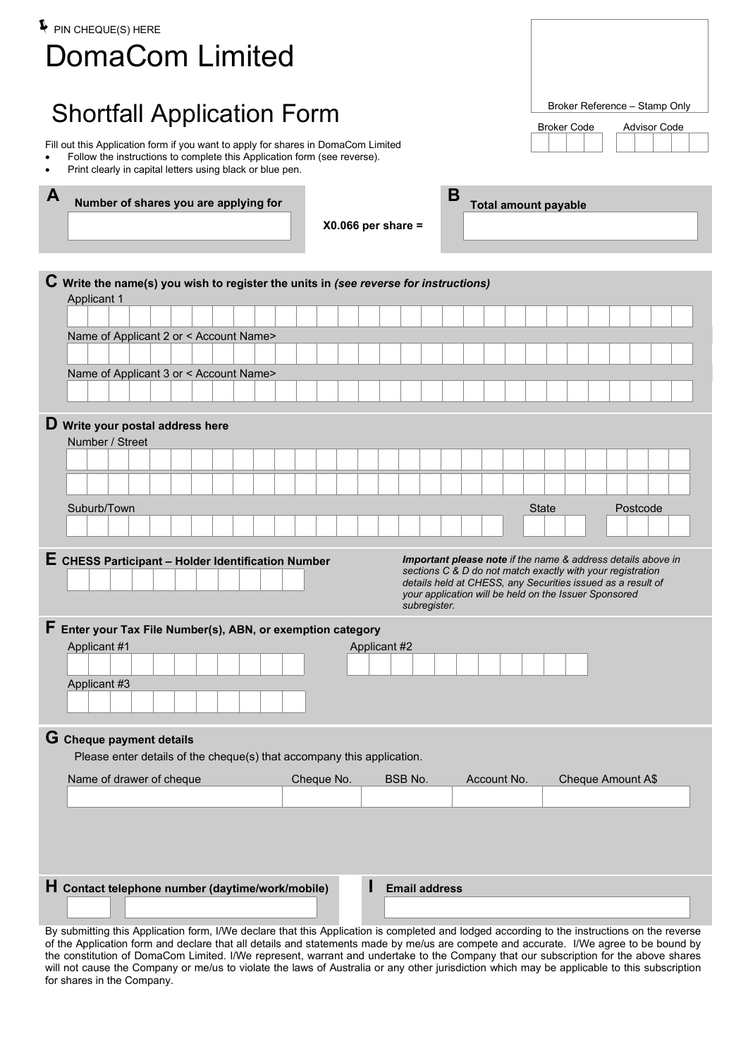PIN CHEQUE(S) HERE

# DomaCom Limited

## Shortfall Application Form

Broker Reference – Stamp Only

Broker Code | Advisor Code

Fill out this Application form if you want to apply for shares in DomaCom Limited

- Follow the instructions to complete this Application form (see reverse).
- Print clearly in capital letters using black or blue pen.

**A** **Number of shares you are applying for**

**X0.066 per share =**

**B** **Total amount payable**

**C** **Write the name(s) you wish to register the units in** ***(see reverse for instructions)***

Applicant 1

Name of Applicant 2 or < Account Name>

Name of Applicant 3 or < Account Name>

**D** **Write your postal address here**

Number / Street

Suburb/Town | State | Postcode

**E** **CHESS Participant – Holder Identification Number**

***Important please note*** *if the name & address details above in sections C & D do not match exactly with your registration details held at CHESS, any Securities issued as a result of your application will be held on the Issuer Sponsored subregister.*

**F** **Enter your Tax File Number(s), ABN, or exemption category**

Applicant #1 | Applicant #2

Applicant #3

**G** **Cheque payment details**

Please enter details of the cheque(s) that accompany this application.

| Name of drawer of cheque | Cheque No. | BSB No. | Account No. | Cheque Amount A$ |
|---|---|---|---|---|
| | | | | |

**H** **Contact telephone number (daytime/work/mobile)**

**I** **Email address**

By submitting this Application form, I/We declare that this Application is completed and lodged according to the instructions on the reverse of the Application form and declare that all details and statements made by me/us are compete and accurate. I/We agree to be bound by the constitution of DomaCom Limited. I/We represent, warrant and undertake to the Company that our subscription for the above shares will not cause the Company or me/us to violate the laws of Australia or any other jurisdiction which may be applicable to this subscription for shares in the Company.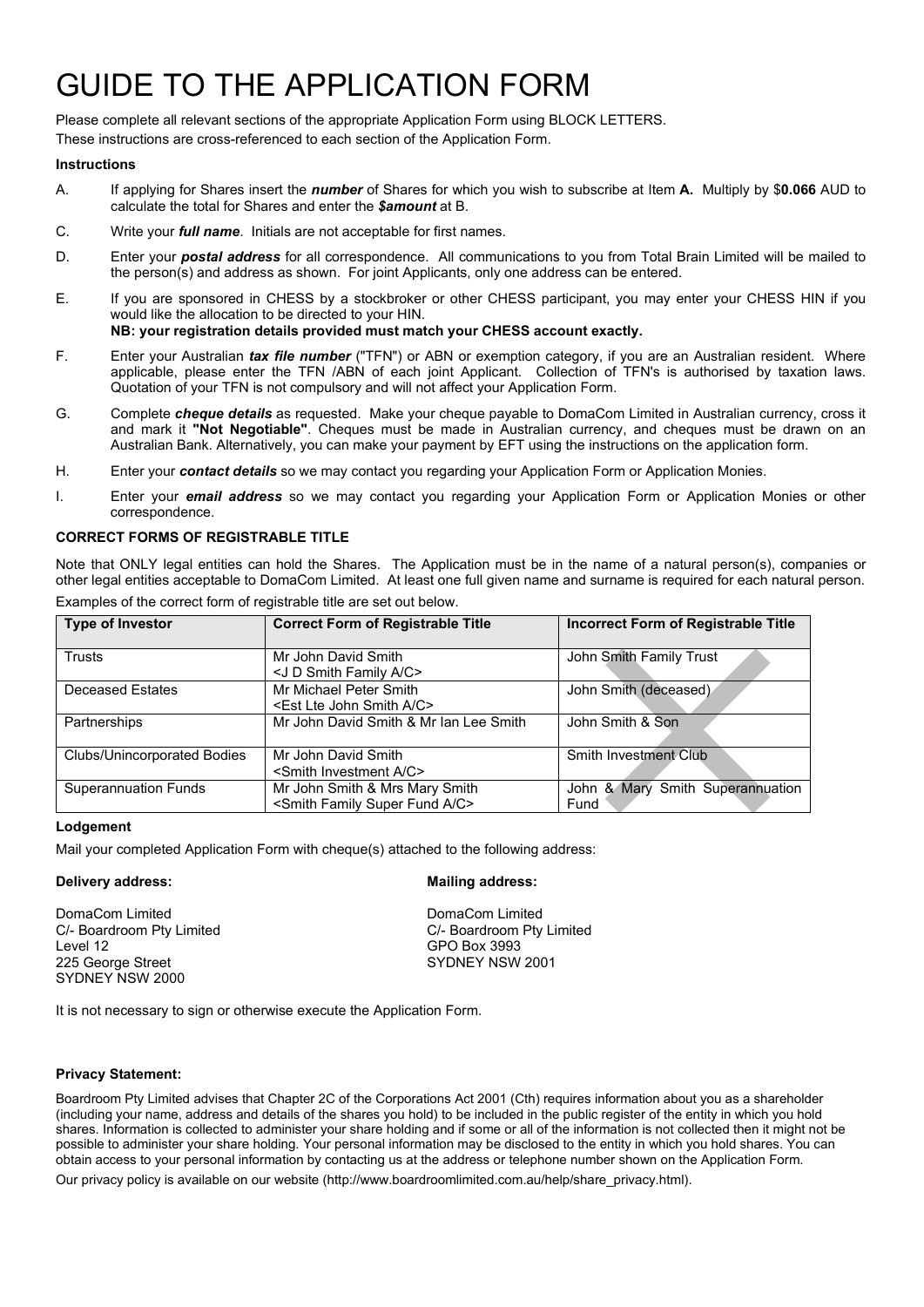# GUIDE TO THE APPLICATION FORM

Please complete all relevant sections of the appropriate Application Form using BLOCK LETTERS.
These instructions are cross-referenced to each section of the Application Form.

**Instructions**

A. If applying for Shares insert the ***number*** of Shares for which you wish to subscribe at Item **A.** Multiply by $**0.066** AUD to calculate the total for Shares and enter the ***$amount*** at B.

C. Write your ***full name***. Initials are not acceptable for first names.

D. Enter your ***postal address*** for all correspondence. All communications to you from Total Brain Limited will be mailed to the person(s) and address as shown. For joint Applicants, only one address can be entered.

E. If you are sponsored in CHESS by a stockbroker or other CHESS participant, you may enter your CHESS HIN if you would like the allocation to be directed to your HIN.
**NB: your registration details provided must match your CHESS account exactly.**

F. Enter your Australian ***tax file number*** ("TFN") or ABN or exemption category, if you are an Australian resident. Where applicable, please enter the TFN /ABN of each joint Applicant. Collection of TFN's is authorised by taxation laws. Quotation of your TFN is not compulsory and will not affect your Application Form.

G. Complete ***cheque details*** as requested. Make your cheque payable to DomaCom Limited in Australian currency, cross it and mark it **"Not Negotiable"**. Cheques must be made in Australian currency, and cheques must be drawn on an Australian Bank. Alternatively, you can make your payment by EFT using the instructions on the application form.

H. Enter your ***contact details*** so we may contact you regarding your Application Form or Application Monies.

I. Enter your ***email address*** so we may contact you regarding your Application Form or Application Monies or other correspondence.

**CORRECT FORMS OF REGISTRABLE TITLE**

Note that ONLY legal entities can hold the Shares. The Application must be in the name of a natural person(s), companies or other legal entities acceptable to DomaCom Limited. At least one full given name and surname is required for each natural person.

Examples of the correct form of registrable title are set out below.

| Type of Investor | Correct Form of Registrable Title | Incorrect Form of Registrable Title |
|---|---|---|
| Trusts | Mr John David Smith <J D Smith Family A/C> | John Smith Family Trust |
| Deceased Estates | Mr Michael Peter Smith <Est Lte John Smith A/C> | John Smith (deceased) |
| Partnerships | Mr John David Smith & Mr Ian Lee Smith | John Smith & Son |
| Clubs/Unincorporated Bodies | Mr John David Smith <Smith Investment A/C> | Smith Investment Club |
| Superannuation Funds | Mr John Smith & Mrs Mary Smith <Smith Family Super Fund A/C> | John & Mary Smith Superannuation Fund |

**Lodgement**

Mail your completed Application Form with cheque(s) attached to the following address:

**Delivery address:**

DomaCom Limited
C/- Boardroom Pty Limited
Level 12
225 George Street
SYDNEY NSW 2000

**Mailing address:**

DomaCom Limited
C/- Boardroom Pty Limited
GPO Box 3993
SYDNEY NSW 2001

It is not necessary to sign or otherwise execute the Application Form.

**Privacy Statement:**

Boardroom Pty Limited advises that Chapter 2C of the Corporations Act 2001 (Cth) requires information about you as a shareholder (including your name, address and details of the shares you hold) to be included in the public register of the entity in which you hold shares. Information is collected to administer your share holding and if some or all of the information is not collected then it might not be possible to administer your share holding. Your personal information may be disclosed to the entity in which you hold shares. You can obtain access to your personal information by contacting us at the address or telephone number shown on the Application Form.

Our privacy policy is available on our website (http://www.boardroomlimited.com.au/help/share_privacy.html).